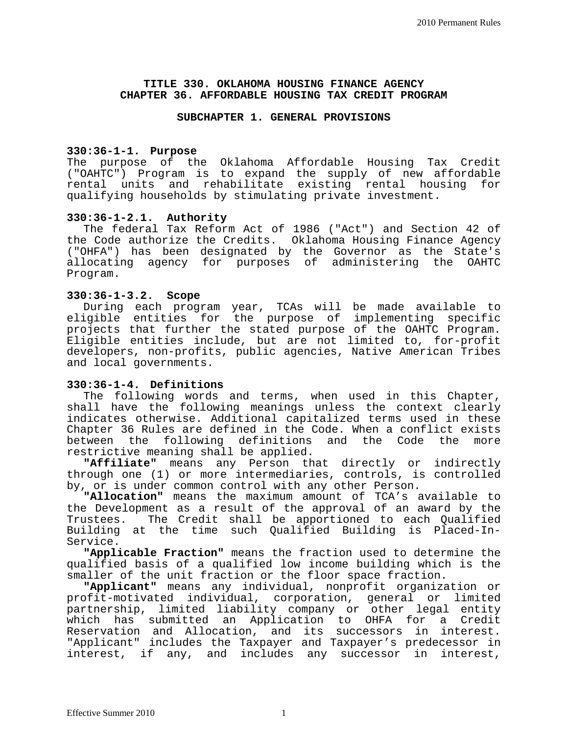# TITLE 330. OKLAHOMA HOUSING FINANCE AGENCY
# CHAPTER 36. AFFORDABLE HOUSING TAX CREDIT PROGRAM

## SUBCHAPTER 1. GENERAL PROVISIONS

### 330:36-1-1. Purpose

The purpose of the Oklahoma Affordable Housing Tax Credit ("OAHTC") Program is to expand the supply of new affordable rental units and rehabilitate existing rental housing for qualifying households by stimulating private investment.

### 330:36-1-2.1. Authority

The federal Tax Reform Act of 1986 ("Act") and Section 42 of the Code authorize the Credits. Oklahoma Housing Finance Agency ("OHFA") has been designated by the Governor as the State's allocating agency for purposes of administering the OAHTC Program.

### 330:36-1-3.2. Scope

During each program year, TCAs will be made available to eligible entities for the purpose of implementing specific projects that further the stated purpose of the OAHTC Program. Eligible entities include, but are not limited to, for-profit developers, non-profits, public agencies, Native American Tribes and local governments.

### 330:36-1-4. Definitions

The following words and terms, when used in this Chapter, shall have the following meanings unless the context clearly indicates otherwise. Additional capitalized terms used in these Chapter 36 Rules are defined in the Code. When a conflict exists between the following definitions and the Code the more restrictive meaning shall be applied.

**"Affiliate"** means any Person that directly or indirectly through one (1) or more intermediaries, controls, is controlled by, or is under common control with any other Person.

**"Allocation"** means the maximum amount of TCA's available to the Development as a result of the approval of an award by the Trustees. The Credit shall be apportioned to each Qualified Building at the time such Qualified Building is Placed-In-Service.

**"Applicable Fraction"** means the fraction used to determine the qualified basis of a qualified low income building which is the smaller of the unit fraction or the floor space fraction.

**"Applicant"** means any individual, nonprofit organization or profit-motivated individual, corporation, general or limited partnership, limited liability company or other legal entity which has submitted an Application to OHFA for a Credit Reservation and Allocation, and its successors in interest. "Applicant" includes the Taxpayer and Taxpayer's predecessor in interest, if any, and includes any successor in interest,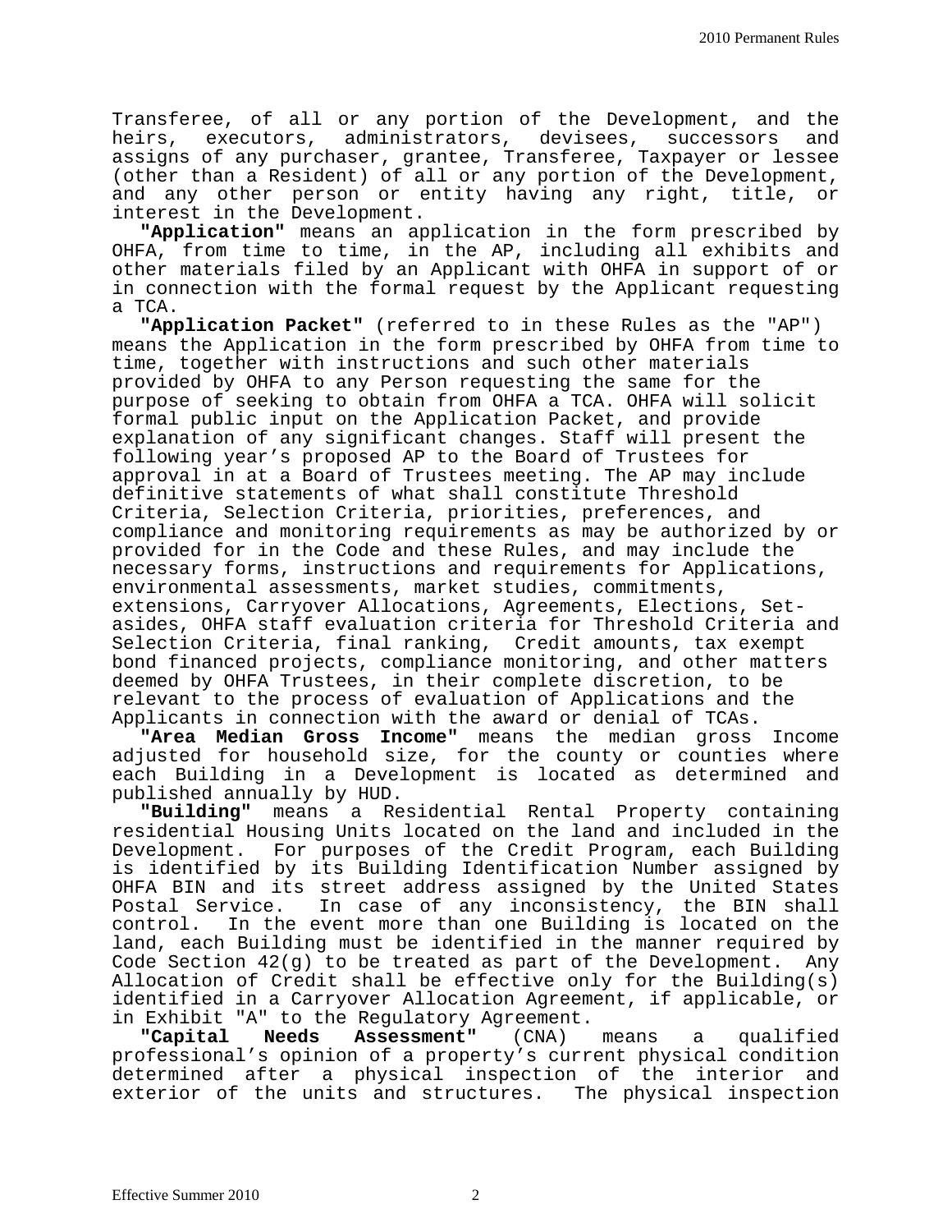Transferee, of all or any portion of the Development, and the heirs, executors, administrators, devisees, successors and assigns of any purchaser, grantee, Transferee, Taxpayer or lessee (other than a Resident) of all or any portion of the Development, and any other person or entity having any right, title, or interest in the Development.

**"Application"** means an application in the form prescribed by OHFA, from time to time, in the AP, including all exhibits and other materials filed by an Applicant with OHFA in support of or in connection with the formal request by the Applicant requesting a TCA.

**"Application Packet"** (referred to in these Rules as the "AP") means the Application in the form prescribed by OHFA from time to time, together with instructions and such other materials provided by OHFA to any Person requesting the same for the purpose of seeking to obtain from OHFA a TCA. OHFA will solicit formal public input on the Application Packet, and provide explanation of any significant changes. Staff will present the following year's proposed AP to the Board of Trustees for approval in at a Board of Trustees meeting. The AP may include definitive statements of what shall constitute Threshold Criteria, Selection Criteria, priorities, preferences, and compliance and monitoring requirements as may be authorized by or provided for in the Code and these Rules, and may include the necessary forms, instructions and requirements for Applications, environmental assessments, market studies, commitments, extensions, Carryover Allocations, Agreements, Elections, Set-asides, OHFA staff evaluation criteria for Threshold Criteria and Selection Criteria, final ranking, Credit amounts, tax exempt bond financed projects, compliance monitoring, and other matters deemed by OHFA Trustees, in their complete discretion, to be relevant to the process of evaluation of Applications and the Applicants in connection with the award or denial of TCAs.

**"Area Median Gross Income"** means the median gross Income adjusted for household size, for the county or counties where each Building in a Development is located as determined and published annually by HUD.

**"Building"** means a Residential Rental Property containing residential Housing Units located on the land and included in the Development. For purposes of the Credit Program, each Building is identified by its Building Identification Number assigned by OHFA BIN and its street address assigned by the United States Postal Service. In case of any inconsistency, the BIN shall control. In the event more than one Building is located on the land, each Building must be identified in the manner required by Code Section 42(g) to be treated as part of the Development. Any Allocation of Credit shall be effective only for the Building(s) identified in a Carryover Allocation Agreement, if applicable, or in Exhibit "A" to the Regulatory Agreement.

**"Capital Needs Assessment"** (CNA) means a qualified professional's opinion of a property's current physical condition determined after a physical inspection of the interior and exterior of the units and structures. The physical inspection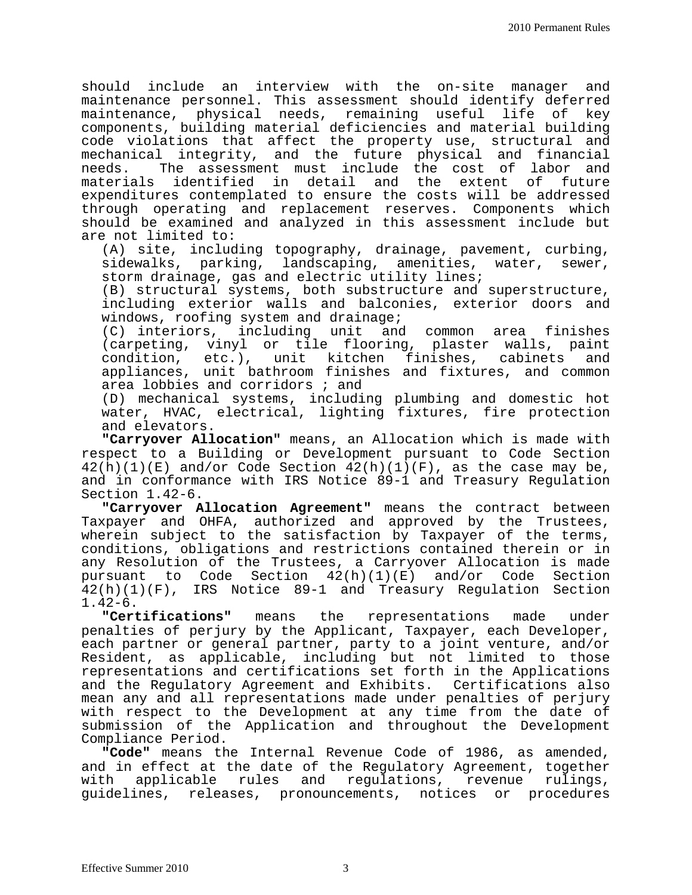should include an interview with the on-site manager and maintenance personnel. This assessment should identify deferred maintenance, physical needs, remaining useful life of key components, building material deficiencies and material building code violations that affect the property use, structural and mechanical integrity, and the future physical and financial needs. The assessment must include the cost of labor and materials identified in detail and the extent of future expenditures contemplated to ensure the costs will be addressed through operating and replacement reserves. Components which should be examined and analyzed in this assessment include but are not limited to:

(A) site, including topography, drainage, pavement, curbing, sidewalks, parking, landscaping, amenities, water, sewer, storm drainage, gas and electric utility lines;

(B) structural systems, both substructure and superstructure, including exterior walls and balconies, exterior doors and windows, roofing system and drainage;

(C) interiors, including unit and common area finishes (carpeting, vinyl or tile flooring, plaster walls, paint condition, etc.), unit kitchen finishes, cabinets and appliances, unit bathroom finishes and fixtures, and common area lobbies and corridors ; and

(D) mechanical systems, including plumbing and domestic hot water, HVAC, electrical, lighting fixtures, fire protection and elevators.

**"Carryover Allocation"** means, an Allocation which is made with respect to a Building or Development pursuant to Code Section 42(h)(1)(E) and/or Code Section 42(h)(1)(F), as the case may be, and in conformance with IRS Notice 89-1 and Treasury Regulation Section 1.42-6.

**"Carryover Allocation Agreement"** means the contract between Taxpayer and OHFA, authorized and approved by the Trustees, wherein subject to the satisfaction by Taxpayer of the terms, conditions, obligations and restrictions contained therein or in any Resolution of the Trustees, a Carryover Allocation is made pursuant to Code Section 42(h)(1)(E) and/or Code Section 42(h)(1)(F), IRS Notice 89-1 and Treasury Regulation Section 1.42-6.

**"Certifications"** means the representations made under penalties of perjury by the Applicant, Taxpayer, each Developer, each partner or general partner, party to a joint venture, and/or Resident, as applicable, including but not limited to those representations and certifications set forth in the Applications and the Regulatory Agreement and Exhibits. Certifications also mean any and all representations made under penalties of perjury with respect to the Development at any time from the date of submission of the Application and throughout the Development Compliance Period.

**"Code"** means the Internal Revenue Code of 1986, as amended, and in effect at the date of the Regulatory Agreement, together with applicable rules and regulations, revenue rulings, guidelines, releases, pronouncements, notices or procedures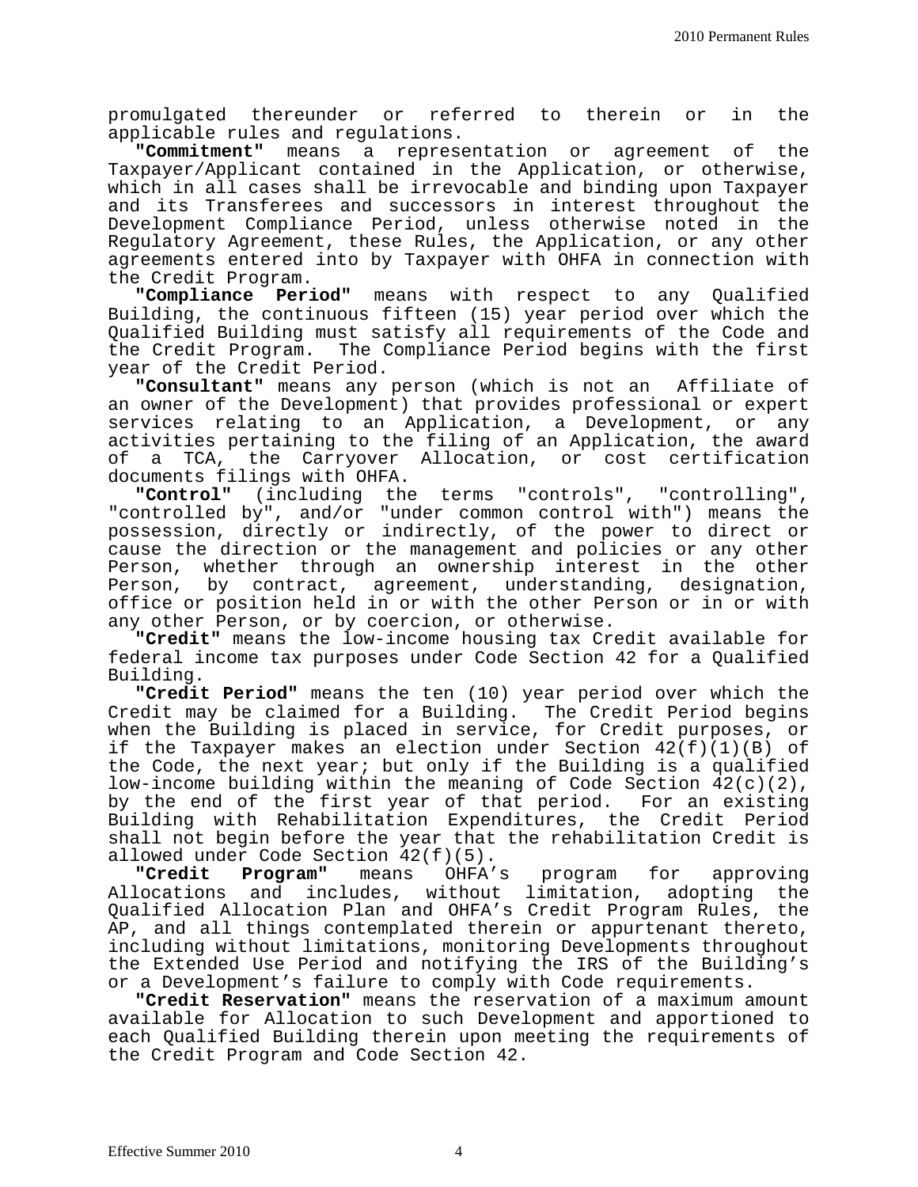promulgated thereunder or referred to therein or in the applicable rules and regulations.

**"Commitment"** means a representation or agreement of the Taxpayer/Applicant contained in the Application, or otherwise, which in all cases shall be irrevocable and binding upon Taxpayer and its Transferees and successors in interest throughout the Development Compliance Period, unless otherwise noted in the Regulatory Agreement, these Rules, the Application, or any other agreements entered into by Taxpayer with OHFA in connection with the Credit Program.

**"Compliance Period"** means with respect to any Qualified Building, the continuous fifteen (15) year period over which the Qualified Building must satisfy all requirements of the Code and the Credit Program. The Compliance Period begins with the first year of the Credit Period.

**"Consultant"** means any person (which is not an Affiliate of an owner of the Development) that provides professional or expert services relating to an Application, a Development, or any activities pertaining to the filing of an Application, the award of a TCA, the Carryover Allocation, or cost certification documents filings with OHFA.

**"Control"** (including the terms "controls", "controlling", "controlled by", and/or "under common control with") means the possession, directly or indirectly, of the power to direct or cause the direction or the management and policies or any other Person, whether through an ownership interest in the other Person, by contract, agreement, understanding, designation, office or position held in or with the other Person or in or with any other Person, or by coercion, or otherwise.

**"Credit"** means the low-income housing tax Credit available for federal income tax purposes under Code Section 42 for a Qualified Building.

**"Credit Period"** means the ten (10) year period over which the Credit may be claimed for a Building. The Credit Period begins when the Building is placed in service, for Credit purposes, or if the Taxpayer makes an election under Section 42(f)(1)(B) of the Code, the next year; but only if the Building is a qualified low-income building within the meaning of Code Section 42(c)(2), by the end of the first year of that period. For an existing Building with Rehabilitation Expenditures, the Credit Period shall not begin before the year that the rehabilitation Credit is allowed under Code Section 42(f)(5).

**"Credit Program"** means OHFA's program for approving Allocations and includes, without limitation, adopting the Qualified Allocation Plan and OHFA's Credit Program Rules, the AP, and all things contemplated therein or appurtenant thereto, including without limitations, monitoring Developments throughout the Extended Use Period and notifying the IRS of the Building's or a Development's failure to comply with Code requirements.

**"Credit Reservation"** means the reservation of a maximum amount available for Allocation to such Development and apportioned to each Qualified Building therein upon meeting the requirements of the Credit Program and Code Section 42.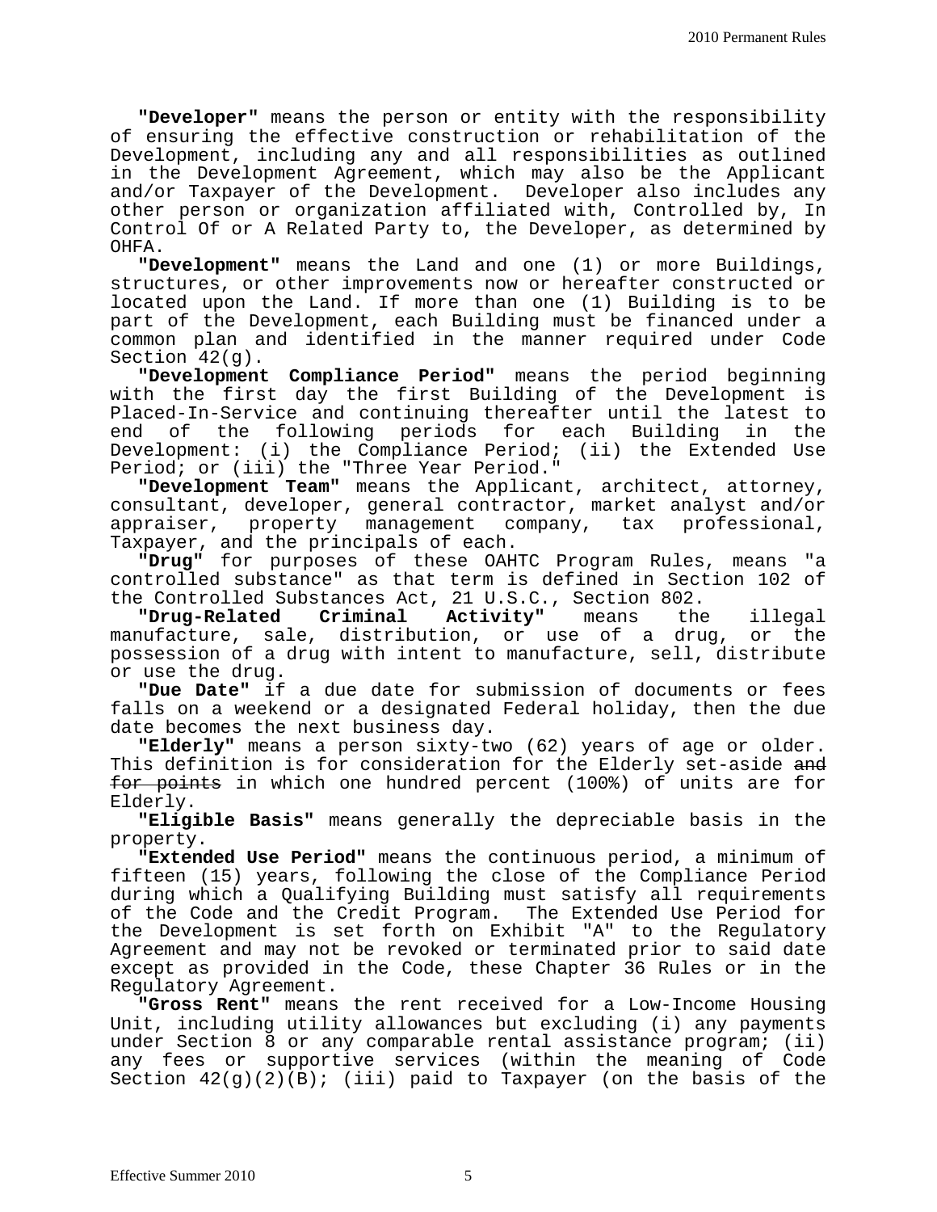**"Developer"** means the person or entity with the responsibility of ensuring the effective construction or rehabilitation of the Development, including any and all responsibilities as outlined in the Development Agreement, which may also be the Applicant and/or Taxpayer of the Development. Developer also includes any other person or organization affiliated with, Controlled by, In Control Of or A Related Party to, the Developer, as determined by OHFA.

**"Development"** means the Land and one (1) or more Buildings, structures, or other improvements now or hereafter constructed or located upon the Land. If more than one (1) Building is to be part of the Development, each Building must be financed under a common plan and identified in the manner required under Code Section 42(g).

**"Development Compliance Period"** means the period beginning with the first day the first Building of the Development is Placed-In-Service and continuing thereafter until the latest to end of the following periods for each Building in the Development: (i) the Compliance Period; (ii) the Extended Use Period; or (iii) the "Three Year Period."

**"Development Team"** means the Applicant, architect, attorney, consultant, developer, general contractor, market analyst and/or appraiser, property management company, tax professional, Taxpayer, and the principals of each.

**"Drug"** for purposes of these OAHTC Program Rules, means "a controlled substance" as that term is defined in Section 102 of the Controlled Substances Act, 21 U.S.C., Section 802.

**"Drug-Related Criminal Activity"** means the illegal manufacture, sale, distribution, or use of a drug, or the possession of a drug with intent to manufacture, sell, distribute or use the drug.

**"Due Date"** if a due date for submission of documents or fees falls on a weekend or a designated Federal holiday, then the due date becomes the next business day.

**"Elderly"** means a person sixty-two (62) years of age or older. This definition is for consideration for the Elderly set-aside ~~and for points~~ in which one hundred percent (100%) of units are for Elderly.

**"Eligible Basis"** means generally the depreciable basis in the property.

**"Extended Use Period"** means the continuous period, a minimum of fifteen (15) years, following the close of the Compliance Period during which a Qualifying Building must satisfy all requirements of the Code and the Credit Program. The Extended Use Period for the Development is set forth on Exhibit "A" to the Regulatory Agreement and may not be revoked or terminated prior to said date except as provided in the Code, these Chapter 36 Rules or in the Regulatory Agreement.

**"Gross Rent"** means the rent received for a Low-Income Housing Unit, including utility allowances but excluding (i) any payments under Section 8 or any comparable rental assistance program; (ii) any fees or supportive services (within the meaning of Code Section 42(g)(2)(B); (iii) paid to Taxpayer (on the basis of the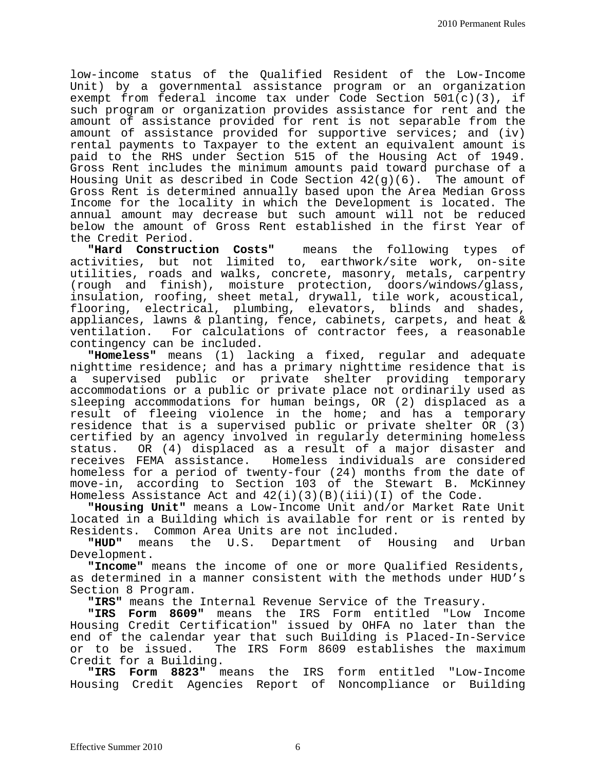low-income status of the Qualified Resident of the Low-Income Unit) by a governmental assistance program or an organization exempt from federal income tax under Code Section 501(c)(3), if such program or organization provides assistance for rent and the amount of assistance provided for rent is not separable from the amount of assistance provided for supportive services; and (iv) rental payments to Taxpayer to the extent an equivalent amount is paid to the RHS under Section 515 of the Housing Act of 1949. Gross Rent includes the minimum amounts paid toward purchase of a Housing Unit as described in Code Section 42(g)(6). The amount of Gross Rent is determined annually based upon the Area Median Gross Income for the locality in which the Development is located. The annual amount may decrease but such amount will not be reduced below the amount of Gross Rent established in the first Year of the Credit Period.

**"Hard Construction Costs"** means the following types of activities, but not limited to, earthwork/site work, on-site utilities, roads and walks, concrete, masonry, metals, carpentry (rough and finish), moisture protection, doors/windows/glass, insulation, roofing, sheet metal, drywall, tile work, acoustical, flooring, electrical, plumbing, elevators, blinds and shades, appliances, lawns & planting, fence, cabinets, carpets, and heat & ventilation. For calculations of contractor fees, a reasonable contingency can be included.

**"Homeless"** means (1) lacking a fixed, regular and adequate nighttime residence; and has a primary nighttime residence that is a supervised public or private shelter providing temporary accommodations or a public or private place not ordinarily used as sleeping accommodations for human beings, OR (2) displaced as a result of fleeing violence in the home; and has a temporary residence that is a supervised public or private shelter OR (3) certified by an agency involved in regularly determining homeless status. OR (4) displaced as a result of a major disaster and receives FEMA assistance. Homeless individuals are considered homeless for a period of twenty-four (24) months from the date of move-in, according to Section 103 of the Stewart B. McKinney Homeless Assistance Act and 42(i)(3)(B)(iii)(I) of the Code.

**"Housing Unit"** means a Low-Income Unit and/or Market Rate Unit located in a Building which is available for rent or is rented by Residents. Common Area Units are not included.

**"HUD"** means the U.S. Department of Housing and Urban Development.

**"Income"** means the income of one or more Qualified Residents, as determined in a manner consistent with the methods under HUD's Section 8 Program.

**"IRS"** means the Internal Revenue Service of the Treasury.

**"IRS Form 8609"** means the IRS Form entitled "Low Income Housing Credit Certification" issued by OHFA no later than the end of the calendar year that such Building is Placed-In-Service or to be issued. The IRS Form 8609 establishes the maximum Credit for a Building.

**"IRS Form 8823"** means the IRS form entitled "Low-Income Housing Credit Agencies Report of Noncompliance or Building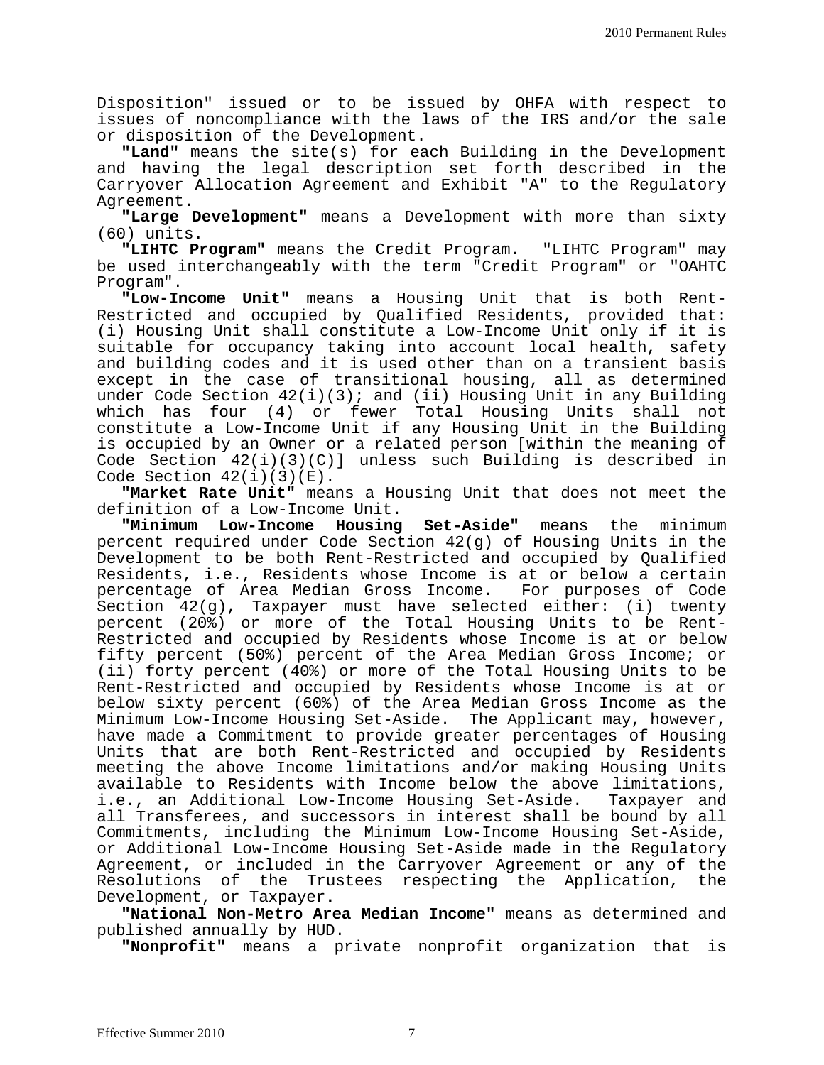Disposition" issued or to be issued by OHFA with respect to issues of noncompliance with the laws of the IRS and/or the sale or disposition of the Development.

**"Land"** means the site(s) for each Building in the Development and having the legal description set forth described in the Carryover Allocation Agreement and Exhibit "A" to the Regulatory Agreement.

**"Large Development"** means a Development with more than sixty (60) units.

**"LIHTC Program"** means the Credit Program. "LIHTC Program" may be used interchangeably with the term "Credit Program" or "OAHTC Program".

**"Low-Income Unit"** means a Housing Unit that is both Rent-Restricted and occupied by Qualified Residents, provided that: (i) Housing Unit shall constitute a Low-Income Unit only if it is suitable for occupancy taking into account local health, safety and building codes and it is used other than on a transient basis except in the case of transitional housing, all as determined under Code Section 42(i)(3); and (ii) Housing Unit in any Building which has four (4) or fewer Total Housing Units shall not constitute a Low-Income Unit if any Housing Unit in the Building is occupied by an Owner or a related person [within the meaning of Code Section 42(i)(3)(C)] unless such Building is described in Code Section 42(i)(3)(E).

**"Market Rate Unit"** means a Housing Unit that does not meet the definition of a Low-Income Unit.

**"Minimum Low-Income Housing Set-Aside"** means the minimum percent required under Code Section 42(g) of Housing Units in the Development to be both Rent-Restricted and occupied by Qualified Residents, i.e., Residents whose Income is at or below a certain percentage of Area Median Gross Income. For purposes of Code Section 42(g), Taxpayer must have selected either: (i) twenty percent (20%) or more of the Total Housing Units to be Rent-Restricted and occupied by Residents whose Income is at or below fifty percent (50%) percent of the Area Median Gross Income; or (ii) forty percent (40%) or more of the Total Housing Units to be Rent-Restricted and occupied by Residents whose Income is at or below sixty percent (60%) of the Area Median Gross Income as the Minimum Low-Income Housing Set-Aside. The Applicant may, however, have made a Commitment to provide greater percentages of Housing Units that are both Rent-Restricted and occupied by Residents meeting the above Income limitations and/or making Housing Units available to Residents with Income below the above limitations, i.e., an Additional Low-Income Housing Set-Aside. Taxpayer and all Transferees, and successors in interest shall be bound by all Commitments, including the Minimum Low-Income Housing Set-Aside, or Additional Low-Income Housing Set-Aside made in the Regulatory Agreement, or included in the Carryover Agreement or any of the Resolutions of the Trustees respecting the Application, the Development, or Taxpayer.

**"National Non-Metro Area Median Income"** means as determined and published annually by HUD.

**"Nonprofit"** means a private nonprofit organization that is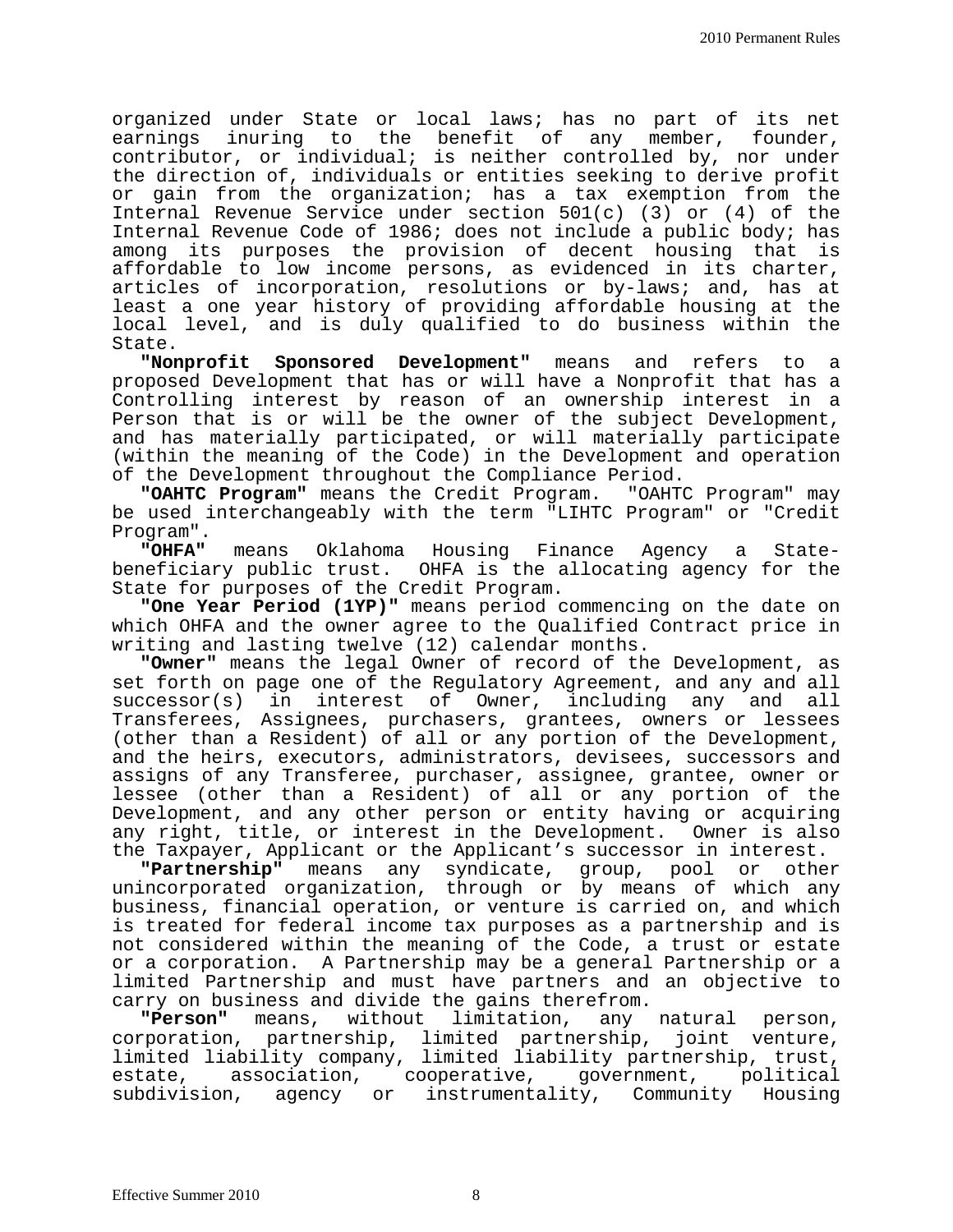organized under State or local laws; has no part of its net earnings inuring to the benefit of any member, founder, contributor, or individual; is neither controlled by, nor under the direction of, individuals or entities seeking to derive profit or gain from the organization; has a tax exemption from the Internal Revenue Service under section 501(c) (3) or (4) of the Internal Revenue Code of 1986; does not include a public body; has among its purposes the provision of decent housing that is affordable to low income persons, as evidenced in its charter, articles of incorporation, resolutions or by-laws; and, has at least a one year history of providing affordable housing at the local level, and is duly qualified to do business within the State.

**"Nonprofit Sponsored Development"** means and refers to a proposed Development that has or will have a Nonprofit that has a Controlling interest by reason of an ownership interest in a Person that is or will be the owner of the subject Development, and has materially participated, or will materially participate (within the meaning of the Code) in the Development and operation of the Development throughout the Compliance Period.

**"OAHTC Program"** means the Credit Program. "OAHTC Program" may be used interchangeably with the term "LIHTC Program" or "Credit Program".

**"OHFA"** means Oklahoma Housing Finance Agency a State-beneficiary public trust. OHFA is the allocating agency for the State for purposes of the Credit Program.

**"One Year Period (1YP)"** means period commencing on the date on which OHFA and the owner agree to the Qualified Contract price in writing and lasting twelve (12) calendar months.

**"Owner"** means the legal Owner of record of the Development, as set forth on page one of the Regulatory Agreement, and any and all successor(s) in interest of Owner, including any and all Transferees, Assignees, purchasers, grantees, owners or lessees (other than a Resident) of all or any portion of the Development, and the heirs, executors, administrators, devisees, successors and assigns of any Transferee, purchaser, assignee, grantee, owner or lessee (other than a Resident) of all or any portion of the Development, and any other person or entity having or acquiring any right, title, or interest in the Development. Owner is also the Taxpayer, Applicant or the Applicant's successor in interest.

**"Partnership"** means any syndicate, group, pool or other unincorporated organization, through or by means of which any business, financial operation, or venture is carried on, and which is treated for federal income tax purposes as a partnership and is not considered within the meaning of the Code, a trust or estate or a corporation. A Partnership may be a general Partnership or a limited Partnership and must have partners and an objective to carry on business and divide the gains therefrom.

**"Person"** means, without limitation, any natural person, corporation, partnership, limited partnership, joint venture, limited liability company, limited liability partnership, trust, estate, association, cooperative, government, political subdivision, agency or instrumentality, Community Housing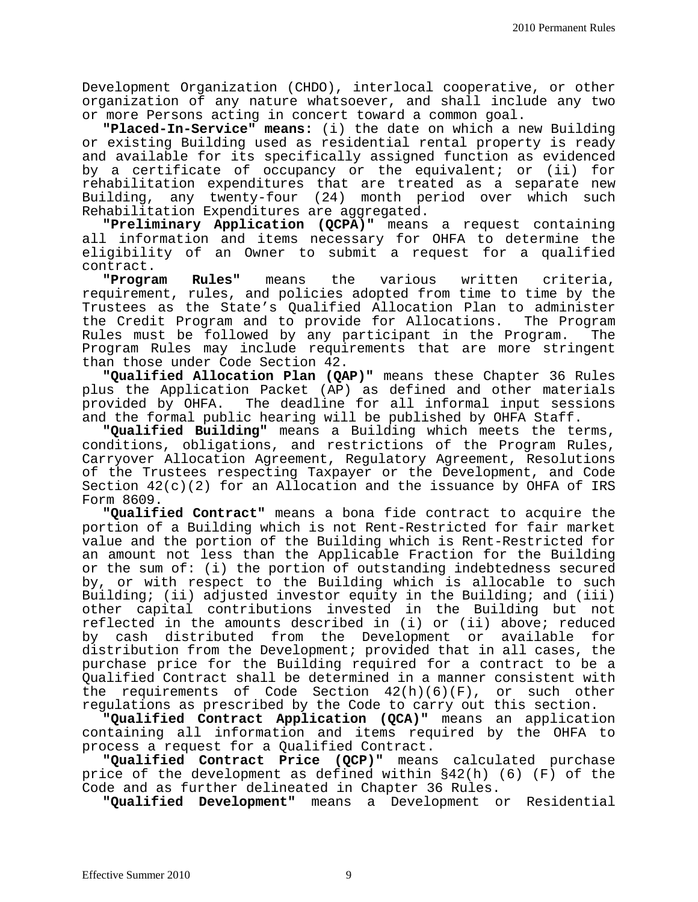Development Organization (CHDO), interlocal cooperative, or other organization of any nature whatsoever, and shall include any two or more Persons acting in concert toward a common goal.

**"Placed-In-Service" means:** (i) the date on which a new Building or existing Building used as residential rental property is ready and available for its specifically assigned function as evidenced by a certificate of occupancy or the equivalent; or (ii) for rehabilitation expenditures that are treated as a separate new Building, any twenty-four (24) month period over which such Rehabilitation Expenditures are aggregated.

**"Preliminary Application (QCPA)"** means a request containing all information and items necessary for OHFA to determine the eligibility of an Owner to submit a request for a qualified contract.

**"Program Rules"** means the various written criteria, requirement, rules, and policies adopted from time to time by the Trustees as the State's Qualified Allocation Plan to administer the Credit Program and to provide for Allocations. The Program Rules must be followed by any participant in the Program. The Program Rules may include requirements that are more stringent than those under Code Section 42.

**"Qualified Allocation Plan (QAP)"** means these Chapter 36 Rules plus the Application Packet (AP) as defined and other materials provided by OHFA. The deadline for all informal input sessions and the formal public hearing will be published by OHFA Staff.

**"Qualified Building"** means a Building which meets the terms, conditions, obligations, and restrictions of the Program Rules, Carryover Allocation Agreement, Regulatory Agreement, Resolutions of the Trustees respecting Taxpayer or the Development, and Code Section 42(c)(2) for an Allocation and the issuance by OHFA of IRS Form 8609.

**"Qualified Contract"** means a bona fide contract to acquire the portion of a Building which is not Rent-Restricted for fair market value and the portion of the Building which is Rent-Restricted for an amount not less than the Applicable Fraction for the Building or the sum of: (i) the portion of outstanding indebtedness secured by, or with respect to the Building which is allocable to such Building; (ii) adjusted investor equity in the Building; and (iii) other capital contributions invested in the Building but not reflected in the amounts described in (i) or (ii) above; reduced by cash distributed from the Development or available for distribution from the Development; provided that in all cases, the purchase price for the Building required for a contract to be a Qualified Contract shall be determined in a manner consistent with the requirements of Code Section 42(h)(6)(F), or such other regulations as prescribed by the Code to carry out this section.

**"Qualified Contract Application (QCA)"** means an application containing all information and items required by the OHFA to process a request for a Qualified Contract.

**"Qualified Contract Price (QCP)"** means calculated purchase price of the development as defined within §42(h) (6) (F) of the Code and as further delineated in Chapter 36 Rules.

**"Qualified Development"** means a Development or Residential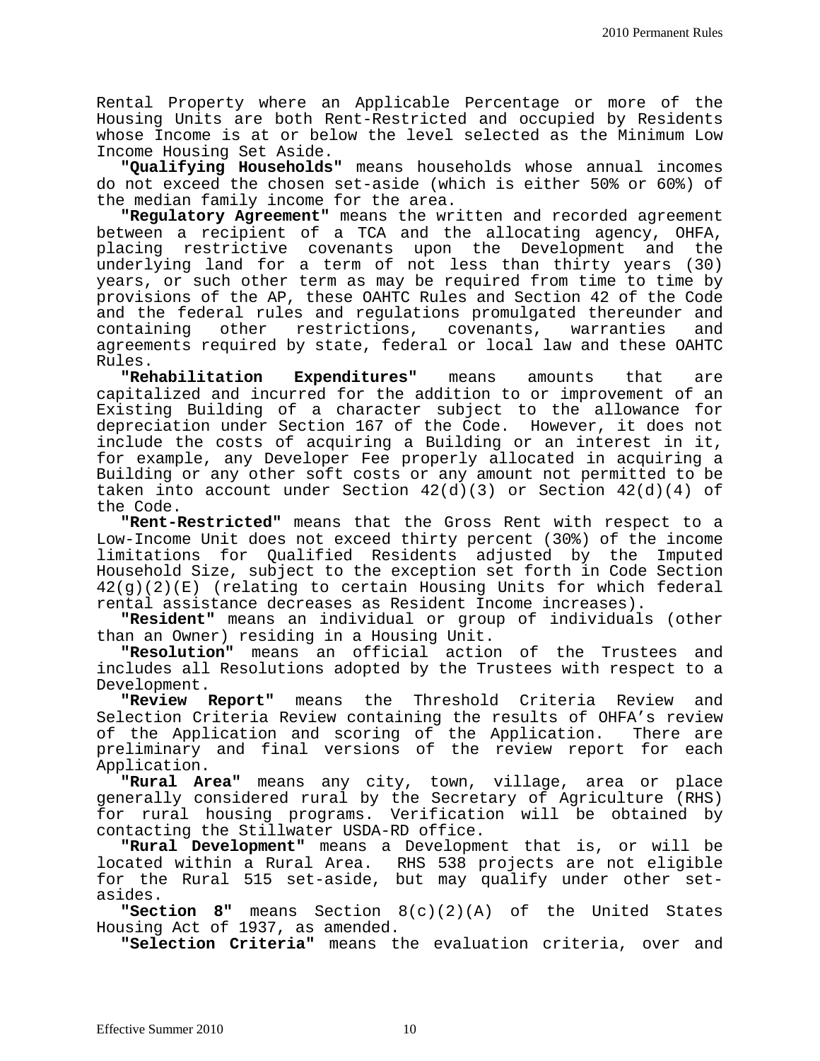Rental Property where an Applicable Percentage or more of the Housing Units are both Rent-Restricted and occupied by Residents whose Income is at or below the level selected as the Minimum Low Income Housing Set Aside.

**"Qualifying Households"** means households whose annual incomes do not exceed the chosen set-aside (which is either 50% or 60%) of the median family income for the area.

**"Regulatory Agreement"** means the written and recorded agreement between a recipient of a TCA and the allocating agency, OHFA, placing restrictive covenants upon the Development and the underlying land for a term of not less than thirty years (30) years, or such other term as may be required from time to time by provisions of the AP, these OAHTC Rules and Section 42 of the Code and the federal rules and regulations promulgated thereunder and containing other restrictions, covenants, warranties and agreements required by state, federal or local law and these OAHTC Rules.

**"Rehabilitation Expenditures"** means amounts that are capitalized and incurred for the addition to or improvement of an Existing Building of a character subject to the allowance for depreciation under Section 167 of the Code. However, it does not include the costs of acquiring a Building or an interest in it, for example, any Developer Fee properly allocated in acquiring a Building or any other soft costs or any amount not permitted to be taken into account under Section 42(d)(3) or Section 42(d)(4) of the Code.

**"Rent-Restricted"** means that the Gross Rent with respect to a Low-Income Unit does not exceed thirty percent (30%) of the income limitations for Qualified Residents adjusted by the Imputed Household Size, subject to the exception set forth in Code Section 42(g)(2)(E) (relating to certain Housing Units for which federal rental assistance decreases as Resident Income increases).

**"Resident"** means an individual or group of individuals (other than an Owner) residing in a Housing Unit.

**"Resolution"** means an official action of the Trustees and includes all Resolutions adopted by the Trustees with respect to a Development.

**"Review Report"** means the Threshold Criteria Review and Selection Criteria Review containing the results of OHFA's review of the Application and scoring of the Application. There are preliminary and final versions of the review report for each Application.

**"Rural Area"** means any city, town, village, area or place generally considered rural by the Secretary of Agriculture (RHS) for rural housing programs. Verification will be obtained by contacting the Stillwater USDA-RD office.

**"Rural Development"** means a Development that is, or will be located within a Rural Area. RHS 538 projects are not eligible for the Rural 515 set-aside, but may qualify under other set-asides.

**"Section 8"** means Section 8(c)(2)(A) of the United States Housing Act of 1937, as amended.

**"Selection Criteria"** means the evaluation criteria, over and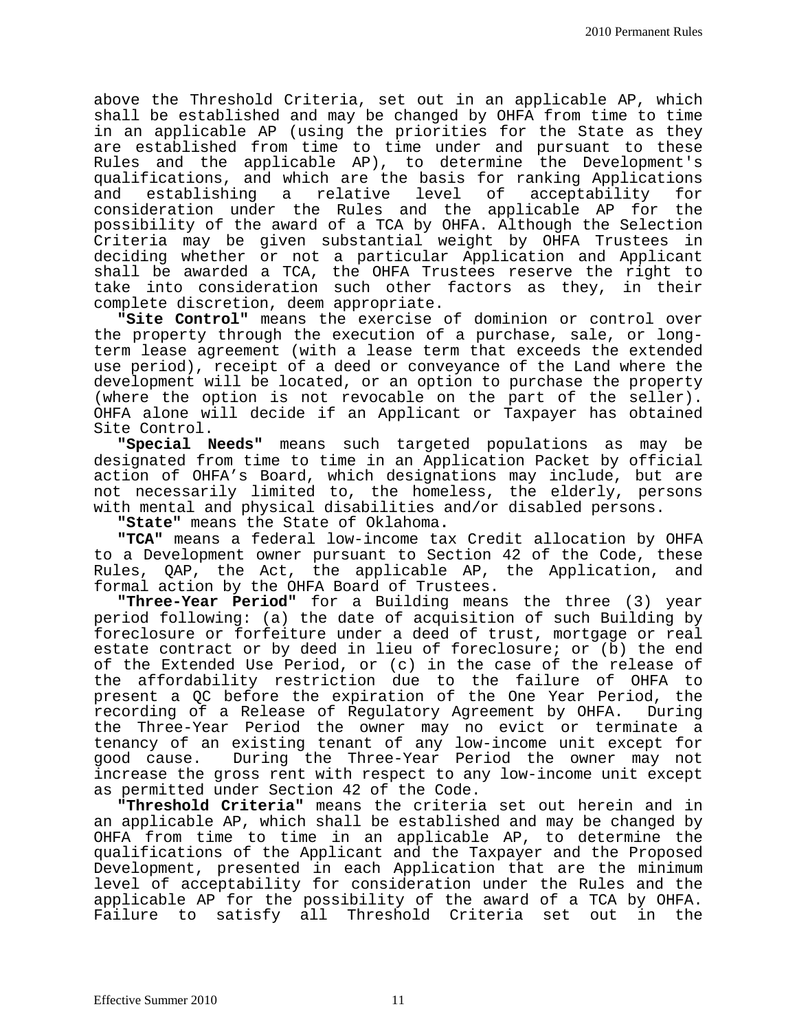above the Threshold Criteria, set out in an applicable AP, which shall be established and may be changed by OHFA from time to time in an applicable AP (using the priorities for the State as they are established from time to time under and pursuant to these Rules and the applicable AP), to determine the Development's qualifications, and which are the basis for ranking Applications and establishing a relative level of acceptability for consideration under the Rules and the applicable AP for the possibility of the award of a TCA by OHFA. Although the Selection Criteria may be given substantial weight by OHFA Trustees in deciding whether or not a particular Application and Applicant shall be awarded a TCA, the OHFA Trustees reserve the right to take into consideration such other factors as they, in their complete discretion, deem appropriate.

**"Site Control"** means the exercise of dominion or control over the property through the execution of a purchase, sale, or long-term lease agreement (with a lease term that exceeds the extended use period), receipt of a deed or conveyance of the Land where the development will be located, or an option to purchase the property (where the option is not revocable on the part of the seller). OHFA alone will decide if an Applicant or Taxpayer has obtained Site Control.

**"Special Needs"** means such targeted populations as may be designated from time to time in an Application Packet by official action of OHFA's Board, which designations may include, but are not necessarily limited to, the homeless, the elderly, persons with mental and physical disabilities and/or disabled persons.

**"State"** means the State of Oklahoma.

**"TCA"** means a federal low-income tax Credit allocation by OHFA to a Development owner pursuant to Section 42 of the Code, these Rules, QAP, the Act, the applicable AP, the Application, and formal action by the OHFA Board of Trustees.

**"Three-Year Period"** for a Building means the three (3) year period following: (a) the date of acquisition of such Building by foreclosure or forfeiture under a deed of trust, mortgage or real estate contract or by deed in lieu of foreclosure; or (b) the end of the Extended Use Period, or (c) in the case of the release of the affordability restriction due to the failure of OHFA to present a QC before the expiration of the One Year Period, the recording of a Release of Regulatory Agreement by OHFA. During the Three-Year Period the owner may no evict or terminate a tenancy of an existing tenant of any low-income unit except for good cause. During the Three-Year Period the owner may not increase the gross rent with respect to any low-income unit except as permitted under Section 42 of the Code.

**"Threshold Criteria"** means the criteria set out herein and in an applicable AP, which shall be established and may be changed by OHFA from time to time in an applicable AP, to determine the qualifications of the Applicant and the Taxpayer and the Proposed Development, presented in each Application that are the minimum level of acceptability for consideration under the Rules and the applicable AP for the possibility of the award of a TCA by OHFA. Failure to satisfy all Threshold Criteria set out in the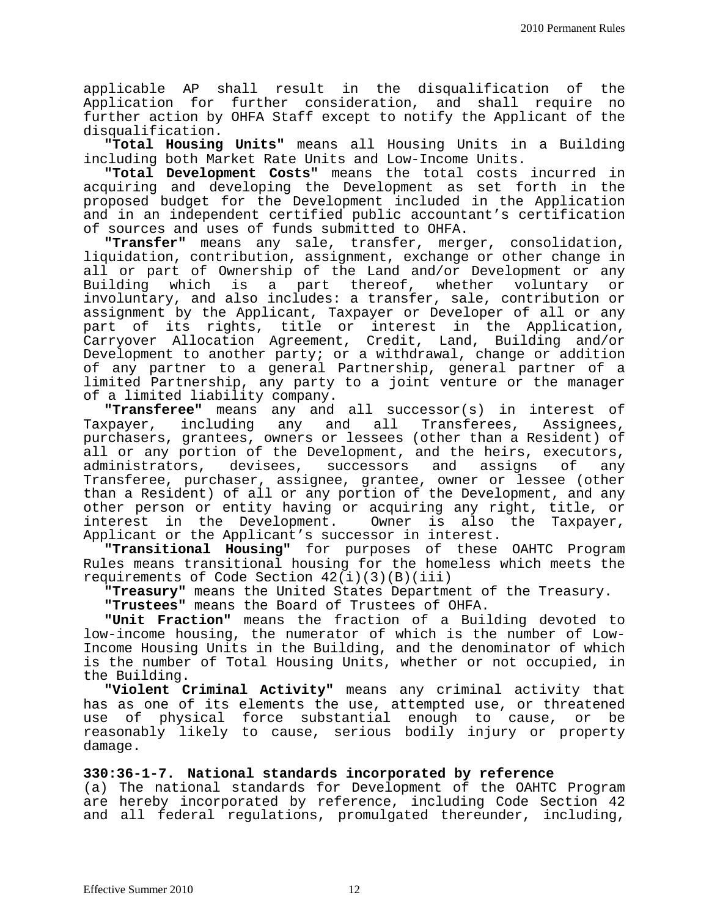applicable AP shall result in the disqualification of the Application for further consideration, and shall require no further action by OHFA Staff except to notify the Applicant of the disqualification.

**"Total Housing Units"** means all Housing Units in a Building including both Market Rate Units and Low-Income Units.

**"Total Development Costs"** means the total costs incurred in acquiring and developing the Development as set forth in the proposed budget for the Development included in the Application and in an independent certified public accountant's certification of sources and uses of funds submitted to OHFA.

**"Transfer"** means any sale, transfer, merger, consolidation, liquidation, contribution, assignment, exchange or other change in all or part of Ownership of the Land and/or Development or any Building which is a part thereof, whether voluntary or involuntary, and also includes: a transfer, sale, contribution or assignment by the Applicant, Taxpayer or Developer of all or any part of its rights, title or interest in the Application, Carryover Allocation Agreement, Credit, Land, Building and/or Development to another party; or a withdrawal, change or addition of any partner to a general Partnership, general partner of a limited Partnership, any party to a joint venture or the manager of a limited liability company.

**"Transferee"** means any and all successor(s) in interest of Taxpayer, including any and all Transferees, Assignees, purchasers, grantees, owners or lessees (other than a Resident) of all or any portion of the Development, and the heirs, executors, administrators, devisees, successors and assigns of any Transferee, purchaser, assignee, grantee, owner or lessee (other than a Resident) of all or any portion of the Development, and any other person or entity having or acquiring any right, title, or interest in the Development. Owner is also the Taxpayer, Applicant or the Applicant's successor in interest.

**"Transitional Housing"** for purposes of these OAHTC Program Rules means transitional housing for the homeless which meets the requirements of Code Section 42(i)(3)(B)(iii)

**"Treasury"** means the United States Department of the Treasury.

**"Trustees"** means the Board of Trustees of OHFA.

**"Unit Fraction"** means the fraction of a Building devoted to low-income housing, the numerator of which is the number of Low-Income Housing Units in the Building, and the denominator of which is the number of Total Housing Units, whether or not occupied, in the Building.

**"Violent Criminal Activity"** means any criminal activity that has as one of its elements the use, attempted use, or threatened use of physical force substantial enough to cause, or be reasonably likely to cause, serious bodily injury or property damage.

**330:36-1-7. National standards incorporated by reference**

(a) The national standards for Development of the OAHTC Program are hereby incorporated by reference, including Code Section 42 and all federal regulations, promulgated thereunder, including,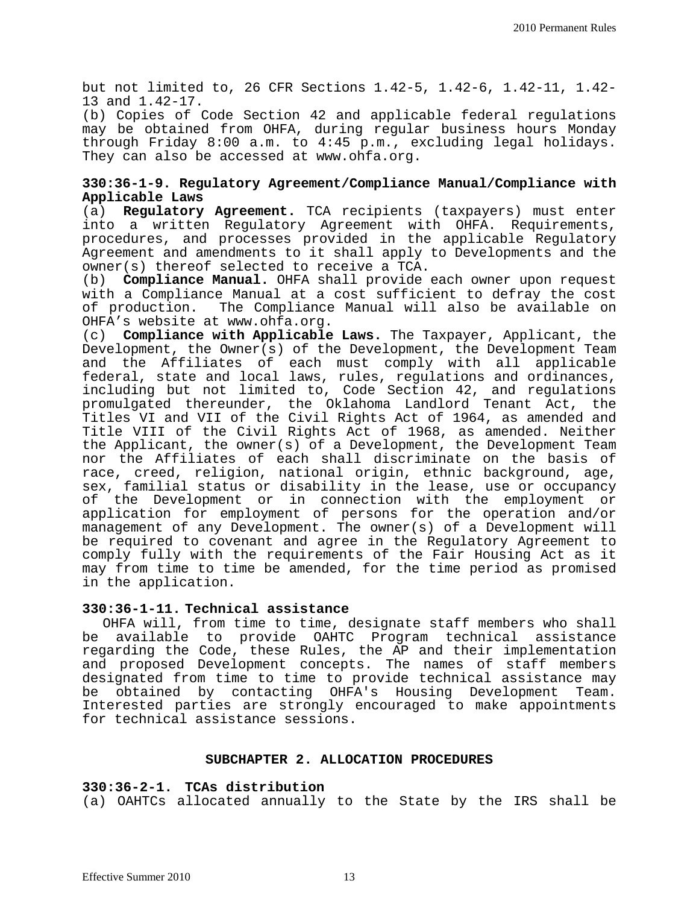but not limited to, 26 CFR Sections 1.42-5, 1.42-6, 1.42-11, 1.42-13 and 1.42-17.

(b) Copies of Code Section 42 and applicable federal regulations may be obtained from OHFA, during regular business hours Monday through Friday 8:00 a.m. to 4:45 p.m., excluding legal holidays. They can also be accessed at www.ohfa.org.

**330:36-1-9. Regulatory Agreement/Compliance Manual/Compliance with Applicable Laws**

(a) **Regulatory Agreement.** TCA recipients (taxpayers) must enter into a written Regulatory Agreement with OHFA. Requirements, procedures, and processes provided in the applicable Regulatory Agreement and amendments to it shall apply to Developments and the owner(s) thereof selected to receive a TCA.

(b) **Compliance Manual.** OHFA shall provide each owner upon request with a Compliance Manual at a cost sufficient to defray the cost of production. The Compliance Manual will also be available on OHFA's website at www.ohfa.org.

(c) **Compliance with Applicable Laws.** The Taxpayer, Applicant, the Development, the Owner(s) of the Development, the Development Team and the Affiliates of each must comply with all applicable federal, state and local laws, rules, regulations and ordinances, including but not limited to, Code Section 42, and regulations promulgated thereunder, the Oklahoma Landlord Tenant Act, the Titles VI and VII of the Civil Rights Act of 1964, as amended and Title VIII of the Civil Rights Act of 1968, as amended. Neither the Applicant, the owner(s) of a Development, the Development Team nor the Affiliates of each shall discriminate on the basis of race, creed, religion, national origin, ethnic background, age, sex, familial status or disability in the lease, use or occupancy of the Development or in connection with the employment or application for employment of persons for the operation and/or management of any Development. The owner(s) of a Development will be required to covenant and agree in the Regulatory Agreement to comply fully with the requirements of the Fair Housing Act as it may from time to time be amended, for the time period as promised in the application.

**330:36-1-11. Technical assistance**

OHFA will, from time to time, designate staff members who shall be available to provide OAHTC Program technical assistance regarding the Code, these Rules, the AP and their implementation and proposed Development concepts. The names of staff members designated from time to time to provide technical assistance may be obtained by contacting OHFA's Housing Development Team. Interested parties are strongly encouraged to make appointments for technical assistance sessions.

## SUBCHAPTER 2. ALLOCATION PROCEDURES

**330:36-2-1. TCAs distribution**

(a) OAHTCs allocated annually to the State by the IRS shall be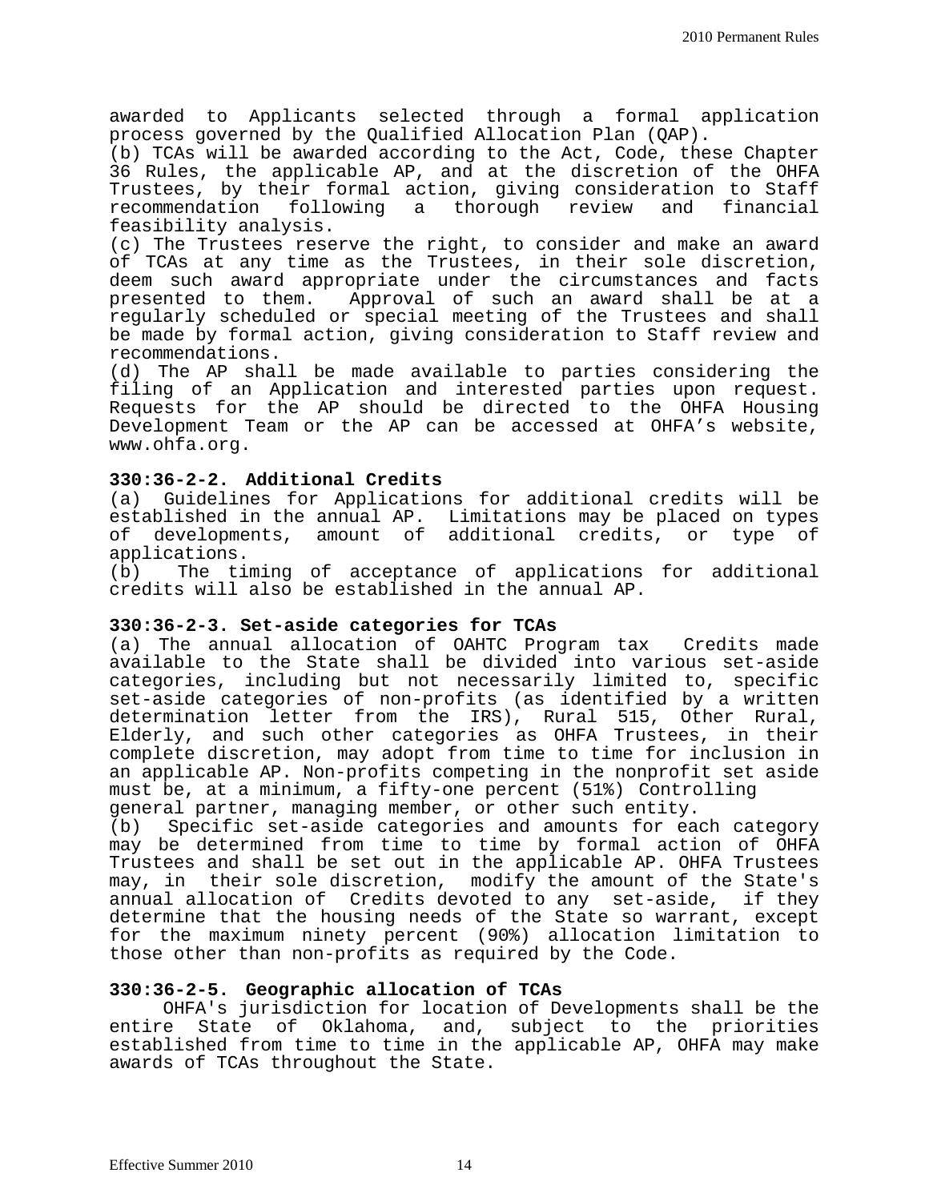awarded to Applicants selected through a formal application process governed by the Qualified Allocation Plan (QAP).

(b) TCAs will be awarded according to the Act, Code, these Chapter 36 Rules, the applicable AP, and at the discretion of the OHFA Trustees, by their formal action, giving consideration to Staff recommendation following a thorough review and financial feasibility analysis.

(c) The Trustees reserve the right, to consider and make an award of TCAs at any time as the Trustees, in their sole discretion, deem such award appropriate under the circumstances and facts presented to them. Approval of such an award shall be at a regularly scheduled or special meeting of the Trustees and shall be made by formal action, giving consideration to Staff review and recommendations.

(d) The AP shall be made available to parties considering the filing of an Application and interested parties upon request. Requests for the AP should be directed to the OHFA Housing Development Team or the AP can be accessed at OHFA's website, www.ohfa.org.

**330:36-2-2. Additional Credits**

(a) Guidelines for Applications for additional credits will be established in the annual AP. Limitations may be placed on types of developments, amount of additional credits, or type of applications.

(b) The timing of acceptance of applications for additional credits will also be established in the annual AP.

**330:36-2-3. Set-aside categories for TCAs**

(a) The annual allocation of OAHTC Program tax Credits made available to the State shall be divided into various set-aside categories, including but not necessarily limited to, specific set-aside categories of non-profits (as identified by a written determination letter from the IRS), Rural 515, Other Rural, Elderly, and such other categories as OHFA Trustees, in their complete discretion, may adopt from time to time for inclusion in an applicable AP. Non-profits competing in the nonprofit set aside must be, at a minimum, a fifty-one percent (51%) Controlling general partner, managing member, or other such entity.

(b) Specific set-aside categories and amounts for each category may be determined from time to time by formal action of OHFA Trustees and shall be set out in the applicable AP. OHFA Trustees may, in their sole discretion, modify the amount of the State's annual allocation of Credits devoted to any set-aside, if they determine that the housing needs of the State so warrant, except for the maximum ninety percent (90%) allocation limitation to those other than non-profits as required by the Code.

**330:36-2-5. Geographic allocation of TCAs**

OHFA's jurisdiction for location of Developments shall be the entire State of Oklahoma, and, subject to the priorities established from time to time in the applicable AP, OHFA may make awards of TCAs throughout the State.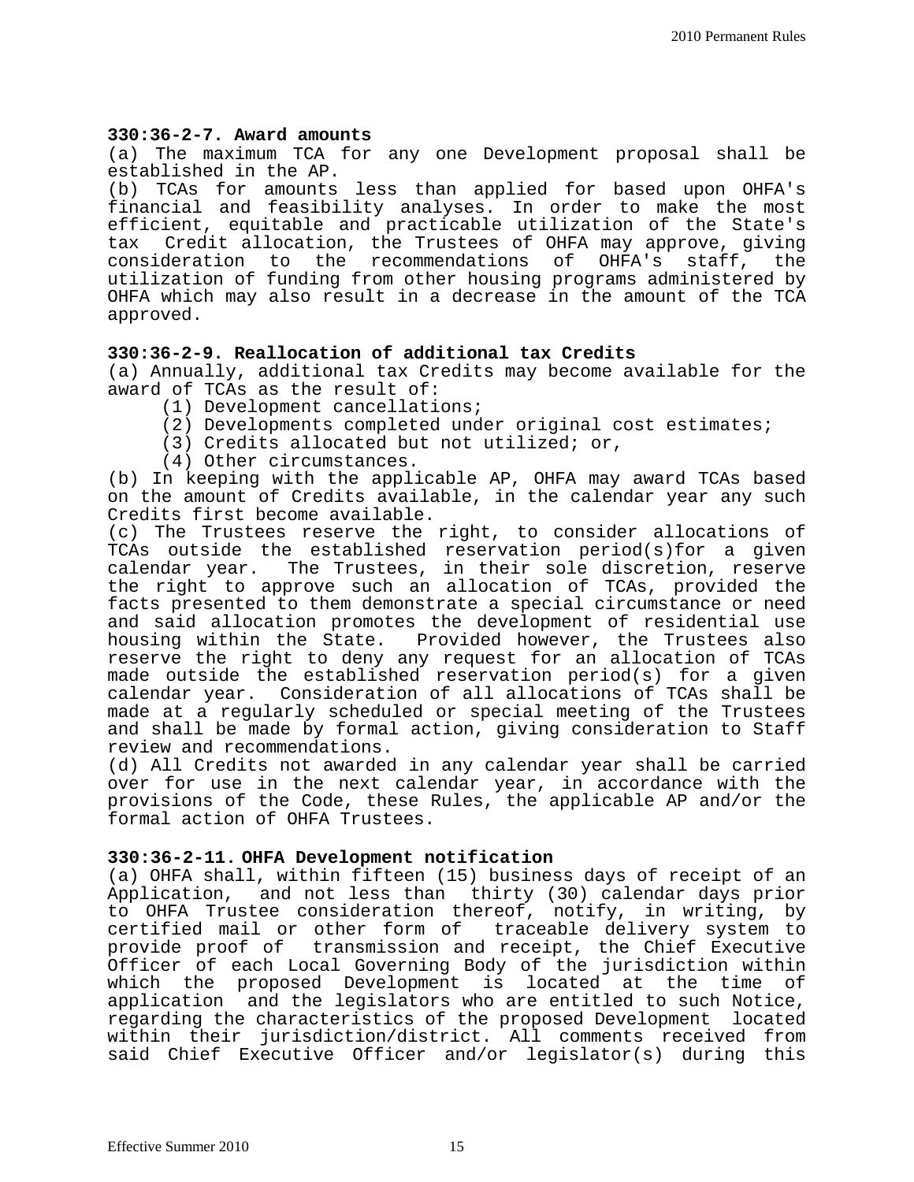**330:36-2-7. Award amounts**

(a) The maximum TCA for any one Development proposal shall be established in the AP.

(b) TCAs for amounts less than applied for based upon OHFA's financial and feasibility analyses. In order to make the most efficient, equitable and practicable utilization of the State's tax Credit allocation, the Trustees of OHFA may approve, giving consideration to the recommendations of OHFA's staff, the utilization of funding from other housing programs administered by OHFA which may also result in a decrease in the amount of the TCA approved.

**330:36-2-9. Reallocation of additional tax Credits**

(a) Annually, additional tax Credits may become available for the award of TCAs as the result of:

(1) Development cancellations;

(2) Developments completed under original cost estimates;

(3) Credits allocated but not utilized; or,

(4) Other circumstances.

(b) In keeping with the applicable AP, OHFA may award TCAs based on the amount of Credits available, in the calendar year any such Credits first become available.

(c) The Trustees reserve the right, to consider allocations of TCAs outside the established reservation period(s)for a given calendar year. The Trustees, in their sole discretion, reserve the right to approve such an allocation of TCAs, provided the facts presented to them demonstrate a special circumstance or need and said allocation promotes the development of residential use housing within the State. Provided however, the Trustees also reserve the right to deny any request for an allocation of TCAs made outside the established reservation period(s) for a given calendar year. Consideration of all allocations of TCAs shall be made at a regularly scheduled or special meeting of the Trustees and shall be made by formal action, giving consideration to Staff review and recommendations.

(d) All Credits not awarded in any calendar year shall be carried over for use in the next calendar year, in accordance with the provisions of the Code, these Rules, the applicable AP and/or the formal action of OHFA Trustees.

**330:36-2-11. OHFA Development notification**

(a) OHFA shall, within fifteen (15) business days of receipt of an Application, and not less than thirty (30) calendar days prior to OHFA Trustee consideration thereof, notify, in writing, by certified mail or other form of traceable delivery system to provide proof of transmission and receipt, the Chief Executive Officer of each Local Governing Body of the jurisdiction within which the proposed Development is located at the time of application and the legislators who are entitled to such Notice, regarding the characteristics of the proposed Development located within their jurisdiction/district. All comments received from said Chief Executive Officer and/or legislator(s) during this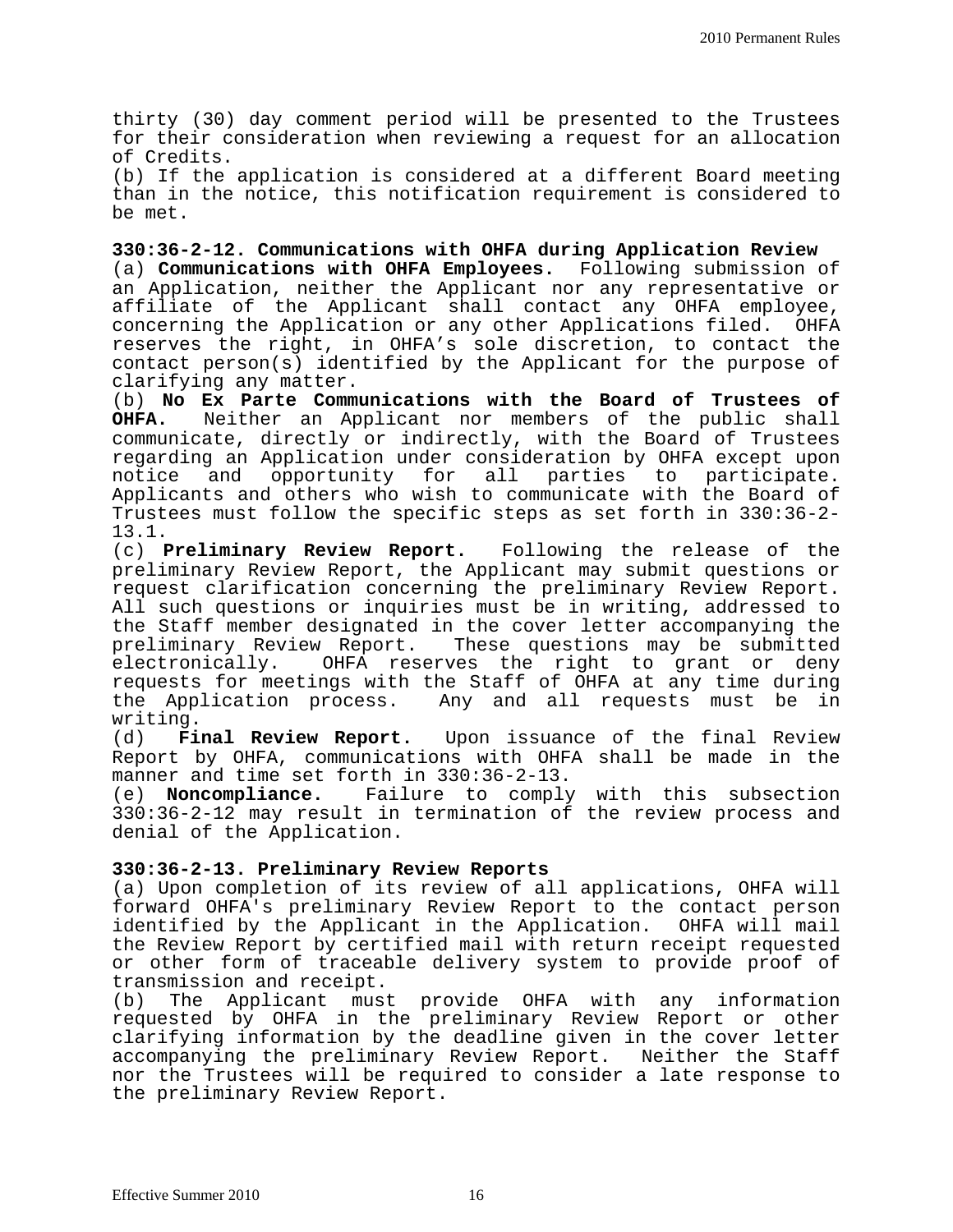thirty (30) day comment period will be presented to the Trustees for their consideration when reviewing a request for an allocation of Credits.

(b) If the application is considered at a different Board meeting than in the notice, this notification requirement is considered to be met.

**330:36-2-12. Communications with OHFA during Application Review**

(a) **Communications with OHFA Employees.** Following submission of an Application, neither the Applicant nor any representative or affiliate of the Applicant shall contact any OHFA employee, concerning the Application or any other Applications filed. OHFA reserves the right, in OHFA's sole discretion, to contact the contact person(s) identified by the Applicant for the purpose of clarifying any matter.

(b) **No Ex Parte Communications with the Board of Trustees of OHFA.** Neither an Applicant nor members of the public shall communicate, directly or indirectly, with the Board of Trustees regarding an Application under consideration by OHFA except upon notice and opportunity for all parties to participate. Applicants and others who wish to communicate with the Board of Trustees must follow the specific steps as set forth in 330:36-2-13.1.

(c) **Preliminary Review Report.** Following the release of the preliminary Review Report, the Applicant may submit questions or request clarification concerning the preliminary Review Report. All such questions or inquiries must be in writing, addressed to the Staff member designated in the cover letter accompanying the preliminary Review Report. These questions may be submitted electronically. OHFA reserves the right to grant or deny requests for meetings with the Staff of OHFA at any time during the Application process. Any and all requests must be in writing.

(d) **Final Review Report.** Upon issuance of the final Review Report by OHFA, communications with OHFA shall be made in the manner and time set forth in 330:36-2-13.

(e) **Noncompliance.** Failure to comply with this subsection 330:36-2-12 may result in termination of the review process and denial of the Application.

**330:36-2-13. Preliminary Review Reports**

(a) Upon completion of its review of all applications, OHFA will forward OHFA's preliminary Review Report to the contact person identified by the Applicant in the Application. OHFA will mail the Review Report by certified mail with return receipt requested or other form of traceable delivery system to provide proof of transmission and receipt.

(b) The Applicant must provide OHFA with any information requested by OHFA in the preliminary Review Report or other clarifying information by the deadline given in the cover letter accompanying the preliminary Review Report. Neither the Staff nor the Trustees will be required to consider a late response to the preliminary Review Report.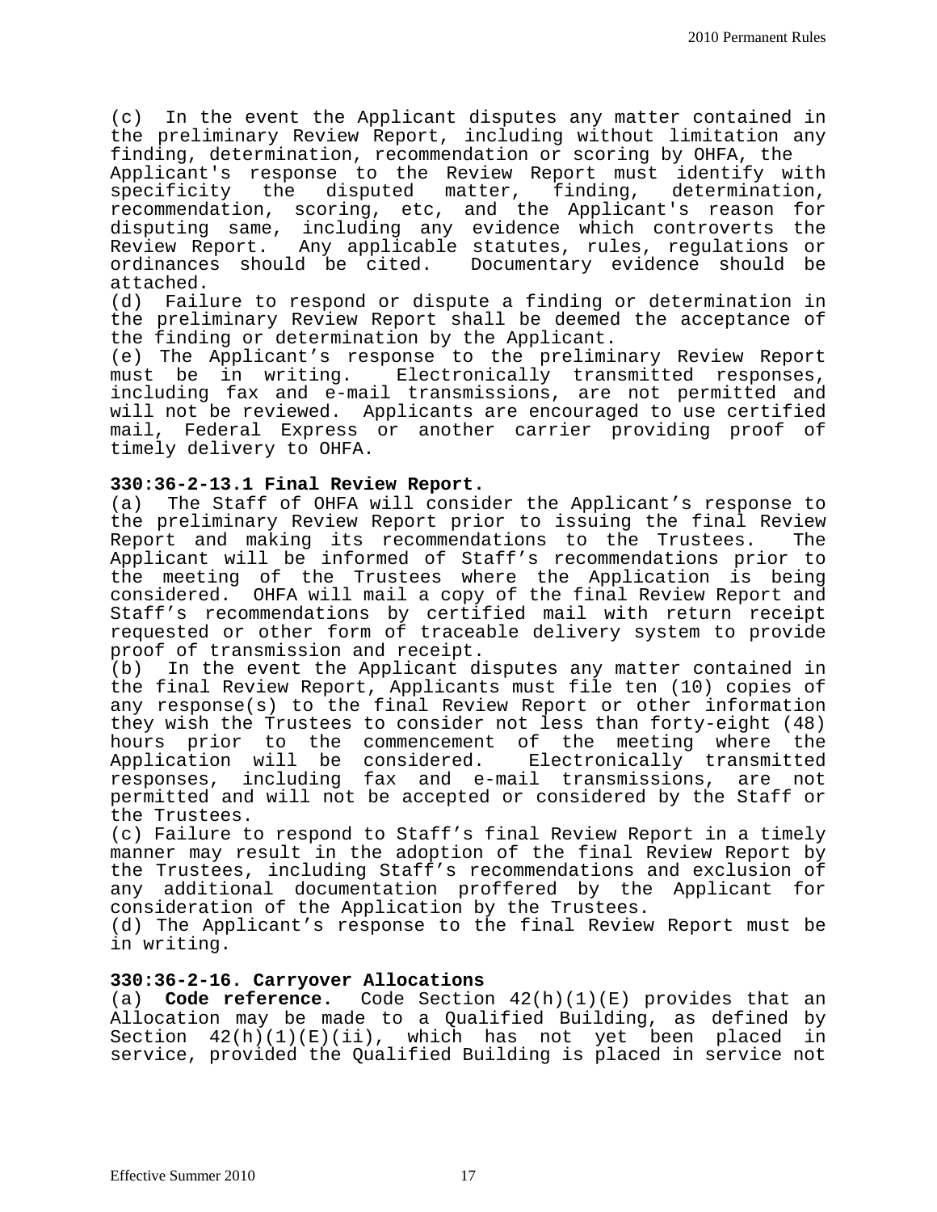(c) In the event the Applicant disputes any matter contained in the preliminary Review Report, including without limitation any finding, determination, recommendation or scoring by OHFA, the Applicant's response to the Review Report must identify with specificity the disputed matter, finding, determination, recommendation, scoring, etc, and the Applicant's reason for disputing same, including any evidence which controverts the Review Report. Any applicable statutes, rules, regulations or ordinances should be cited. Documentary evidence should be attached.

(d) Failure to respond or dispute a finding or determination in the preliminary Review Report shall be deemed the acceptance of the finding or determination by the Applicant.

(e) The Applicant's response to the preliminary Review Report must be in writing. Electronically transmitted responses, including fax and e-mail transmissions, are not permitted and will not be reviewed. Applicants are encouraged to use certified mail, Federal Express or another carrier providing proof of timely delivery to OHFA.

**330:36-2-13.1 Final Review Report.**

(a) The Staff of OHFA will consider the Applicant's response to the preliminary Review Report prior to issuing the final Review Report and making its recommendations to the Trustees. The Applicant will be informed of Staff's recommendations prior to the meeting of the Trustees where the Application is being considered. OHFA will mail a copy of the final Review Report and Staff's recommendations by certified mail with return receipt requested or other form of traceable delivery system to provide proof of transmission and receipt.

(b) In the event the Applicant disputes any matter contained in the final Review Report, Applicants must file ten (10) copies of any response(s) to the final Review Report or other information they wish the Trustees to consider not less than forty-eight (48) hours prior to the commencement of the meeting where the Application will be considered. Electronically transmitted responses, including fax and e-mail transmissions, are not permitted and will not be accepted or considered by the Staff or the Trustees.

(c) Failure to respond to Staff's final Review Report in a timely manner may result in the adoption of the final Review Report by the Trustees, including Staff's recommendations and exclusion of any additional documentation proffered by the Applicant for consideration of the Application by the Trustees.

(d) The Applicant's response to the final Review Report must be in writing.

**330:36-2-16. Carryover Allocations**

(a) **Code reference.** Code Section 42(h)(1)(E) provides that an Allocation may be made to a Qualified Building, as defined by Section 42(h)(1)(E)(ii), which has not yet been placed in service, provided the Qualified Building is placed in service not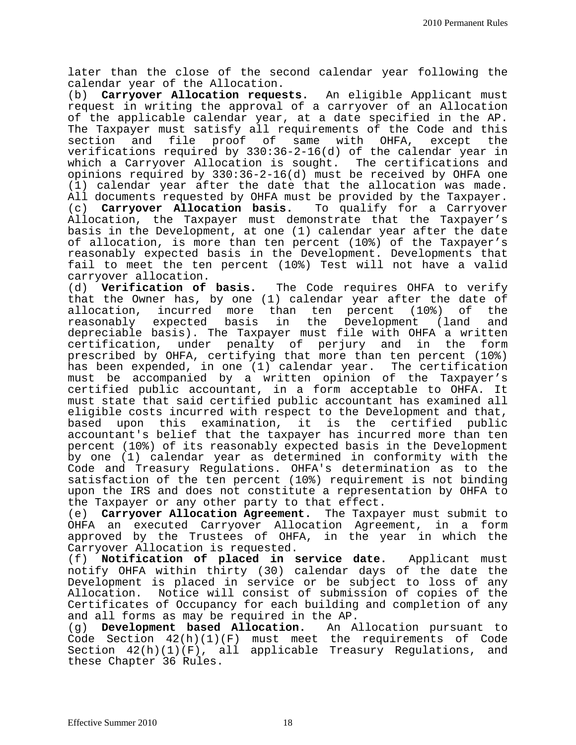later than the close of the second calendar year following the calendar year of the Allocation.

(b) **Carryover Allocation requests.** An eligible Applicant must request in writing the approval of a carryover of an Allocation of the applicable calendar year, at a date specified in the AP. The Taxpayer must satisfy all requirements of the Code and this section and file proof of same with OHFA, except the verifications required by 330:36-2-16(d) of the calendar year in which a Carryover Allocation is sought. The certifications and opinions required by 330:36-2-16(d) must be received by OHFA one (1) calendar year after the date that the allocation was made. All documents requested by OHFA must be provided by the Taxpayer.

(c) **Carryover Allocation basis.** To qualify for a Carryover Allocation, the Taxpayer must demonstrate that the Taxpayer's basis in the Development, at one (1) calendar year after the date of allocation, is more than ten percent (10%) of the Taxpayer's reasonably expected basis in the Development. Developments that fail to meet the ten percent (10%) Test will not have a valid carryover allocation.

(d) **Verification of basis.** The Code requires OHFA to verify that the Owner has, by one (1) calendar year after the date of allocation, incurred more than ten percent (10%) of the reasonably expected basis in the Development (land and depreciable basis). The Taxpayer must file with OHFA a written certification, under penalty of perjury and in the form prescribed by OHFA, certifying that more than ten percent (10%) has been expended, in one (1) calendar year. The certification must be accompanied by a written opinion of the Taxpayer's certified public accountant, in a form acceptable to OHFA. It must state that said certified public accountant has examined all eligible costs incurred with respect to the Development and that, based upon this examination, it is the certified public accountant's belief that the taxpayer has incurred more than ten percent (10%) of its reasonably expected basis in the Development by one (1) calendar year as determined in conformity with the Code and Treasury Regulations. OHFA's determination as to the satisfaction of the ten percent (10%) requirement is not binding upon the IRS and does not constitute a representation by OHFA to the Taxpayer or any other party to that effect.

(e) **Carryover Allocation Agreement.** The Taxpayer must submit to OHFA an executed Carryover Allocation Agreement, in a form approved by the Trustees of OHFA, in the year in which the Carryover Allocation is requested.

(f) **Notification of placed in service date.** Applicant must notify OHFA within thirty (30) calendar days of the date the Development is placed in service or be subject to loss of any Allocation. Notice will consist of submission of copies of the Certificates of Occupancy for each building and completion of any and all forms as may be required in the AP.

(g) **Development based Allocation.** An Allocation pursuant to Code Section 42(h)(1)(F) must meet the requirements of Code Section 42(h)(1)(F), all applicable Treasury Regulations, and these Chapter 36 Rules.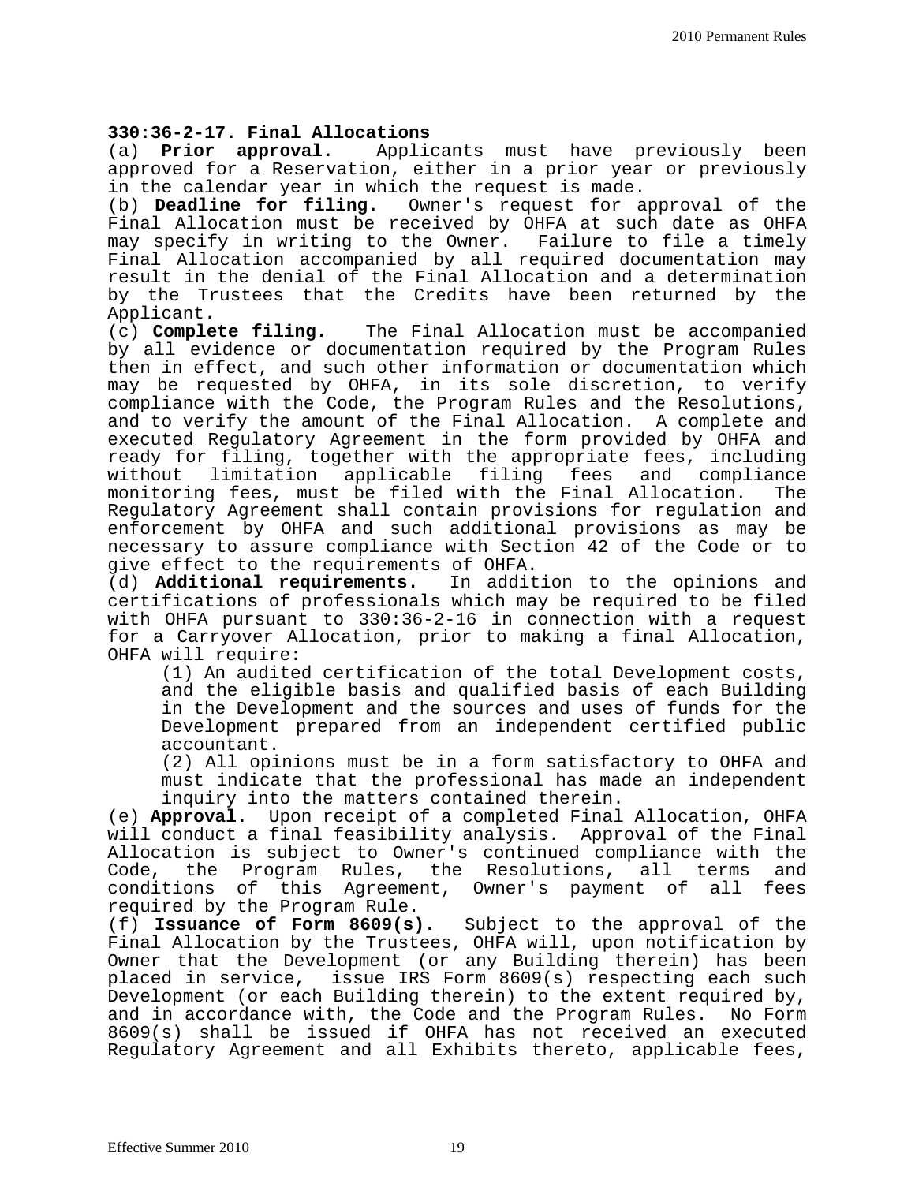**330:36-2-17. Final Allocations**

(a) **Prior approval.** Applicants must have previously been approved for a Reservation, either in a prior year or previously in the calendar year in which the request is made.

(b) **Deadline for filing.** Owner's request for approval of the Final Allocation must be received by OHFA at such date as OHFA may specify in writing to the Owner. Failure to file a timely Final Allocation accompanied by all required documentation may result in the denial of the Final Allocation and a determination by the Trustees that the Credits have been returned by the Applicant.

(c) **Complete filing.** The Final Allocation must be accompanied by all evidence or documentation required by the Program Rules then in effect, and such other information or documentation which may be requested by OHFA, in its sole discretion, to verify compliance with the Code, the Program Rules and the Resolutions, and to verify the amount of the Final Allocation. A complete and executed Regulatory Agreement in the form provided by OHFA and ready for filing, together with the appropriate fees, including without limitation applicable filing fees and compliance monitoring fees, must be filed with the Final Allocation. The Regulatory Agreement shall contain provisions for regulation and enforcement by OHFA and such additional provisions as may be necessary to assure compliance with Section 42 of the Code or to give effect to the requirements of OHFA.

(d) **Additional requirements.** In addition to the opinions and certifications of professionals which may be required to be filed with OHFA pursuant to 330:36-2-16 in connection with a request for a Carryover Allocation, prior to making a final Allocation, OHFA will require:

(1) An audited certification of the total Development costs, and the eligible basis and qualified basis of each Building in the Development and the sources and uses of funds for the Development prepared from an independent certified public accountant.

(2) All opinions must be in a form satisfactory to OHFA and must indicate that the professional has made an independent inquiry into the matters contained therein.

(e) **Approval.** Upon receipt of a completed Final Allocation, OHFA will conduct a final feasibility analysis. Approval of the Final Allocation is subject to Owner's continued compliance with the Code, the Program Rules, the Resolutions, all terms and conditions of this Agreement, Owner's payment of all fees required by the Program Rule.

(f) **Issuance of Form 8609(s).** Subject to the approval of the Final Allocation by the Trustees, OHFA will, upon notification by Owner that the Development (or any Building therein) has been placed in service, issue IRS Form 8609(s) respecting each such Development (or each Building therein) to the extent required by, and in accordance with, the Code and the Program Rules. No Form 8609(s) shall be issued if OHFA has not received an executed Regulatory Agreement and all Exhibits thereto, applicable fees,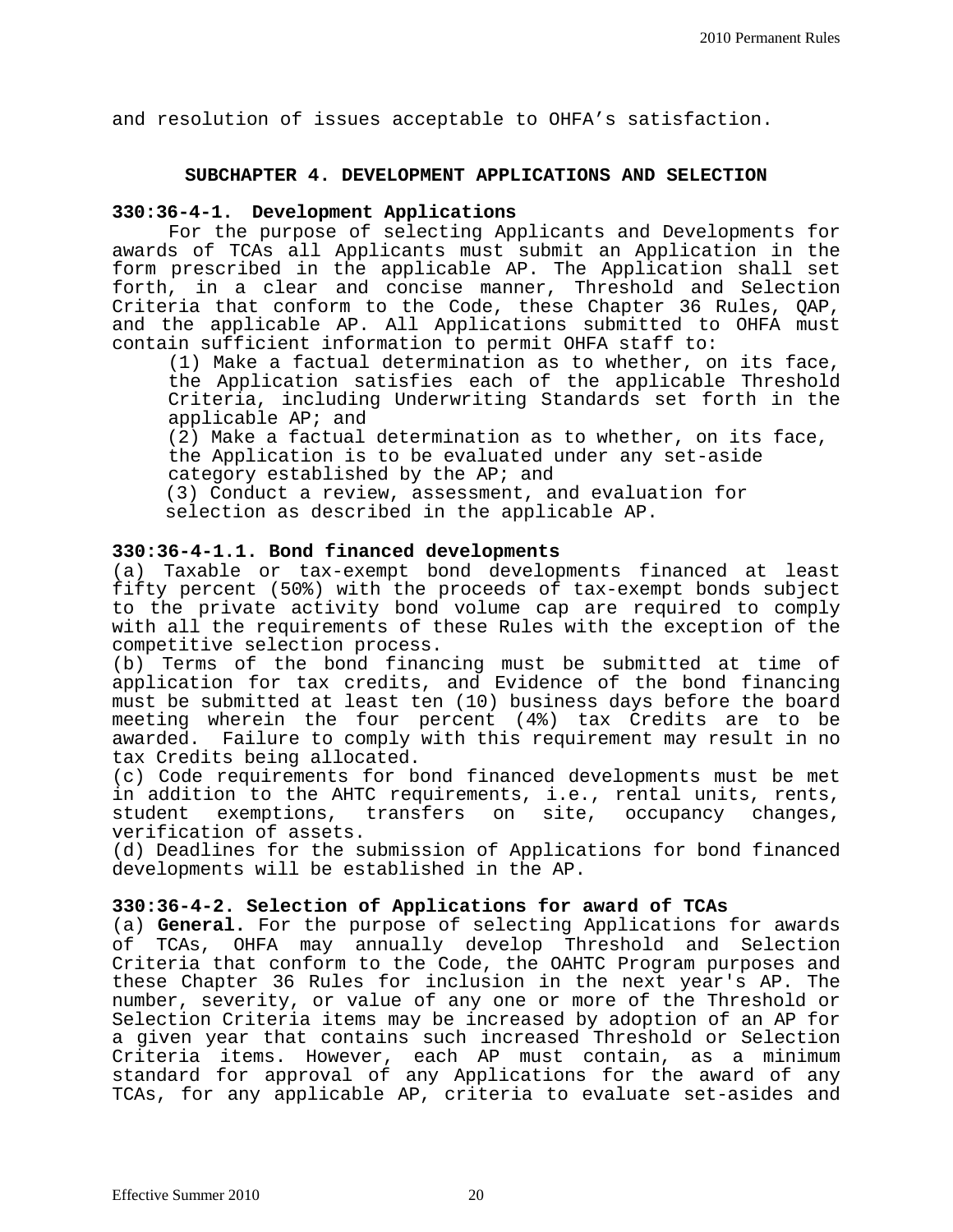and resolution of issues acceptable to OHFA's satisfaction.

## SUBCHAPTER 4. DEVELOPMENT APPLICATIONS AND SELECTION

### 330:36-4-1. Development Applications

For the purpose of selecting Applicants and Developments for awards of TCAs all Applicants must submit an Application in the form prescribed in the applicable AP. The Application shall set forth, in a clear and concise manner, Threshold and Selection Criteria that conform to the Code, these Chapter 36 Rules, QAP, and the applicable AP. All Applications submitted to OHFA must contain sufficient information to permit OHFA staff to:

(1) Make a factual determination as to whether, on its face, the Application satisfies each of the applicable Threshold Criteria, including Underwriting Standards set forth in the applicable AP; and

(2) Make a factual determination as to whether, on its face, the Application is to be evaluated under any set-aside category established by the AP; and

(3) Conduct a review, assessment, and evaluation for selection as described in the applicable AP.

### 330:36-4-1.1. Bond financed developments

(a) Taxable or tax-exempt bond developments financed at least fifty percent (50%) with the proceeds of tax-exempt bonds subject to the private activity bond volume cap are required to comply with all the requirements of these Rules with the exception of the competitive selection process.

(b) Terms of the bond financing must be submitted at time of application for tax credits, and Evidence of the bond financing must be submitted at least ten (10) business days before the board meeting wherein the four percent (4%) tax Credits are to be awarded. Failure to comply with this requirement may result in no tax Credits being allocated.

(c) Code requirements for bond financed developments must be met in addition to the AHTC requirements, i.e., rental units, rents, student exemptions, transfers on site, occupancy changes, verification of assets.

(d) Deadlines for the submission of Applications for bond financed developments will be established in the AP.

### 330:36-4-2. Selection of Applications for award of TCAs

(a) **General.** For the purpose of selecting Applications for awards of TCAs, OHFA may annually develop Threshold and Selection Criteria that conform to the Code, the OAHTC Program purposes and these Chapter 36 Rules for inclusion in the next year's AP. The number, severity, or value of any one or more of the Threshold or Selection Criteria items may be increased by adoption of an AP for a given year that contains such increased Threshold or Selection Criteria items. However, each AP must contain, as a minimum standard for approval of any Applications for the award of any TCAs, for any applicable AP, criteria to evaluate set-asides and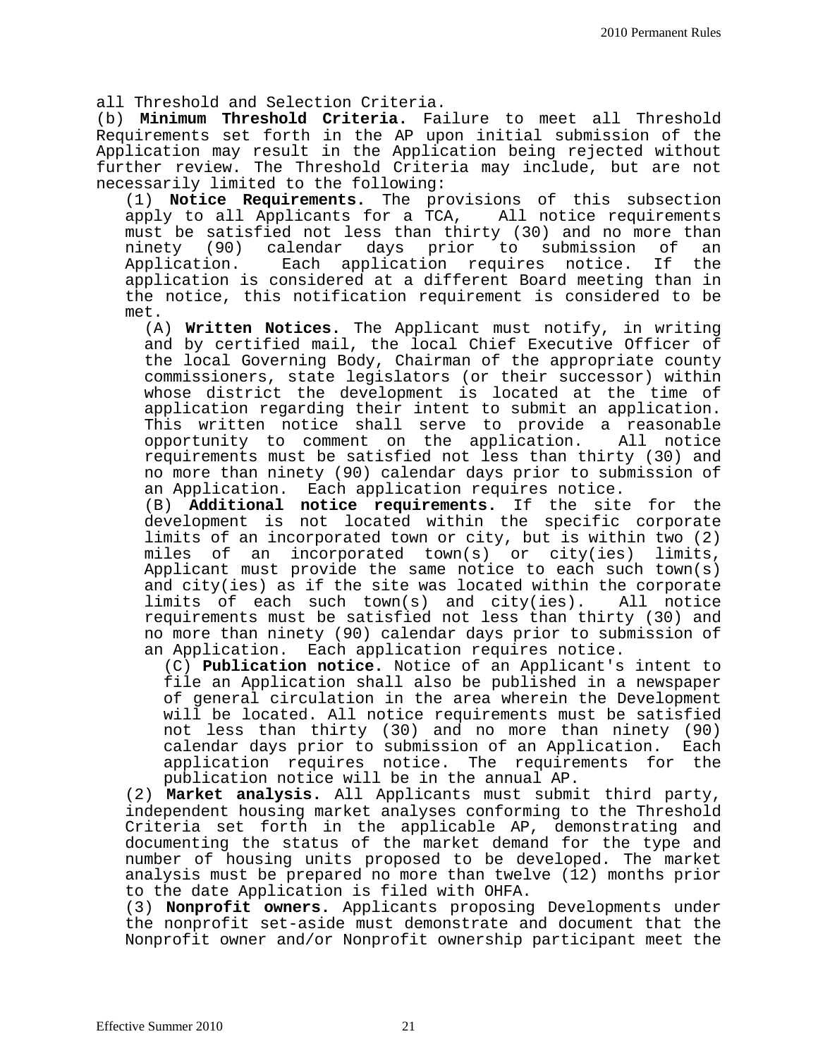all Threshold and Selection Criteria.

(b) **Minimum Threshold Criteria.** Failure to meet all Threshold Requirements set forth in the AP upon initial submission of the Application may result in the Application being rejected without further review. The Threshold Criteria may include, but are not necessarily limited to the following:

(1) **Notice Requirements.** The provisions of this subsection apply to all Applicants for a TCA, All notice requirements must be satisfied not less than thirty (30) and no more than ninety (90) calendar days prior to submission of an Application. Each application requires notice. If the application is considered at a different Board meeting than in the notice, this notification requirement is considered to be met.

(A) **Written Notices.** The Applicant must notify, in writing and by certified mail, the local Chief Executive Officer of the local Governing Body, Chairman of the appropriate county commissioners, state legislators (or their successor) within whose district the development is located at the time of application regarding their intent to submit an application. This written notice shall serve to provide a reasonable opportunity to comment on the application. All notice requirements must be satisfied not less than thirty (30) and no more than ninety (90) calendar days prior to submission of an Application. Each application requires notice.

(B) **Additional notice requirements.** If the site for the development is not located within the specific corporate limits of an incorporated town or city, but is within two (2) miles of an incorporated town(s) or city(ies) limits, Applicant must provide the same notice to each such town(s) and city(ies) as if the site was located within the corporate limits of each such town(s) and city(ies). All notice requirements must be satisfied not less than thirty (30) and no more than ninety (90) calendar days prior to submission of an Application. Each application requires notice.

(C) **Publication notice.** Notice of an Applicant's intent to file an Application shall also be published in a newspaper of general circulation in the area wherein the Development will be located. All notice requirements must be satisfied not less than thirty (30) and no more than ninety (90) calendar days prior to submission of an Application. Each application requires notice. The requirements for the publication notice will be in the annual AP.

(2) **Market analysis.** All Applicants must submit third party, independent housing market analyses conforming to the Threshold Criteria set forth in the applicable AP, demonstrating and documenting the status of the market demand for the type and number of housing units proposed to be developed. The market analysis must be prepared no more than twelve (12) months prior to the date Application is filed with OHFA.

(3) **Nonprofit owners.** Applicants proposing Developments under the nonprofit set-aside must demonstrate and document that the Nonprofit owner and/or Nonprofit ownership participant meet the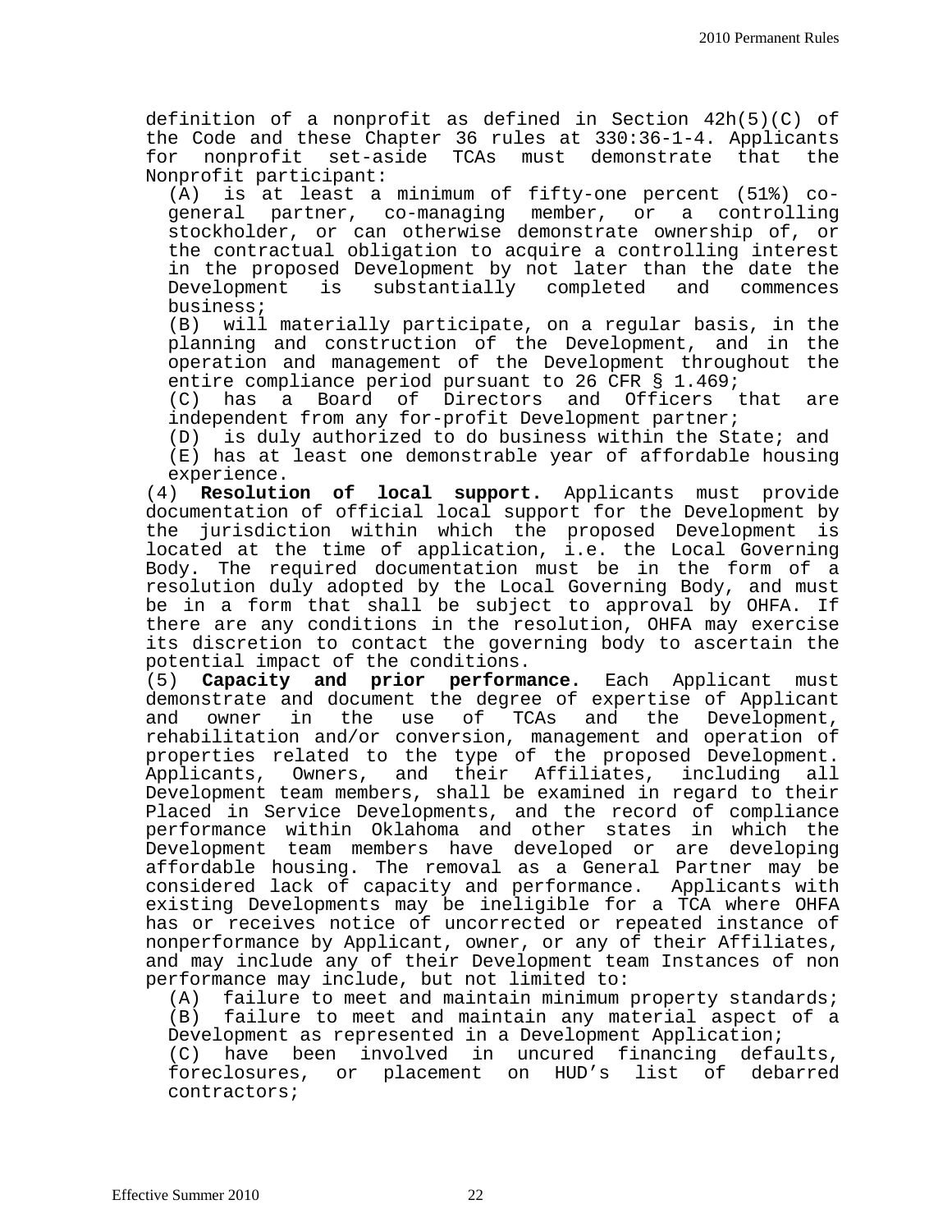definition of a nonprofit as defined in Section 42h(5)(C) of the Code and these Chapter 36 rules at 330:36-1-4. Applicants for nonprofit set-aside TCAs must demonstrate that the Nonprofit participant:

(A) is at least a minimum of fifty-one percent (51%) co-general partner, co-managing member, or a controlling stockholder, or can otherwise demonstrate ownership of, or the contractual obligation to acquire a controlling interest in the proposed Development by not later than the date the Development is substantially completed and commences business;

(B) will materially participate, on a regular basis, in the planning and construction of the Development, and in the operation and management of the Development throughout the entire compliance period pursuant to 26 CFR § 1.469;

(C) has a Board of Directors and Officers that are independent from any for-profit Development partner;

(D) is duly authorized to do business within the State; and

(E) has at least one demonstrable year of affordable housing experience.

(4) **Resolution of local support.** Applicants must provide documentation of official local support for the Development by the jurisdiction within which the proposed Development is located at the time of application, i.e. the Local Governing Body. The required documentation must be in the form of a resolution duly adopted by the Local Governing Body, and must be in a form that shall be subject to approval by OHFA. If there are any conditions in the resolution, OHFA may exercise its discretion to contact the governing body to ascertain the potential impact of the conditions.

(5) **Capacity and prior performance.** Each Applicant must demonstrate and document the degree of expertise of Applicant and owner in the use of TCAs and the Development, rehabilitation and/or conversion, management and operation of properties related to the type of the proposed Development. Applicants, Owners, and their Affiliates, including all Development team members, shall be examined in regard to their Placed in Service Developments, and the record of compliance performance within Oklahoma and other states in which the Development team members have developed or are developing affordable housing. The removal as a General Partner may be considered lack of capacity and performance. Applicants with existing Developments may be ineligible for a TCA where OHFA has or receives notice of uncorrected or repeated instance of nonperformance by Applicant, owner, or any of their Affiliates, and may include any of their Development team Instances of non performance may include, but not limited to:

(A) failure to meet and maintain minimum property standards;

(B) failure to meet and maintain any material aspect of a Development as represented in a Development Application;

(C) have been involved in uncured financing defaults, foreclosures, or placement on HUD's list of debarred contractors;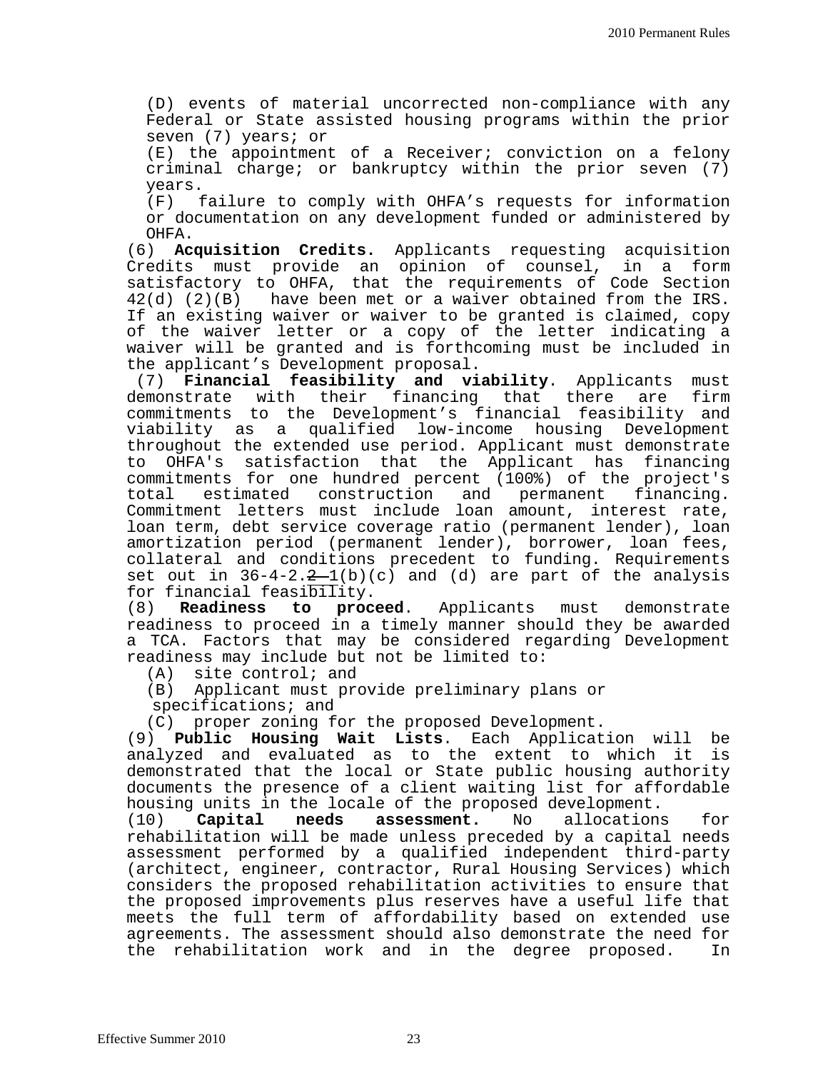(D) events of material uncorrected non-compliance with any Federal or State assisted housing programs within the prior seven (7) years; or

(E) the appointment of a Receiver; conviction on a felony criminal charge; or bankruptcy within the prior seven (7) years.

(F) failure to comply with OHFA's requests for information or documentation on any development funded or administered by OHFA.

(6) **Acquisition Credits.** Applicants requesting acquisition Credits must provide an opinion of counsel, in a form satisfactory to OHFA, that the requirements of Code Section 42(d) (2)(B) have been met or a waiver obtained from the IRS. If an existing waiver or waiver to be granted is claimed, copy of the waiver letter or a copy of the letter indicating a waiver will be granted and is forthcoming must be included in the applicant's Development proposal.

(7) **Financial feasibility and viability**. Applicants must demonstrate with their financing that there are firm commitments to the Development's financial feasibility and viability as a qualified low-income housing Development throughout the extended use period. Applicant must demonstrate to OHFA's satisfaction that the Applicant has financing commitments for one hundred percent (100%) of the project's total estimated construction and permanent financing. Commitment letters must include loan amount, interest rate, loan term, debt service coverage ratio (permanent lender), loan amortization period (permanent lender), borrower, loan fees, collateral and conditions precedent to funding. Requirements set out in 36-4-2.~~2~~ 1(b)(c) and (d) are part of the analysis for financial feasibility.

(8) **Readiness to proceed**. Applicants must demonstrate readiness to proceed in a timely manner should they be awarded a TCA. Factors that may be considered regarding Development readiness may include but not be limited to:

(A) site control; and

(B) Applicant must provide preliminary plans or specifications; and

(C) proper zoning for the proposed Development.

(9) **Public Housing Wait Lists**. Each Application will be analyzed and evaluated as to the extent to which it is demonstrated that the local or State public housing authority documents the presence of a client waiting list for affordable housing units in the locale of the proposed development.

(10) **Capital needs assessment.** No allocations for rehabilitation will be made unless preceded by a capital needs assessment performed by a qualified independent third-party (architect, engineer, contractor, Rural Housing Services) which considers the proposed rehabilitation activities to ensure that the proposed improvements plus reserves have a useful life that meets the full term of affordability based on extended use agreements. The assessment should also demonstrate the need for the rehabilitation work and in the degree proposed. In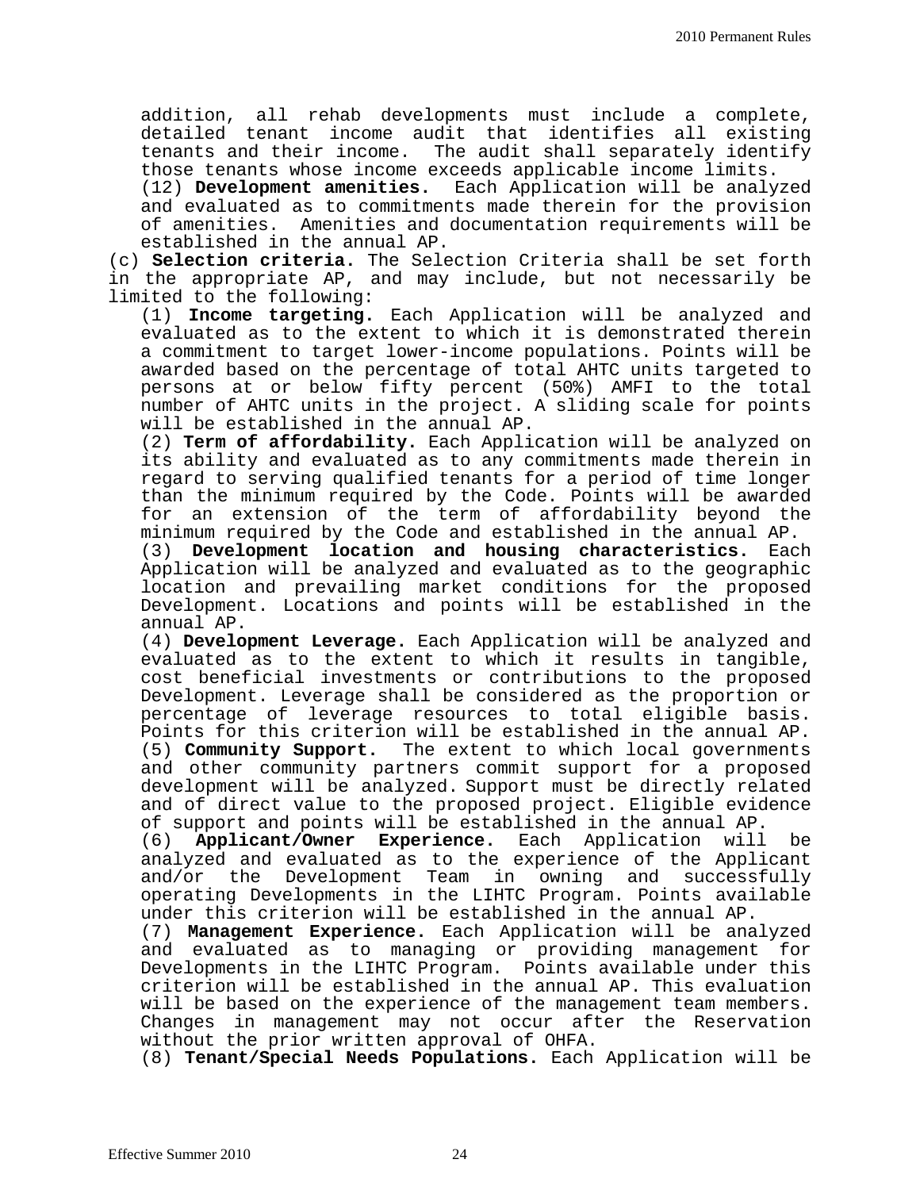addition, all rehab developments must include a complete, detailed tenant income audit that identifies all existing tenants and their income. The audit shall separately identify those tenants whose income exceeds applicable income limits.

(12) **Development amenities.** Each Application will be analyzed and evaluated as to commitments made therein for the provision of amenities. Amenities and documentation requirements will be established in the annual AP.

(c) **Selection criteria.** The Selection Criteria shall be set forth in the appropriate AP, and may include, but not necessarily be limited to the following:

(1) **Income targeting.** Each Application will be analyzed and evaluated as to the extent to which it is demonstrated therein a commitment to target lower-income populations. Points will be awarded based on the percentage of total AHTC units targeted to persons at or below fifty percent (50%) AMFI to the total number of AHTC units in the project. A sliding scale for points will be established in the annual AP.

(2) **Term of affordability.** Each Application will be analyzed on its ability and evaluated as to any commitments made therein in regard to serving qualified tenants for a period of time longer than the minimum required by the Code. Points will be awarded for an extension of the term of affordability beyond the minimum required by the Code and established in the annual AP.

(3) **Development location and housing characteristics.** Each Application will be analyzed and evaluated as to the geographic location and prevailing market conditions for the proposed Development. Locations and points will be established in the annual AP.

(4) **Development Leverage.** Each Application will be analyzed and evaluated as to the extent to which it results in tangible, cost beneficial investments or contributions to the proposed Development. Leverage shall be considered as the proportion or percentage of leverage resources to total eligible basis. Points for this criterion will be established in the annual AP.

(5) **Community Support.** The extent to which local governments and other community partners commit support for a proposed development will be analyzed. Support must be directly related and of direct value to the proposed project. Eligible evidence of support and points will be established in the annual AP.

(6) **Applicant/Owner Experience.** Each Application will be analyzed and evaluated as to the experience of the Applicant and/or the Development Team in owning and successfully operating Developments in the LIHTC Program. Points available under this criterion will be established in the annual AP.

(7) **Management Experience.** Each Application will be analyzed and evaluated as to managing or providing management for Developments in the LIHTC Program. Points available under this criterion will be established in the annual AP. This evaluation will be based on the experience of the management team members. Changes in management may not occur after the Reservation without the prior written approval of OHFA.

(8) **Tenant/Special Needs Populations.** Each Application will be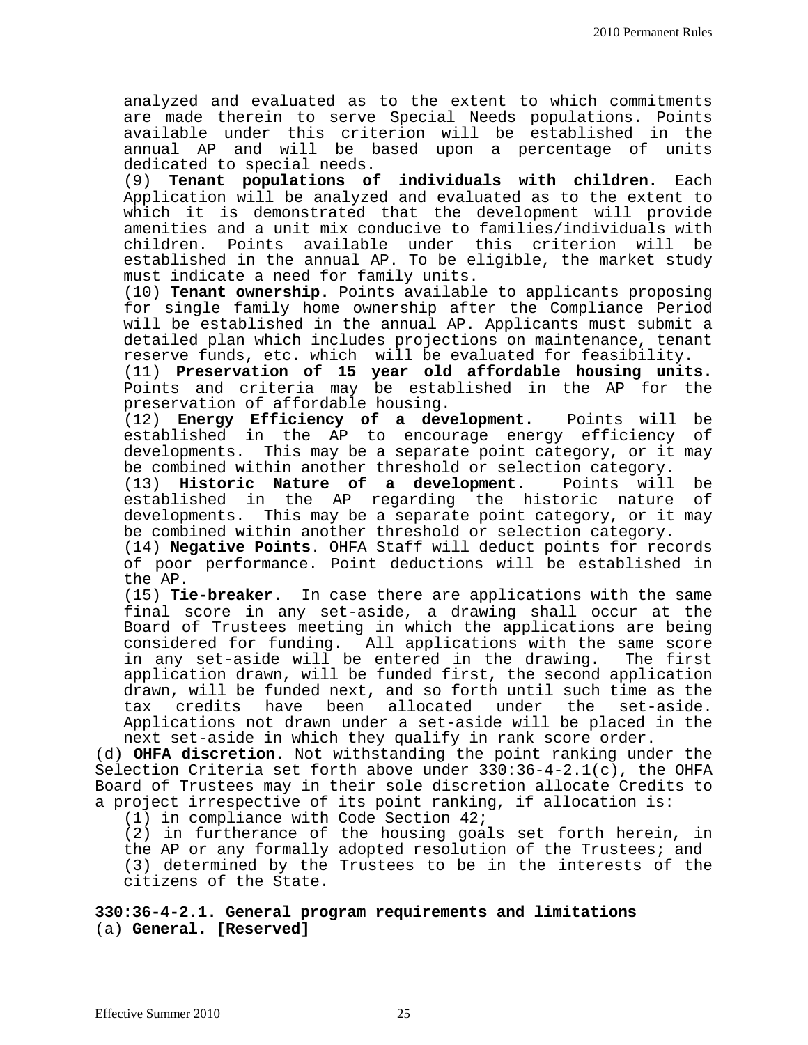analyzed and evaluated as to the extent to which commitments are made therein to serve Special Needs populations. Points available under this criterion will be established in the annual AP and will be based upon a percentage of units dedicated to special needs.

(9) **Tenant populations of individuals with children.** Each Application will be analyzed and evaluated as to the extent to which it is demonstrated that the development will provide amenities and a unit mix conducive to families/individuals with children. Points available under this criterion will be established in the annual AP. To be eligible, the market study must indicate a need for family units.

(10) **Tenant ownership.** Points available to applicants proposing for single family home ownership after the Compliance Period will be established in the annual AP. Applicants must submit a detailed plan which includes projections on maintenance, tenant reserve funds, etc. which will be evaluated for feasibility.

(11) **Preservation of 15 year old affordable housing units.** Points and criteria may be established in the AP for the preservation of affordable housing.

(12) **Energy Efficiency of a development.** Points will be established in the AP to encourage energy efficiency of developments. This may be a separate point category, or it may be combined within another threshold or selection category.

(13) **Historic Nature of a development.** Points will be established in the AP regarding the historic nature of developments. This may be a separate point category, or it may be combined within another threshold or selection category.

(14) **Negative Points**. OHFA Staff will deduct points for records of poor performance. Point deductions will be established in the AP.

(15) **Tie-breaker.** In case there are applications with the same final score in any set-aside, a drawing shall occur at the Board of Trustees meeting in which the applications are being considered for funding. All applications with the same score in any set-aside will be entered in the drawing. The first application drawn, will be funded first, the second application drawn, will be funded next, and so forth until such time as the tax credits have been allocated under the set-aside. Applications not drawn under a set-aside will be placed in the next set-aside in which they qualify in rank score order.

(d) **OHFA discretion.** Not withstanding the point ranking under the Selection Criteria set forth above under 330:36-4-2.1(c), the OHFA Board of Trustees may in their sole discretion allocate Credits to a project irrespective of its point ranking, if allocation is:

(1) in compliance with Code Section 42;

(2) in furtherance of the housing goals set forth herein, in the AP or any formally adopted resolution of the Trustees; and

(3) determined by the Trustees to be in the interests of the citizens of the State.

**330:36-4-2.1. General program requirements and limitations**

(a) **General. [Reserved]**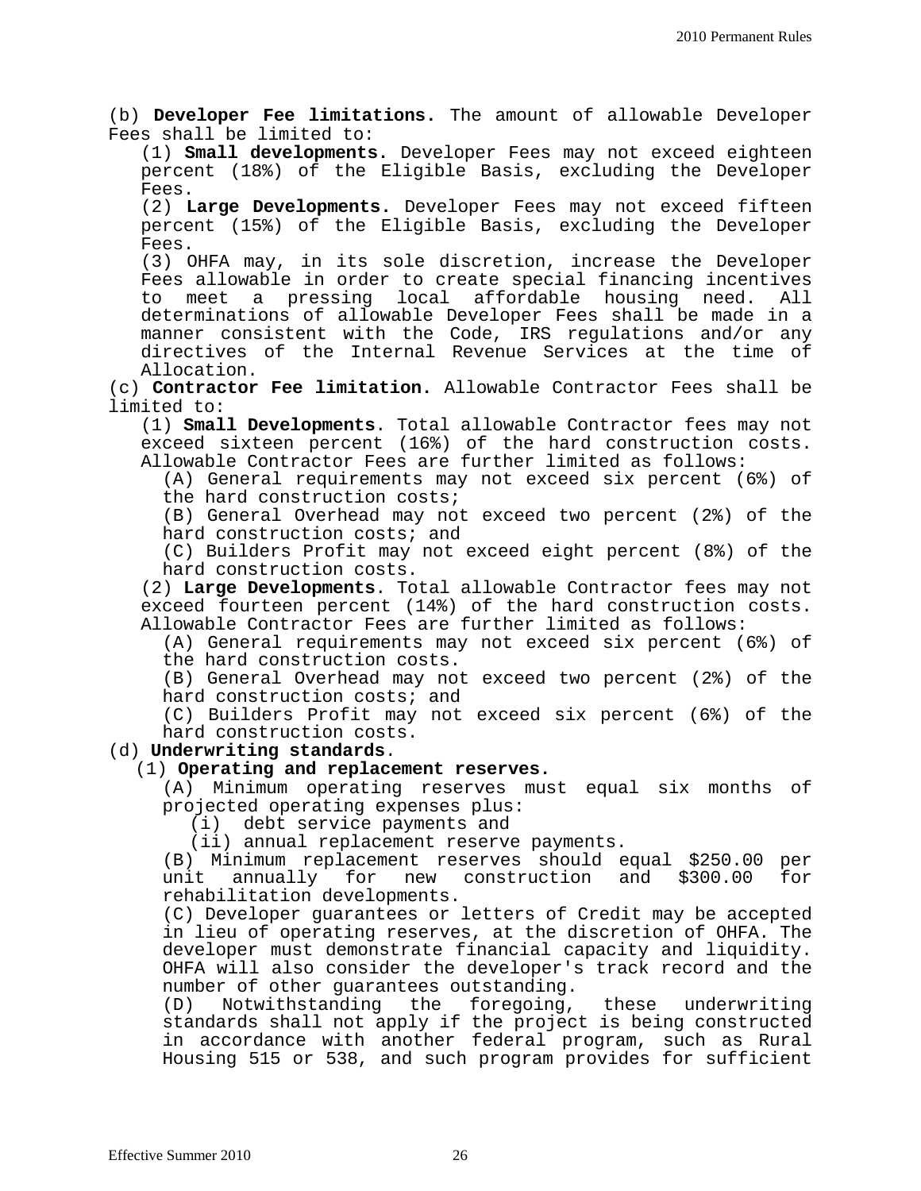(b) **Developer Fee limitations.** The amount of allowable Developer Fees shall be limited to:

(1) **Small developments.** Developer Fees may not exceed eighteen percent (18%) of the Eligible Basis, excluding the Developer Fees.

(2) **Large Developments.** Developer Fees may not exceed fifteen percent (15%) of the Eligible Basis, excluding the Developer Fees.

(3) OHFA may, in its sole discretion, increase the Developer Fees allowable in order to create special financing incentives to meet a pressing local affordable housing need. All determinations of allowable Developer Fees shall be made in a manner consistent with the Code, IRS regulations and/or any directives of the Internal Revenue Services at the time of Allocation.

(c) **Contractor Fee limitation.** Allowable Contractor Fees shall be limited to:

(1) **Small Developments**. Total allowable Contractor fees may not exceed sixteen percent (16%) of the hard construction costs. Allowable Contractor Fees are further limited as follows:

(A) General requirements may not exceed six percent (6%) of the hard construction costs;

(B) General Overhead may not exceed two percent (2%) of the hard construction costs; and

(C) Builders Profit may not exceed eight percent (8%) of the hard construction costs.

(2) **Large Developments**. Total allowable Contractor fees may not exceed fourteen percent (14%) of the hard construction costs. Allowable Contractor Fees are further limited as follows:

(A) General requirements may not exceed six percent (6%) of the hard construction costs.

(B) General Overhead may not exceed two percent (2%) of the hard construction costs; and

(C) Builders Profit may not exceed six percent (6%) of the hard construction costs.

(d) **Underwriting standards**.

(1) **Operating and replacement reserves.**

(A) Minimum operating reserves must equal six months of projected operating expenses plus:

(i) debt service payments and

(ii) annual replacement reserve payments.

(B) Minimum replacement reserves should equal $250.00 per unit annually for new construction and $300.00 for rehabilitation developments.

(C) Developer guarantees or letters of Credit may be accepted in lieu of operating reserves, at the discretion of OHFA. The developer must demonstrate financial capacity and liquidity. OHFA will also consider the developer's track record and the number of other guarantees outstanding.

(D) Notwithstanding the foregoing, these underwriting standards shall not apply if the project is being constructed in accordance with another federal program, such as Rural Housing 515 or 538, and such program provides for sufficient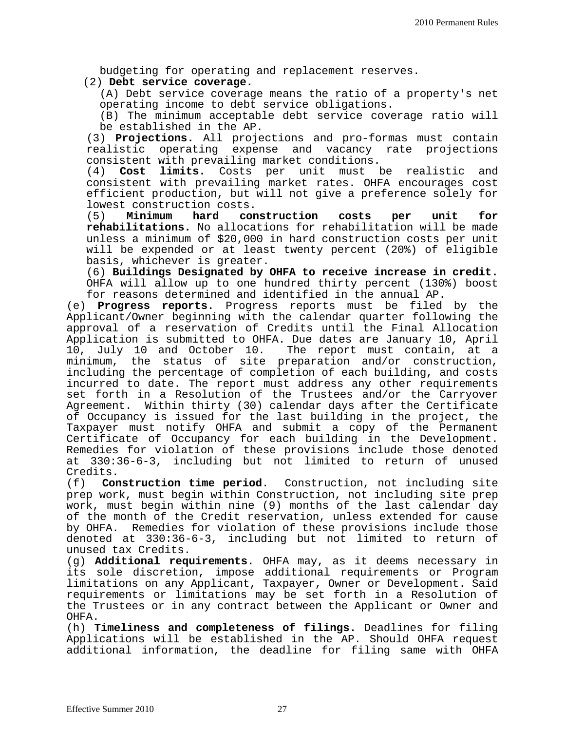budgeting for operating and replacement reserves.

(2) **Debt service coverage.**

(A) Debt service coverage means the ratio of a property's net operating income to debt service obligations.

(B) The minimum acceptable debt service coverage ratio will be established in the AP.

(3) **Projections.** All projections and pro-formas must contain realistic operating expense and vacancy rate projections consistent with prevailing market conditions.

(4) **Cost limits.** Costs per unit must be realistic and consistent with prevailing market rates. OHFA encourages cost efficient production, but will not give a preference solely for lowest construction costs.

(5) **Minimum hard construction costs per unit for rehabilitations.** No allocations for rehabilitation will be made unless a minimum of $20,000 in hard construction costs per unit will be expended or at least twenty percent (20%) of eligible basis, whichever is greater.

(6) **Buildings Designated by OHFA to receive increase in credit.** OHFA will allow up to one hundred thirty percent (130%) boost for reasons determined and identified in the annual AP.

(e) **Progress reports.** Progress reports must be filed by the Applicant/Owner beginning with the calendar quarter following the approval of a reservation of Credits until the Final Allocation Application is submitted to OHFA. Due dates are January 10, April 10, July 10 and October 10. The report must contain, at a minimum, the status of site preparation and/or construction, including the percentage of completion of each building, and costs incurred to date. The report must address any other requirements set forth in a Resolution of the Trustees and/or the Carryover Agreement. Within thirty (30) calendar days after the Certificate of Occupancy is issued for the last building in the project, the Taxpayer must notify OHFA and submit a copy of the Permanent Certificate of Occupancy for each building in the Development. Remedies for violation of these provisions include those denoted at 330:36-6-3, including but not limited to return of unused Credits.

(f) **Construction time period**. Construction, not including site prep work, must begin within Construction, not including site prep work, must begin within nine (9) months of the last calendar day of the month of the Credit reservation, unless extended for cause by OHFA. Remedies for violation of these provisions include those denoted at 330:36-6-3, including but not limited to return of unused tax Credits.

(g) **Additional requirements.** OHFA may, as it deems necessary in its sole discretion, impose additional requirements or Program limitations on any Applicant, Taxpayer, Owner or Development. Said requirements or limitations may be set forth in a Resolution of the Trustees or in any contract between the Applicant or Owner and OHFA.

(h) **Timeliness and completeness of filings.** Deadlines for filing Applications will be established in the AP. Should OHFA request additional information, the deadline for filing same with OHFA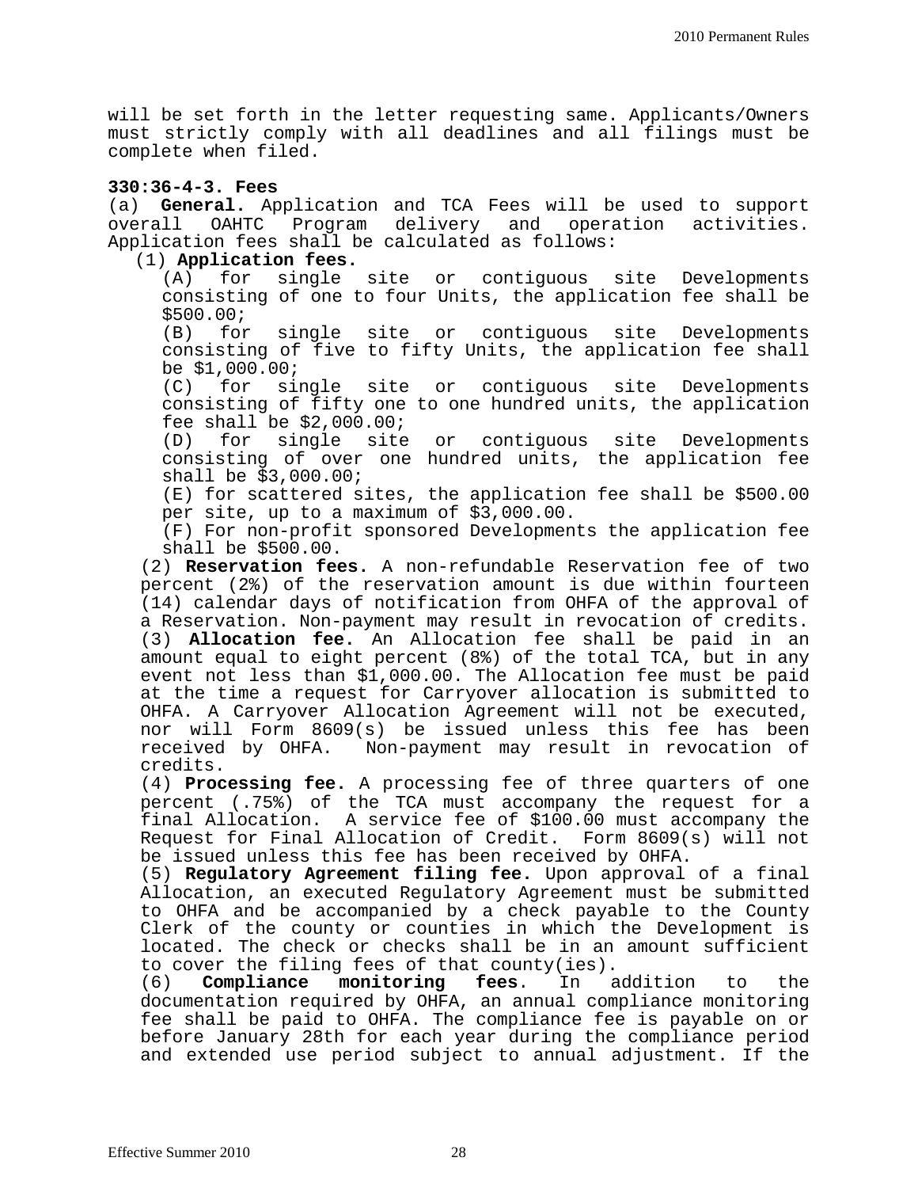will be set forth in the letter requesting same. Applicants/Owners must strictly comply with all deadlines and all filings must be complete when filed.

**330:36-4-3. Fees**

(a) **General.** Application and TCA Fees will be used to support overall OAHTC Program delivery and operation activities. Application fees shall be calculated as follows:

(1) **Application fees.**

(A) for single site or contiguous site Developments consisting of one to four Units, the application fee shall be $500.00;

(B) for single site or contiguous site Developments consisting of five to fifty Units, the application fee shall be $1,000.00;

(C) for single site or contiguous site Developments consisting of fifty one to one hundred units, the application fee shall be $2,000.00;

(D) for single site or contiguous site Developments consisting of over one hundred units, the application fee shall be $3,000.00;

(E) for scattered sites, the application fee shall be $500.00 per site, up to a maximum of $3,000.00.

(F) For non-profit sponsored Developments the application fee shall be $500.00.

(2) **Reservation fees.** A non-refundable Reservation fee of two percent (2%) of the reservation amount is due within fourteen (14) calendar days of notification from OHFA of the approval of a Reservation. Non-payment may result in revocation of credits.

(3) **Allocation fee.** An Allocation fee shall be paid in an amount equal to eight percent (8%) of the total TCA, but in any event not less than $1,000.00. The Allocation fee must be paid at the time a request for Carryover allocation is submitted to OHFA. A Carryover Allocation Agreement will not be executed, nor will Form 8609(s) be issued unless this fee has been received by OHFA. Non-payment may result in revocation of credits.

(4) **Processing fee.** A processing fee of three quarters of one percent (.75%) of the TCA must accompany the request for a final Allocation. A service fee of $100.00 must accompany the Request for Final Allocation of Credit. Form 8609(s) will not be issued unless this fee has been received by OHFA.

(5) **Regulatory Agreement filing fee.** Upon approval of a final Allocation, an executed Regulatory Agreement must be submitted to OHFA and be accompanied by a check payable to the County Clerk of the county or counties in which the Development is located. The check or checks shall be in an amount sufficient to cover the filing fees of that county(ies).

(6) **Compliance monitoring fees**. In addition to the documentation required by OHFA, an annual compliance monitoring fee shall be paid to OHFA. The compliance fee is payable on or before January 28th for each year during the compliance period and extended use period subject to annual adjustment. If the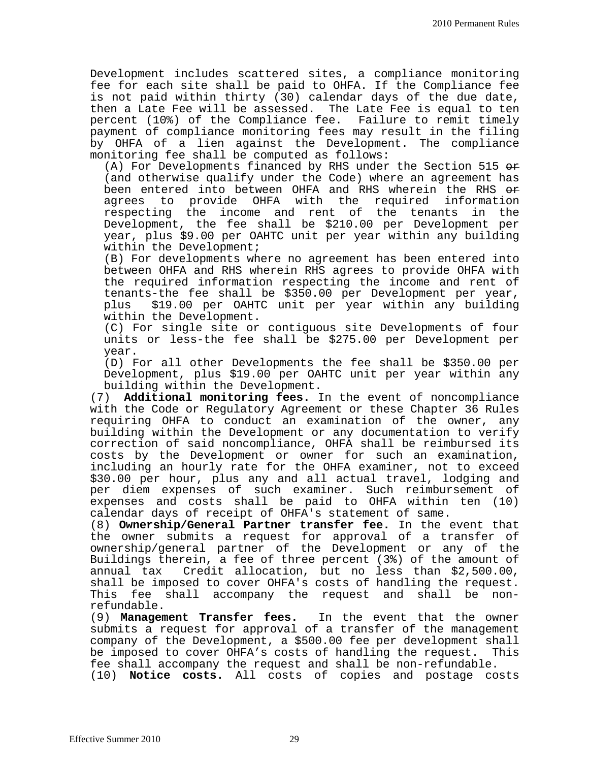Development includes scattered sites, a compliance monitoring fee for each site shall be paid to OHFA. If the Compliance fee is not paid within thirty (30) calendar days of the due date, then a Late Fee will be assessed. The Late Fee is equal to ten percent (10%) of the Compliance fee. Failure to remit timely payment of compliance monitoring fees may result in the filing by OHFA of a lien against the Development. The compliance monitoring fee shall be computed as follows:

(A) For Developments financed by RHS under the Section 515 ~~or~~ (and otherwise qualify under the Code) where an agreement has been entered into between OHFA and RHS wherein the RHS ~~or~~ agrees to provide OHFA with the required information respecting the income and rent of the tenants in the Development, the fee shall be $210.00 per Development per year, plus $9.00 per OAHTC unit per year within any building within the Development;

(B) For developments where no agreement has been entered into between OHFA and RHS wherein RHS agrees to provide OHFA with the required information respecting the income and rent of tenants-the fee shall be $350.00 per Development per year, plus $19.00 per OAHTC unit per year within any building within the Development.

(C) For single site or contiguous site Developments of four units or less-the fee shall be $275.00 per Development per year.

(D) For all other Developments the fee shall be $350.00 per Development, plus $19.00 per OAHTC unit per year within any building within the Development.

(7) **Additional monitoring fees.** In the event of noncompliance with the Code or Regulatory Agreement or these Chapter 36 Rules requiring OHFA to conduct an examination of the owner, any building within the Development or any documentation to verify correction of said noncompliance, OHFA shall be reimbursed its costs by the Development or owner for such an examination, including an hourly rate for the OHFA examiner, not to exceed $30.00 per hour, plus any and all actual travel, lodging and per diem expenses of such examiner. Such reimbursement of expenses and costs shall be paid to OHFA within ten (10) calendar days of receipt of OHFA's statement of same.

(8) **Ownership/General Partner transfer fee.** In the event that the owner submits a request for approval of a transfer of ownership/general partner of the Development or any of the Buildings therein, a fee of three percent (3%) of the amount of annual tax Credit allocation, but no less than $2,500.00, shall be imposed to cover OHFA's costs of handling the request. This fee shall accompany the request and shall be non-refundable.

(9) **Management Transfer fees.** In the event that the owner submits a request for approval of a transfer of the management company of the Development, a $500.00 fee per development shall be imposed to cover OHFA's costs of handling the request. This fee shall accompany the request and shall be non-refundable.

(10) **Notice costs.** All costs of copies and postage costs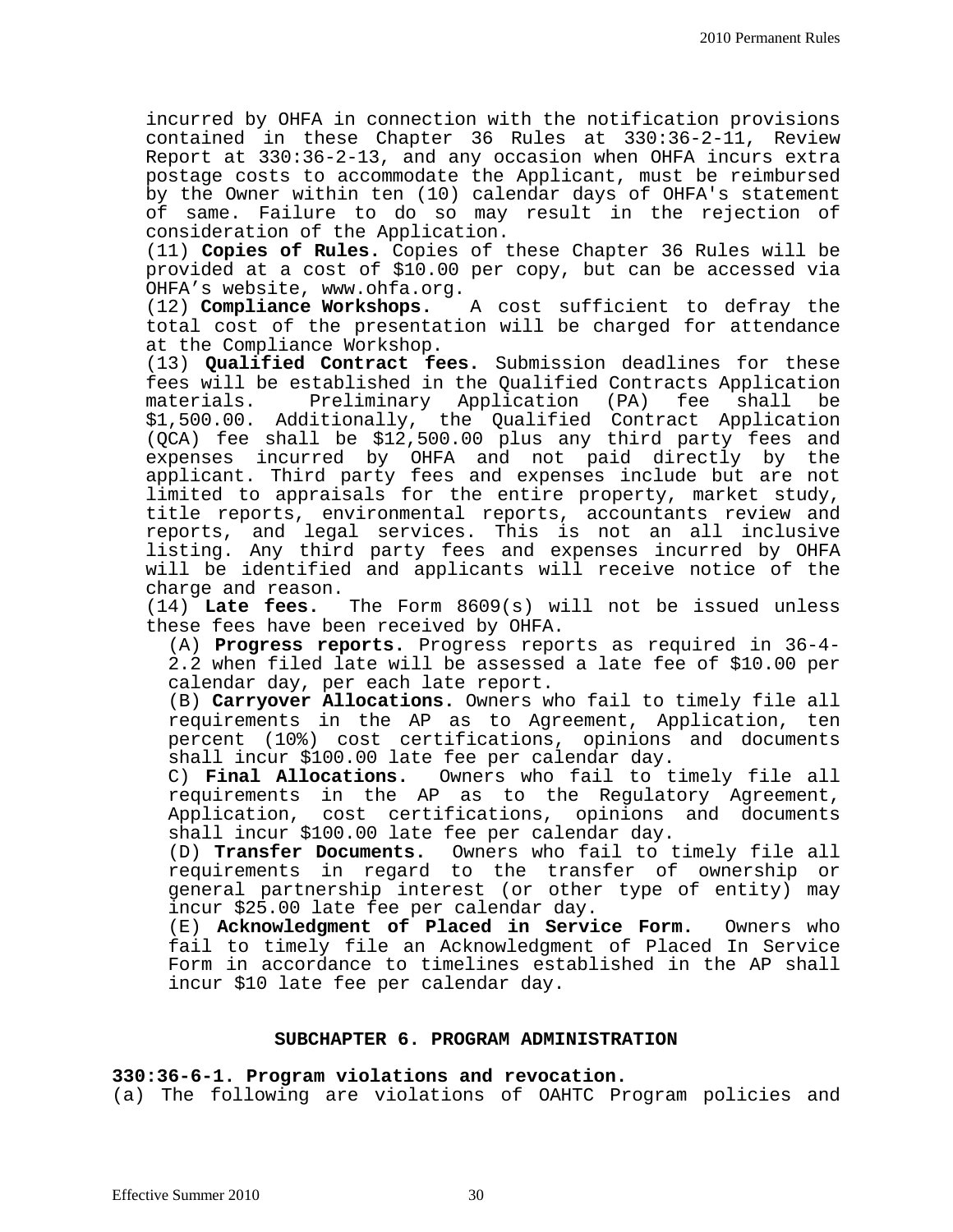incurred by OHFA in connection with the notification provisions contained in these Chapter 36 Rules at 330:36-2-11, Review Report at 330:36-2-13, and any occasion when OHFA incurs extra postage costs to accommodate the Applicant, must be reimbursed by the Owner within ten (10) calendar days of OHFA's statement of same. Failure to do so may result in the rejection of consideration of the Application.

(11) **Copies of Rules.** Copies of these Chapter 36 Rules will be provided at a cost of $10.00 per copy, but can be accessed via OHFA's website, www.ohfa.org.

(12) **Compliance Workshops.** A cost sufficient to defray the total cost of the presentation will be charged for attendance at the Compliance Workshop.

(13) **Qualified Contract fees.** Submission deadlines for these fees will be established in the Qualified Contracts Application materials. Preliminary Application (PA) fee shall be $1,500.00. Additionally, the Qualified Contract Application (QCA) fee shall be $12,500.00 plus any third party fees and expenses incurred by OHFA and not paid directly by the applicant. Third party fees and expenses include but are not limited to appraisals for the entire property, market study, title reports, environmental reports, accountants review and reports, and legal services. This is not an all inclusive listing. Any third party fees and expenses incurred by OHFA will be identified and applicants will receive notice of the charge and reason.

(14) **Late fees.** The Form 8609(s) will not be issued unless these fees have been received by OHFA.

(A) **Progress reports.** Progress reports as required in 36-4-2.2 when filed late will be assessed a late fee of $10.00 per calendar day, per each late report.

(B) **Carryover Allocations.** Owners who fail to timely file all requirements in the AP as to Agreement, Application, ten percent (10%) cost certifications, opinions and documents shall incur $100.00 late fee per calendar day.

C) **Final Allocations.** Owners who fail to timely file all requirements in the AP as to the Regulatory Agreement, Application, cost certifications, opinions and documents shall incur $100.00 late fee per calendar day.

(D) **Transfer Documents.** Owners who fail to timely file all requirements in regard to the transfer of ownership or general partnership interest (or other type of entity) may incur $25.00 late fee per calendar day.

(E) **Acknowledgment of Placed in Service Form.** Owners who fail to timely file an Acknowledgment of Placed In Service Form in accordance to timelines established in the AP shall incur $10 late fee per calendar day.

## SUBCHAPTER 6. PROGRAM ADMINISTRATION

### 330:36-6-1. Program violations and revocation.

(a) The following are violations of OAHTC Program policies and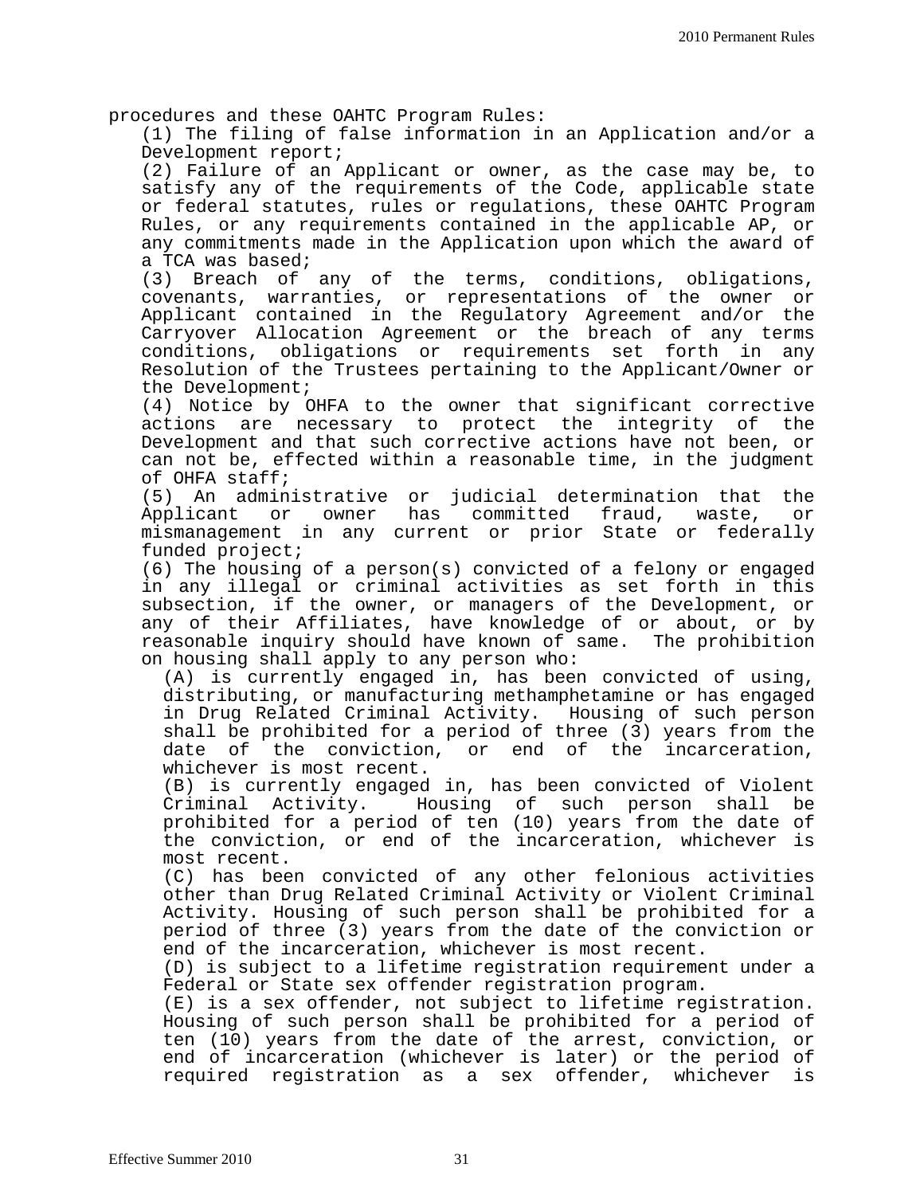procedures and these OAHTC Program Rules:

(1) The filing of false information in an Application and/or a Development report;

(2) Failure of an Applicant or owner, as the case may be, to satisfy any of the requirements of the Code, applicable state or federal statutes, rules or regulations, these OAHTC Program Rules, or any requirements contained in the applicable AP, or any commitments made in the Application upon which the award of a TCA was based;

(3) Breach of any of the terms, conditions, obligations, covenants, warranties, or representations of the owner or Applicant contained in the Regulatory Agreement and/or the Carryover Allocation Agreement or the breach of any terms conditions, obligations or requirements set forth in any Resolution of the Trustees pertaining to the Applicant/Owner or the Development;

(4) Notice by OHFA to the owner that significant corrective actions are necessary to protect the integrity of the Development and that such corrective actions have not been, or can not be, effected within a reasonable time, in the judgment of OHFA staff;

(5) An administrative or judicial determination that the Applicant or owner has committed fraud, waste, or mismanagement in any current or prior State or federally funded project;

(6) The housing of a person(s) convicted of a felony or engaged in any illegal or criminal activities as set forth in this subsection, if the owner, or managers of the Development, or any of their Affiliates, have knowledge of or about, or by reasonable inquiry should have known of same. The prohibition on housing shall apply to any person who:

(A) is currently engaged in, has been convicted of using, distributing, or manufacturing methamphetamine or has engaged in Drug Related Criminal Activity. Housing of such person shall be prohibited for a period of three (3) years from the date of the conviction, or end of the incarceration, whichever is most recent.

(B) is currently engaged in, has been convicted of Violent Criminal Activity. Housing of such person shall be prohibited for a period of ten (10) years from the date of the conviction, or end of the incarceration, whichever is most recent.

(C) has been convicted of any other felonious activities other than Drug Related Criminal Activity or Violent Criminal Activity. Housing of such person shall be prohibited for a period of three (3) years from the date of the conviction or end of the incarceration, whichever is most recent.

(D) is subject to a lifetime registration requirement under a Federal or State sex offender registration program.

(E) is a sex offender, not subject to lifetime registration. Housing of such person shall be prohibited for a period of ten (10) years from the date of the arrest, conviction, or end of incarceration (whichever is later) or the period of required registration as a sex offender, whichever is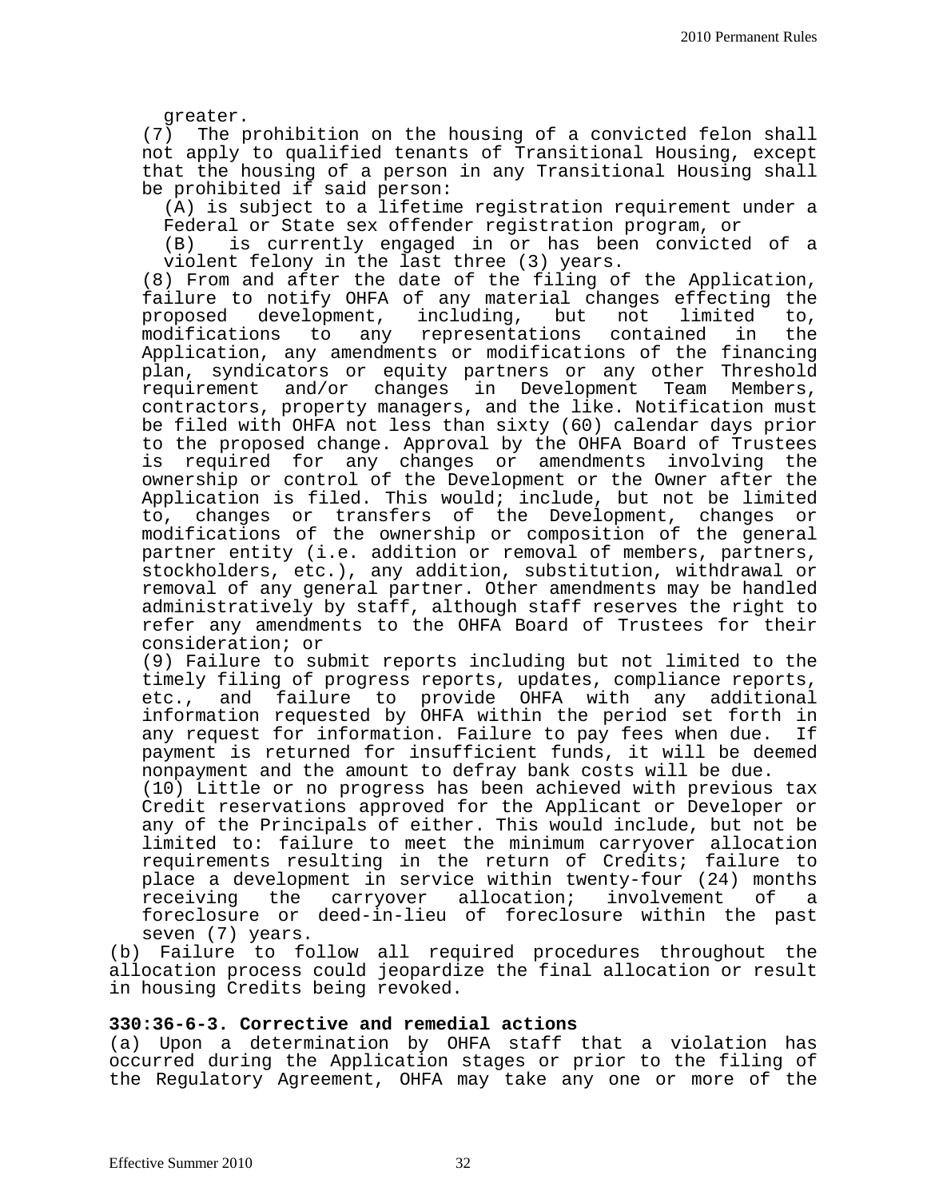greater.

(7) The prohibition on the housing of a convicted felon shall not apply to qualified tenants of Transitional Housing, except that the housing of a person in any Transitional Housing shall be prohibited if said person:

(A) is subject to a lifetime registration requirement under a Federal or State sex offender registration program, or

(B) is currently engaged in or has been convicted of a violent felony in the last three (3) years.

(8) From and after the date of the filing of the Application, failure to notify OHFA of any material changes effecting the proposed development, including, but not limited to, modifications to any representations contained in the Application, any amendments or modifications of the financing plan, syndicators or equity partners or any other Threshold requirement and/or changes in Development Team Members, contractors, property managers, and the like. Notification must be filed with OHFA not less than sixty (60) calendar days prior to the proposed change. Approval by the OHFA Board of Trustees is required for any changes or amendments involving the ownership or control of the Development or the Owner after the Application is filed. This would; include, but not be limited to, changes or transfers of the Development, changes or modifications of the ownership or composition of the general partner entity (i.e. addition or removal of members, partners, stockholders, etc.), any addition, substitution, withdrawal or removal of any general partner. Other amendments may be handled administratively by staff, although staff reserves the right to refer any amendments to the OHFA Board of Trustees for their consideration; or

(9) Failure to submit reports including but not limited to the timely filing of progress reports, updates, compliance reports, etc., and failure to provide OHFA with any additional information requested by OHFA within the period set forth in any request for information. Failure to pay fees when due. If payment is returned for insufficient funds, it will be deemed nonpayment and the amount to defray bank costs will be due.

(10) Little or no progress has been achieved with previous tax Credit reservations approved for the Applicant or Developer or any of the Principals of either. This would include, but not be limited to: failure to meet the minimum carryover allocation requirements resulting in the return of Credits; failure to place a development in service within twenty-four (24) months receiving the carryover allocation; involvement of a foreclosure or deed-in-lieu of foreclosure within the past seven (7) years.

(b) Failure to follow all required procedures throughout the allocation process could jeopardize the final allocation or result in housing Credits being revoked.

**330:36-6-3. Corrective and remedial actions**

(a) Upon a determination by OHFA staff that a violation has occurred during the Application stages or prior to the filing of the Regulatory Agreement, OHFA may take any one or more of the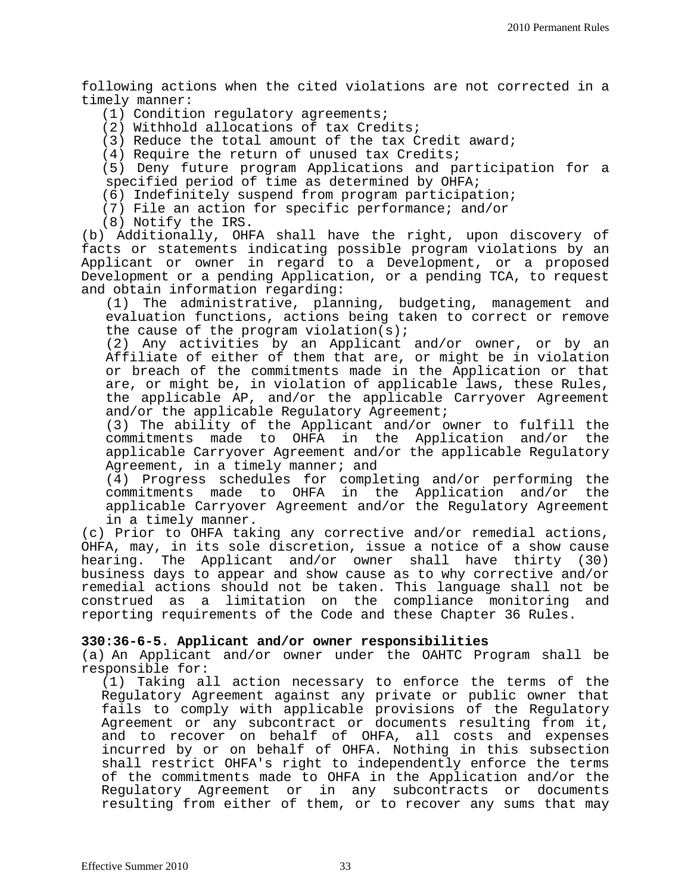following actions when the cited violations are not corrected in a timely manner:

(1) Condition regulatory agreements;
(2) Withhold allocations of tax Credits;
(3) Reduce the total amount of the tax Credit award;
(4) Require the return of unused tax Credits;
(5) Deny future program Applications and participation for a specified period of time as determined by OHFA;
(6) Indefinitely suspend from program participation;
(7) File an action for specific performance; and/or
(8) Notify the IRS.

(b) Additionally, OHFA shall have the right, upon discovery of facts or statements indicating possible program violations by an Applicant or owner in regard to a Development, or a proposed Development or a pending Application, or a pending TCA, to request and obtain information regarding:

(1) The administrative, planning, budgeting, management and evaluation functions, actions being taken to correct or remove the cause of the program violation(s);
(2) Any activities by an Applicant and/or owner, or by an Affiliate of either of them that are, or might be in violation or breach of the commitments made in the Application or that are, or might be, in violation of applicable laws, these Rules, the applicable AP, and/or the applicable Carryover Agreement and/or the applicable Regulatory Agreement;
(3) The ability of the Applicant and/or owner to fulfill the commitments made to OHFA in the Application and/or the applicable Carryover Agreement and/or the applicable Regulatory Agreement, in a timely manner; and
(4) Progress schedules for completing and/or performing the commitments made to OHFA in the Application and/or the applicable Carryover Agreement and/or the Regulatory Agreement in a timely manner.

(c) Prior to OHFA taking any corrective and/or remedial actions, OHFA, may, in its sole discretion, issue a notice of a show cause hearing. The Applicant and/or owner shall have thirty (30) business days to appear and show cause as to why corrective and/or remedial actions should not be taken. This language shall not be construed as a limitation on the compliance monitoring and reporting requirements of the Code and these Chapter 36 Rules.

**330:36-6-5. Applicant and/or owner responsibilities**

(a) An Applicant and/or owner under the OAHTC Program shall be responsible for:

(1) Taking all action necessary to enforce the terms of the Regulatory Agreement against any private or public owner that fails to comply with applicable provisions of the Regulatory Agreement or any subcontract or documents resulting from it, and to recover on behalf of OHFA, all costs and expenses incurred by or on behalf of OHFA. Nothing in this subsection shall restrict OHFA's right to independently enforce the terms of the commitments made to OHFA in the Application and/or the Regulatory Agreement or in any subcontracts or documents resulting from either of them, or to recover any sums that may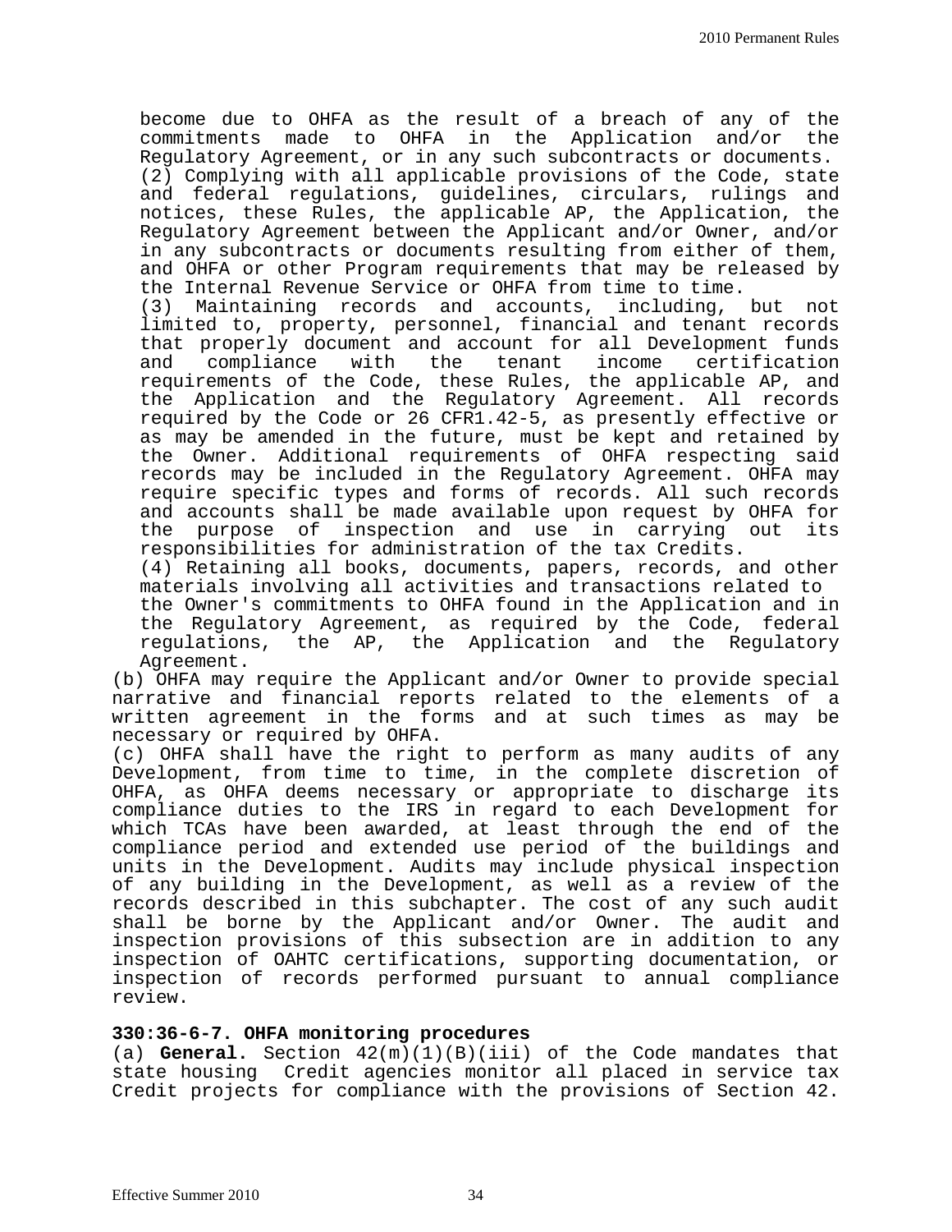become due to OHFA as the result of a breach of any of the commitments made to OHFA in the Application and/or the Regulatory Agreement, or in any such subcontracts or documents.

(2) Complying with all applicable provisions of the Code, state and federal regulations, guidelines, circulars, rulings and notices, these Rules, the applicable AP, the Application, the Regulatory Agreement between the Applicant and/or Owner, and/or in any subcontracts or documents resulting from either of them, and OHFA or other Program requirements that may be released by the Internal Revenue Service or OHFA from time to time.

(3) Maintaining records and accounts, including, but not limited to, property, personnel, financial and tenant records that properly document and account for all Development funds and compliance with the tenant income certification requirements of the Code, these Rules, the applicable AP, and the Application and the Regulatory Agreement. All records required by the Code or 26 CFR1.42-5, as presently effective or as may be amended in the future, must be kept and retained by the Owner. Additional requirements of OHFA respecting said records may be included in the Regulatory Agreement. OHFA may require specific types and forms of records. All such records and accounts shall be made available upon request by OHFA for the purpose of inspection and use in carrying out its responsibilities for administration of the tax Credits.

(4) Retaining all books, documents, papers, records, and other materials involving all activities and transactions related to the Owner's commitments to OHFA found in the Application and in the Regulatory Agreement, as required by the Code, federal regulations, the AP, the Application and the Regulatory Agreement.

(b) OHFA may require the Applicant and/or Owner to provide special narrative and financial reports related to the elements of a written agreement in the forms and at such times as may be necessary or required by OHFA.

(c) OHFA shall have the right to perform as many audits of any Development, from time to time, in the complete discretion of OHFA, as OHFA deems necessary or appropriate to discharge its compliance duties to the IRS in regard to each Development for which TCAs have been awarded, at least through the end of the compliance period and extended use period of the buildings and units in the Development. Audits may include physical inspection of any building in the Development, as well as a review of the records described in this subchapter. The cost of any such audit shall be borne by the Applicant and/or Owner. The audit and inspection provisions of this subsection are in addition to any inspection of OAHTC certifications, supporting documentation, or inspection of records performed pursuant to annual compliance review.

**330:36-6-7. OHFA monitoring procedures**

(a) **General.** Section 42(m)(1)(B)(iii) of the Code mandates that state housing Credit agencies monitor all placed in service tax Credit projects for compliance with the provisions of Section 42.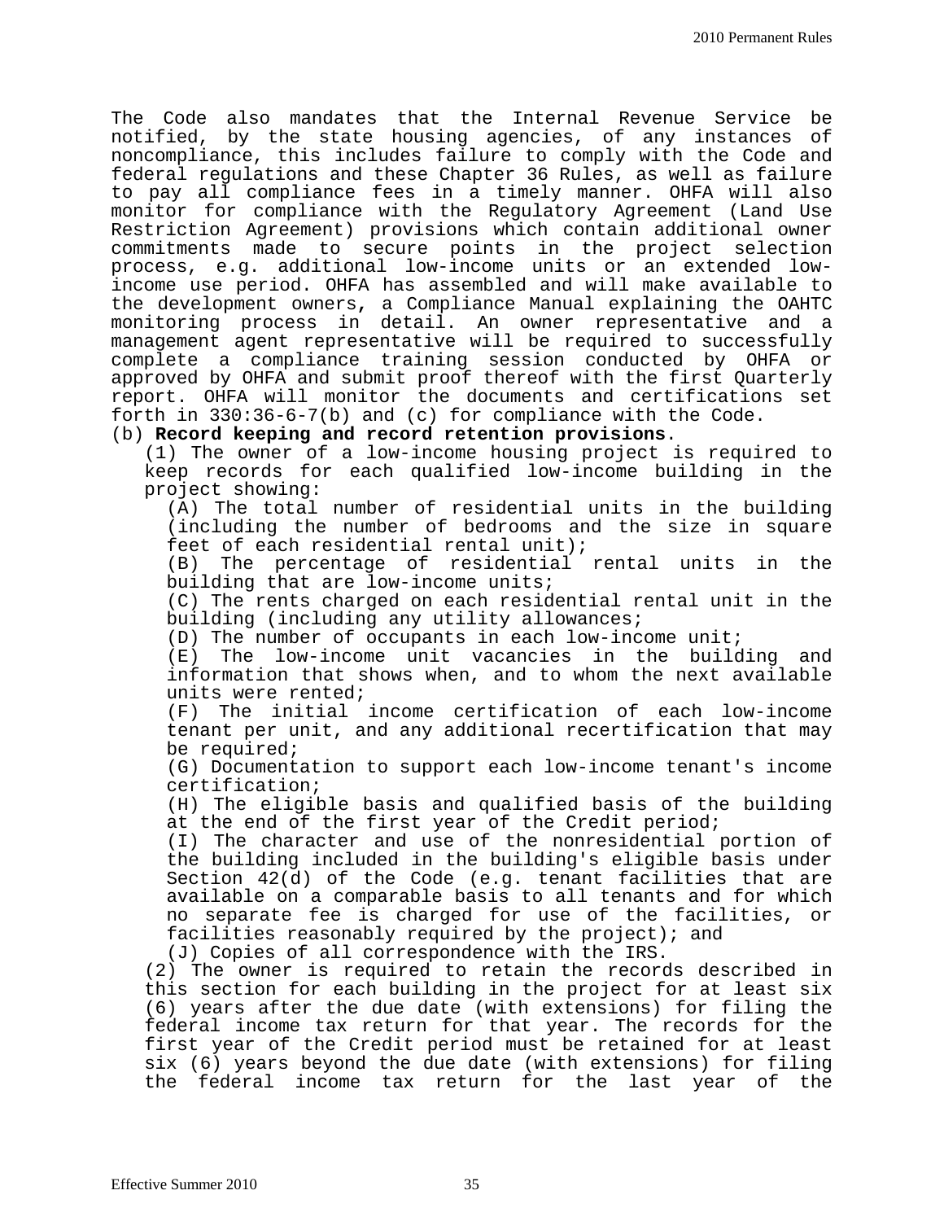The Code also mandates that the Internal Revenue Service be notified, by the state housing agencies, of any instances of noncompliance, this includes failure to comply with the Code and federal regulations and these Chapter 36 Rules, as well as failure to pay all compliance fees in a timely manner. OHFA will also monitor for compliance with the Regulatory Agreement (Land Use Restriction Agreement) provisions which contain additional owner commitments made to secure points in the project selection process, e.g. additional low-income units or an extended low-income use period. OHFA has assembled and will make available to the development owners, a Compliance Manual explaining the OAHTC monitoring process in detail. An owner representative and a management agent representative will be required to successfully complete a compliance training session conducted by OHFA or approved by OHFA and submit proof thereof with the first Quarterly report. OHFA will monitor the documents and certifications set forth in 330:36-6-7(b) and (c) for compliance with the Code.

(b) **Record keeping and record retention provisions**.

(1) The owner of a low-income housing project is required to keep records for each qualified low-income building in the project showing:

(A) The total number of residential units in the building (including the number of bedrooms and the size in square feet of each residential rental unit);

(B) The percentage of residential rental units in the building that are low-income units;

(C) The rents charged on each residential rental unit in the building (including any utility allowances;

(D) The number of occupants in each low-income unit;

(E) The low-income unit vacancies in the building and information that shows when, and to whom the next available units were rented;

(F) The initial income certification of each low-income tenant per unit, and any additional recertification that may be required;

(G) Documentation to support each low-income tenant's income certification;

(H) The eligible basis and qualified basis of the building at the end of the first year of the Credit period;

(I) The character and use of the nonresidential portion of the building included in the building's eligible basis under Section 42(d) of the Code (e.g. tenant facilities that are available on a comparable basis to all tenants and for which no separate fee is charged for use of the facilities, or facilities reasonably required by the project); and

(J) Copies of all correspondence with the IRS.

(2) The owner is required to retain the records described in this section for each building in the project for at least six (6) years after the due date (with extensions) for filing the federal income tax return for that year. The records for the first year of the Credit period must be retained for at least six (6) years beyond the due date (with extensions) for filing the federal income tax return for the last year of the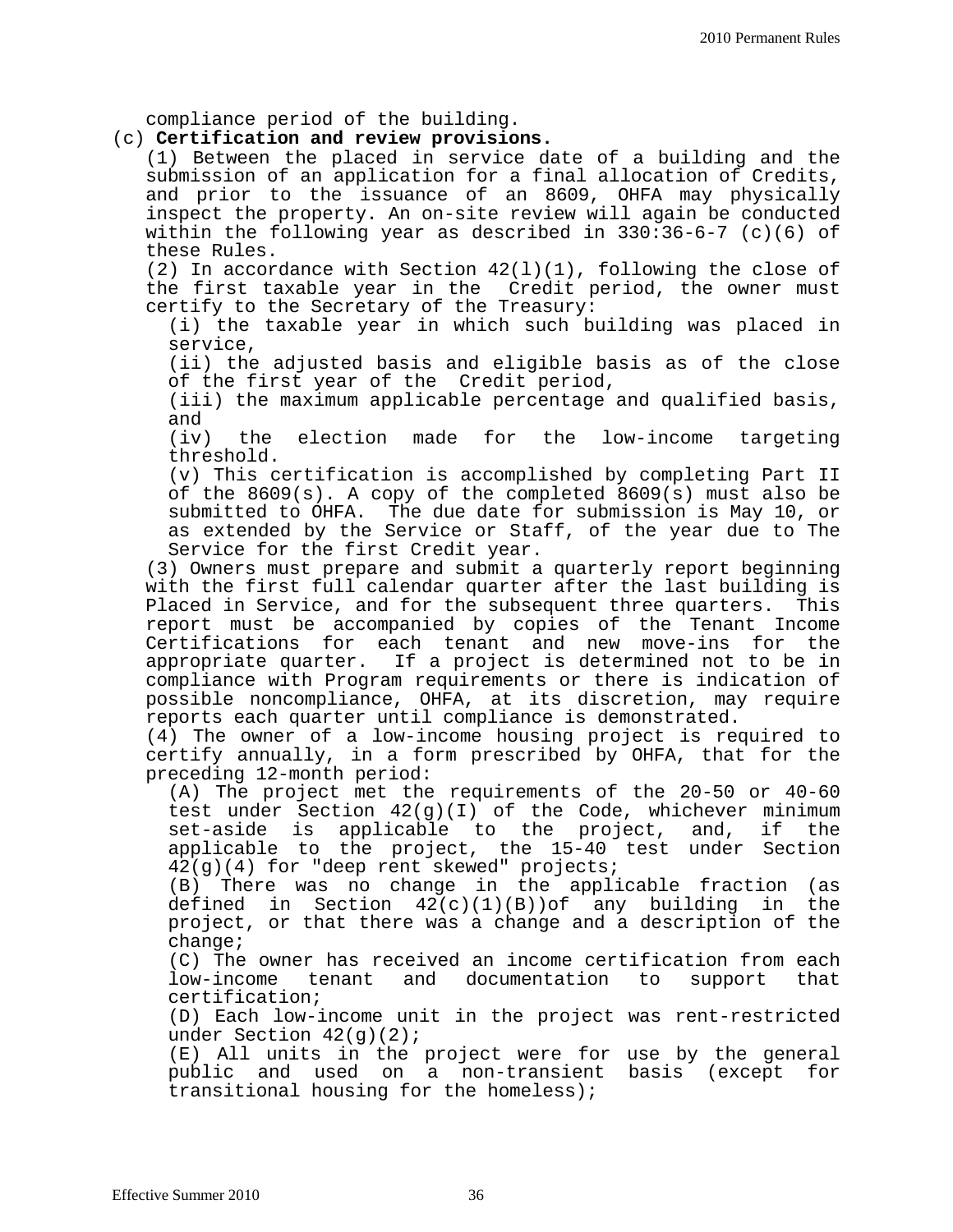compliance period of the building.

(c) **Certification and review provisions.**

(1) Between the placed in service date of a building and the submission of an application for a final allocation of Credits, and prior to the issuance of an 8609, OHFA may physically inspect the property. An on-site review will again be conducted within the following year as described in 330:36-6-7 (c)(6) of these Rules.

(2) In accordance with Section 42(l)(1), following the close of the first taxable year in the Credit period, the owner must certify to the Secretary of the Treasury:

(i) the taxable year in which such building was placed in service,

(ii) the adjusted basis and eligible basis as of the close of the first year of the Credit period,

(iii) the maximum applicable percentage and qualified basis, and

(iv) the election made for the low-income targeting threshold.

(v) This certification is accomplished by completing Part II of the 8609(s). A copy of the completed 8609(s) must also be submitted to OHFA. The due date for submission is May 10, or as extended by the Service or Staff, of the year due to The Service for the first Credit year.

(3) Owners must prepare and submit a quarterly report beginning with the first full calendar quarter after the last building is Placed in Service, and for the subsequent three quarters. This report must be accompanied by copies of the Tenant Income Certifications for each tenant and new move-ins for the appropriate quarter. If a project is determined not to be in compliance with Program requirements or there is indication of possible noncompliance, OHFA, at its discretion, may require reports each quarter until compliance is demonstrated.

(4) The owner of a low-income housing project is required to certify annually, in a form prescribed by OHFA, that for the preceding 12-month period:

(A) The project met the requirements of the 20-50 or 40-60 test under Section 42(g)(I) of the Code, whichever minimum set-aside is applicable to the project, and, if the applicable to the project, the 15-40 test under Section 42(g)(4) for "deep rent skewed" projects;

(B) There was no change in the applicable fraction (as defined in Section 42(c)(1)(B))of any building in the project, or that there was a change and a description of the change;

(C) The owner has received an income certification from each low-income tenant and documentation to support that certification;

(D) Each low-income unit in the project was rent-restricted under Section 42(g)(2);

(E) All units in the project were for use by the general public and used on a non-transient basis (except for transitional housing for the homeless);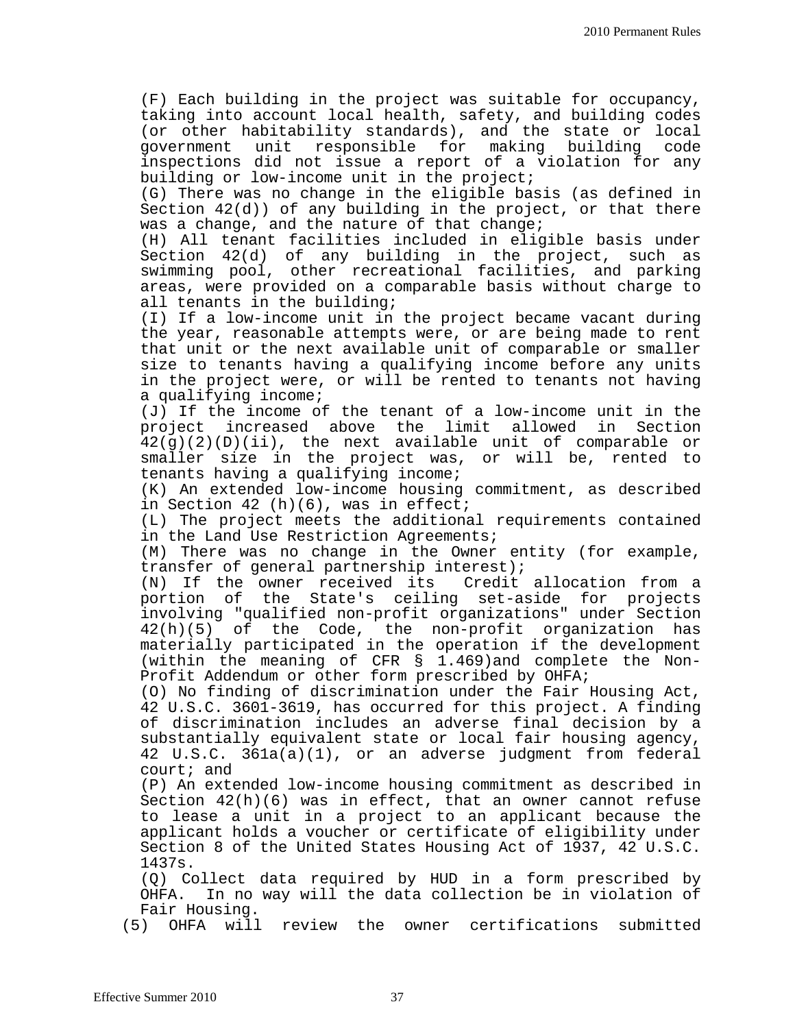(F) Each building in the project was suitable for occupancy, taking into account local health, safety, and building codes (or other habitability standards), and the state or local government unit responsible for making building code inspections did not issue a report of a violation for any building or low-income unit in the project;

(G) There was no change in the eligible basis (as defined in Section 42(d)) of any building in the project, or that there was a change, and the nature of that change;

(H) All tenant facilities included in eligible basis under Section 42(d) of any building in the project, such as swimming pool, other recreational facilities, and parking areas, were provided on a comparable basis without charge to all tenants in the building;

(I) If a low-income unit in the project became vacant during the year, reasonable attempts were, or are being made to rent that unit or the next available unit of comparable or smaller size to tenants having a qualifying income before any units in the project were, or will be rented to tenants not having a qualifying income;

(J) If the income of the tenant of a low-income unit in the project increased above the limit allowed in Section 42(g)(2)(D)(ii), the next available unit of comparable or smaller size in the project was, or will be, rented to tenants having a qualifying income;

(K) An extended low-income housing commitment, as described in Section 42 (h)(6), was in effect;

(L) The project meets the additional requirements contained in the Land Use Restriction Agreements;

(M) There was no change in the Owner entity (for example, transfer of general partnership interest);

(N) If the owner received its Credit allocation from a portion of the State's ceiling set-aside for projects involving "qualified non-profit organizations" under Section 42(h)(5) of the Code, the non-profit organization has materially participated in the operation if the development (within the meaning of CFR § 1.469)and complete the Non-Profit Addendum or other form prescribed by OHFA;

(O) No finding of discrimination under the Fair Housing Act, 42 U.S.C. 3601-3619, has occurred for this project. A finding of discrimination includes an adverse final decision by a substantially equivalent state or local fair housing agency, 42 U.S.C. 361a(a)(1), or an adverse judgment from federal court; and

(P) An extended low-income housing commitment as described in Section 42(h)(6) was in effect, that an owner cannot refuse to lease a unit in a project to an applicant because the applicant holds a voucher or certificate of eligibility under Section 8 of the United States Housing Act of 1937, 42 U.S.C. 1437s.

(Q) Collect data required by HUD in a form prescribed by OHFA. In no way will the data collection be in violation of Fair Housing.

(5) OHFA will review the owner certifications submitted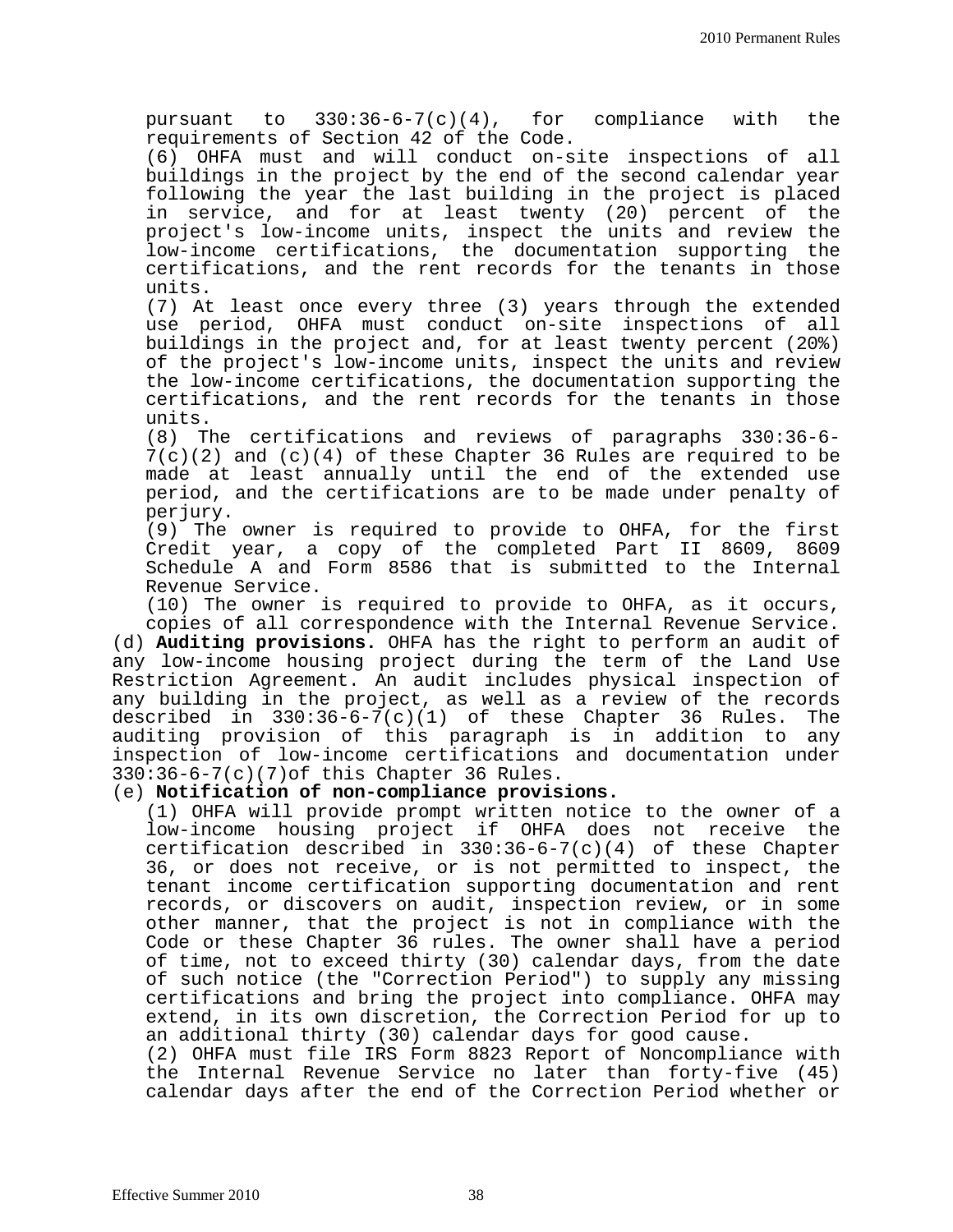pursuant to 330:36-6-7(c)(4), for compliance with the requirements of Section 42 of the Code.

(6) OHFA must and will conduct on-site inspections of all buildings in the project by the end of the second calendar year following the year the last building in the project is placed in service, and for at least twenty (20) percent of the project's low-income units, inspect the units and review the low-income certifications, the documentation supporting the certifications, and the rent records for the tenants in those units.

(7) At least once every three (3) years through the extended use period, OHFA must conduct on-site inspections of all buildings in the project and, for at least twenty percent (20%) of the project's low-income units, inspect the units and review the low-income certifications, the documentation supporting the certifications, and the rent records for the tenants in those units.

(8) The certifications and reviews of paragraphs 330:36-6-7(c)(2) and (c)(4) of these Chapter 36 Rules are required to be made at least annually until the end of the extended use period, and the certifications are to be made under penalty of perjury.

(9) The owner is required to provide to OHFA, for the first Credit year, a copy of the completed Part II 8609, 8609 Schedule A and Form 8586 that is submitted to the Internal Revenue Service.

(10) The owner is required to provide to OHFA, as it occurs, copies of all correspondence with the Internal Revenue Service.

(d) **Auditing provisions.** OHFA has the right to perform an audit of any low-income housing project during the term of the Land Use Restriction Agreement. An audit includes physical inspection of any building in the project, as well as a review of the records described in 330:36-6-7(c)(1) of these Chapter 36 Rules. The auditing provision of this paragraph is in addition to any inspection of low-income certifications and documentation under 330:36-6-7(c)(7)of this Chapter 36 Rules.

(e) **Notification of non-compliance provisions.**

(1) OHFA will provide prompt written notice to the owner of a low-income housing project if OHFA does not receive the certification described in 330:36-6-7(c)(4) of these Chapter 36, or does not receive, or is not permitted to inspect, the tenant income certification supporting documentation and rent records, or discovers on audit, inspection review, or in some other manner, that the project is not in compliance with the Code or these Chapter 36 rules. The owner shall have a period of time, not to exceed thirty (30) calendar days, from the date of such notice (the "Correction Period") to supply any missing certifications and bring the project into compliance. OHFA may extend, in its own discretion, the Correction Period for up to an additional thirty (30) calendar days for good cause.

(2) OHFA must file IRS Form 8823 Report of Noncompliance with the Internal Revenue Service no later than forty-five (45) calendar days after the end of the Correction Period whether or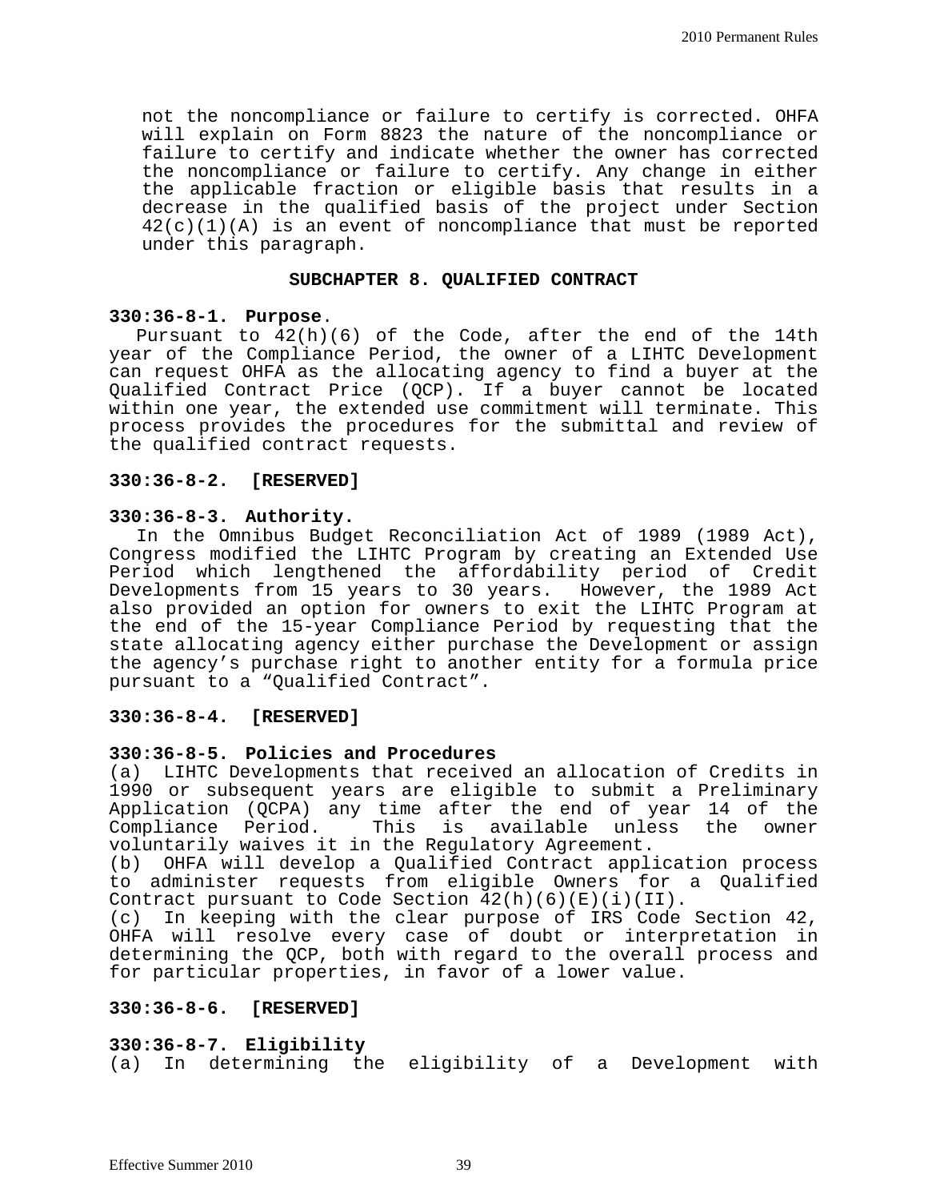not the noncompliance or failure to certify is corrected. OHFA will explain on Form 8823 the nature of the noncompliance or failure to certify and indicate whether the owner has corrected the noncompliance or failure to certify. Any change in either the applicable fraction or eligible basis that results in a decrease in the qualified basis of the project under Section 42(c)(1)(A) is an event of noncompliance that must be reported under this paragraph.

## SUBCHAPTER 8. QUALIFIED CONTRACT

**330:36-8-1. Purpose.**

Pursuant to 42(h)(6) of the Code, after the end of the 14th year of the Compliance Period, the owner of a LIHTC Development can request OHFA as the allocating agency to find a buyer at the Qualified Contract Price (QCP). If a buyer cannot be located within one year, the extended use commitment will terminate. This process provides the procedures for the submittal and review of the qualified contract requests.

**330:36-8-2. [RESERVED]**

**330:36-8-3. Authority.**

In the Omnibus Budget Reconciliation Act of 1989 (1989 Act), Congress modified the LIHTC Program by creating an Extended Use Period which lengthened the affordability period of Credit Developments from 15 years to 30 years. However, the 1989 Act also provided an option for owners to exit the LIHTC Program at the end of the 15-year Compliance Period by requesting that the state allocating agency either purchase the Development or assign the agency's purchase right to another entity for a formula price pursuant to a "Qualified Contract".

**330:36-8-4. [RESERVED]**

**330:36-8-5. Policies and Procedures**

(a) LIHTC Developments that received an allocation of Credits in 1990 or subsequent years are eligible to submit a Preliminary Application (QCPA) any time after the end of year 14 of the Compliance Period. This is available unless the owner voluntarily waives it in the Regulatory Agreement.

(b) OHFA will develop a Qualified Contract application process to administer requests from eligible Owners for a Qualified Contract pursuant to Code Section 42(h)(6)(E)(i)(II).

(c) In keeping with the clear purpose of IRS Code Section 42, OHFA will resolve every case of doubt or interpretation in determining the QCP, both with regard to the overall process and for particular properties, in favor of a lower value.

**330:36-8-6. [RESERVED]**

**330:36-8-7. Eligibility**

(a) In determining the eligibility of a Development with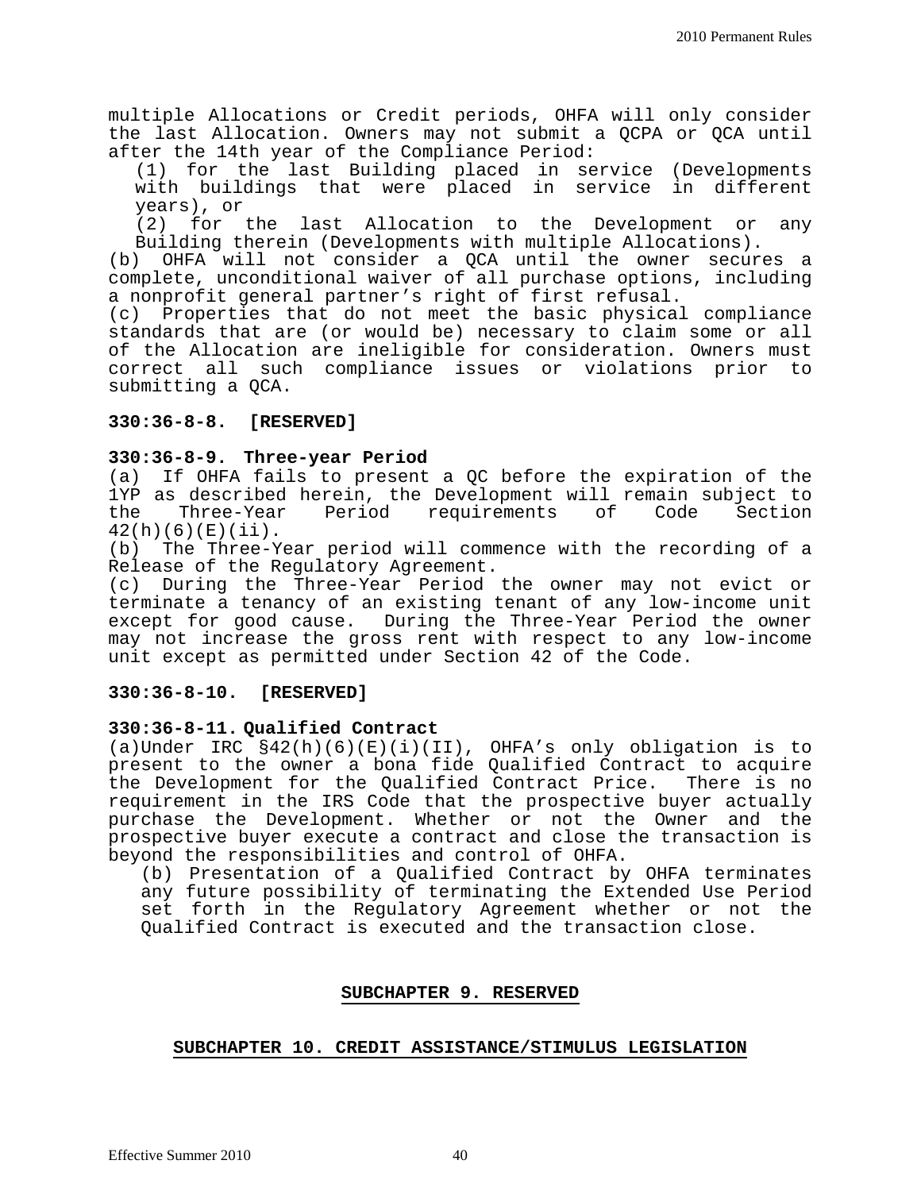multiple Allocations or Credit periods, OHFA will only consider the last Allocation. Owners may not submit a QCPA or QCA until after the 14th year of the Compliance Period:

(1) for the last Building placed in service (Developments with buildings that were placed in service in different years), or

(2) for the last Allocation to the Development or any Building therein (Developments with multiple Allocations).

(b) OHFA will not consider a QCA until the owner secures a complete, unconditional waiver of all purchase options, including a nonprofit general partner's right of first refusal.

(c) Properties that do not meet the basic physical compliance standards that are (or would be) necessary to claim some or all of the Allocation are ineligible for consideration. Owners must correct all such compliance issues or violations prior to submitting a QCA.

**330:36-8-8. [RESERVED]**

**330:36-8-9. Three-year Period**

(a) If OHFA fails to present a QC before the expiration of the 1YP as described herein, the Development will remain subject to the Three-Year Period requirements of Code Section 42(h)(6)(E)(ii).

(b) The Three-Year period will commence with the recording of a Release of the Regulatory Agreement.

(c) During the Three-Year Period the owner may not evict or terminate a tenancy of an existing tenant of any low-income unit except for good cause. During the Three-Year Period the owner may not increase the gross rent with respect to any low-income unit except as permitted under Section 42 of the Code.

**330:36-8-10. [RESERVED]**

**330:36-8-11. Qualified Contract**

(a)Under IRC §42(h)(6)(E)(i)(II), OHFA's only obligation is to present to the owner a bona fide Qualified Contract to acquire the Development for the Qualified Contract Price. There is no requirement in the IRS Code that the prospective buyer actually purchase the Development. Whether or not the Owner and the prospective buyer execute a contract and close the transaction is beyond the responsibilities and control of OHFA.

(b) Presentation of a Qualified Contract by OHFA terminates any future possibility of terminating the Extended Use Period set forth in the Regulatory Agreement whether or not the Qualified Contract is executed and the transaction close.

## SUBCHAPTER 9. RESERVED

## SUBCHAPTER 10. CREDIT ASSISTANCE/STIMULUS LEGISLATION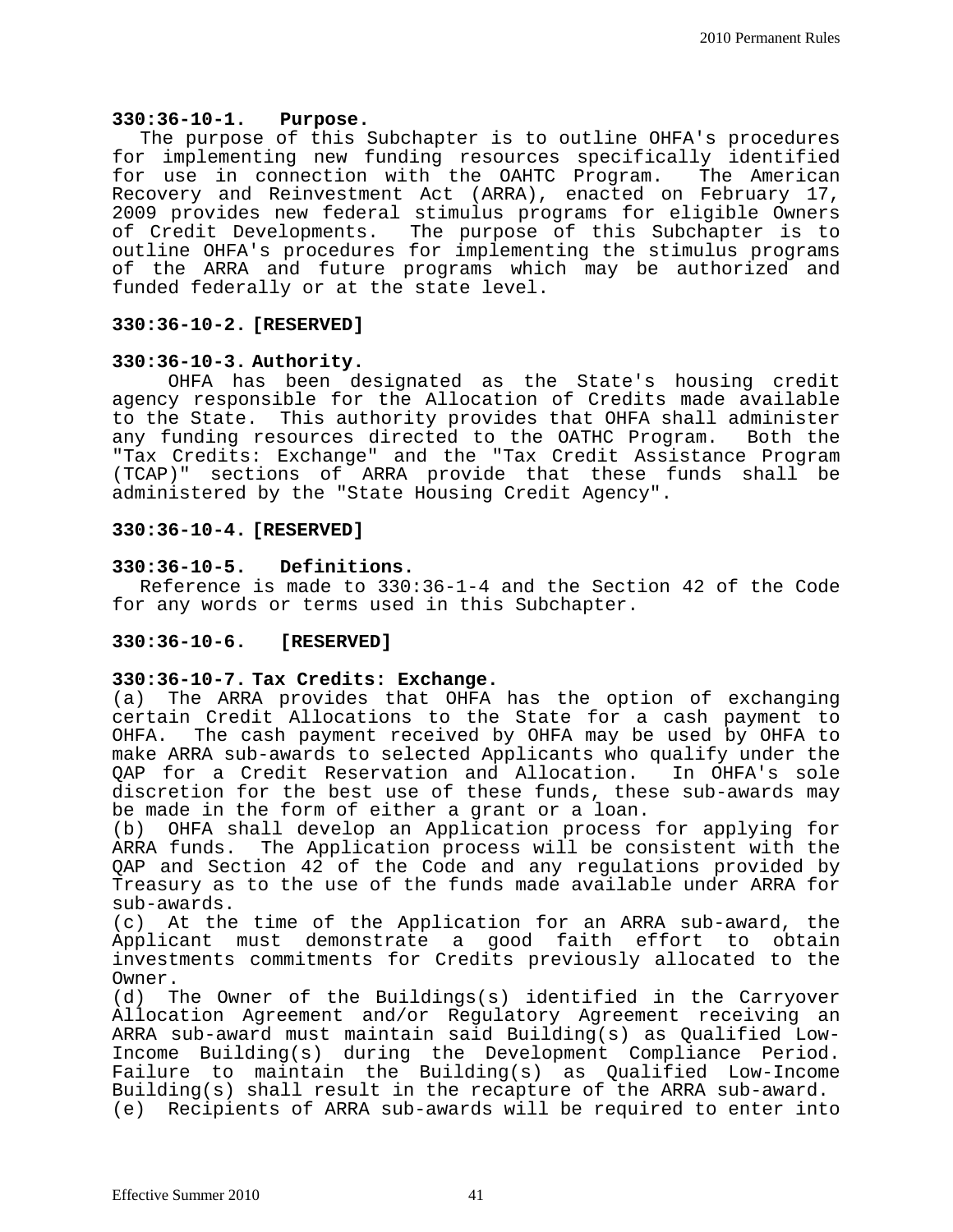### 330:36-10-1. Purpose.

The purpose of this Subchapter is to outline OHFA's procedures for implementing new funding resources specifically identified for use in connection with the OAHTC Program. The American Recovery and Reinvestment Act (ARRA), enacted on February 17, 2009 provides new federal stimulus programs for eligible Owners of Credit Developments. The purpose of this Subchapter is to outline OHFA's procedures for implementing the stimulus programs of the ARRA and future programs which may be authorized and funded federally or at the state level.

### 330:36-10-2. [RESERVED]

### 330:36-10-3. Authority.

OHFA has been designated as the State's housing credit agency responsible for the Allocation of Credits made available to the State. This authority provides that OHFA shall administer any funding resources directed to the OATHC Program. Both the "Tax Credits: Exchange" and the "Tax Credit Assistance Program (TCAP)" sections of ARRA provide that these funds shall be administered by the "State Housing Credit Agency".

### 330:36-10-4. [RESERVED]

### 330:36-10-5. Definitions.

Reference is made to 330:36-1-4 and the Section 42 of the Code for any words or terms used in this Subchapter.

### 330:36-10-6. [RESERVED]

### 330:36-10-7. Tax Credits: Exchange.

(a) The ARRA provides that OHFA has the option of exchanging certain Credit Allocations to the State for a cash payment to OHFA. The cash payment received by OHFA may be used by OHFA to make ARRA sub-awards to selected Applicants who qualify under the QAP for a Credit Reservation and Allocation. In OHFA's sole discretion for the best use of these funds, these sub-awards may be made in the form of either a grant or a loan.

(b) OHFA shall develop an Application process for applying for ARRA funds. The Application process will be consistent with the QAP and Section 42 of the Code and any regulations provided by Treasury as to the use of the funds made available under ARRA for sub-awards.

(c) At the time of the Application for an ARRA sub-award, the Applicant must demonstrate a good faith effort to obtain investments commitments for Credits previously allocated to the Owner.

(d) The Owner of the Buildings(s) identified in the Carryover Allocation Agreement and/or Regulatory Agreement receiving an ARRA sub-award must maintain said Building(s) as Qualified Low-Income Building(s) during the Development Compliance Period. Failure to maintain the Building(s) as Qualified Low-Income Building(s) shall result in the recapture of the ARRA sub-award.

(e) Recipients of ARRA sub-awards will be required to enter into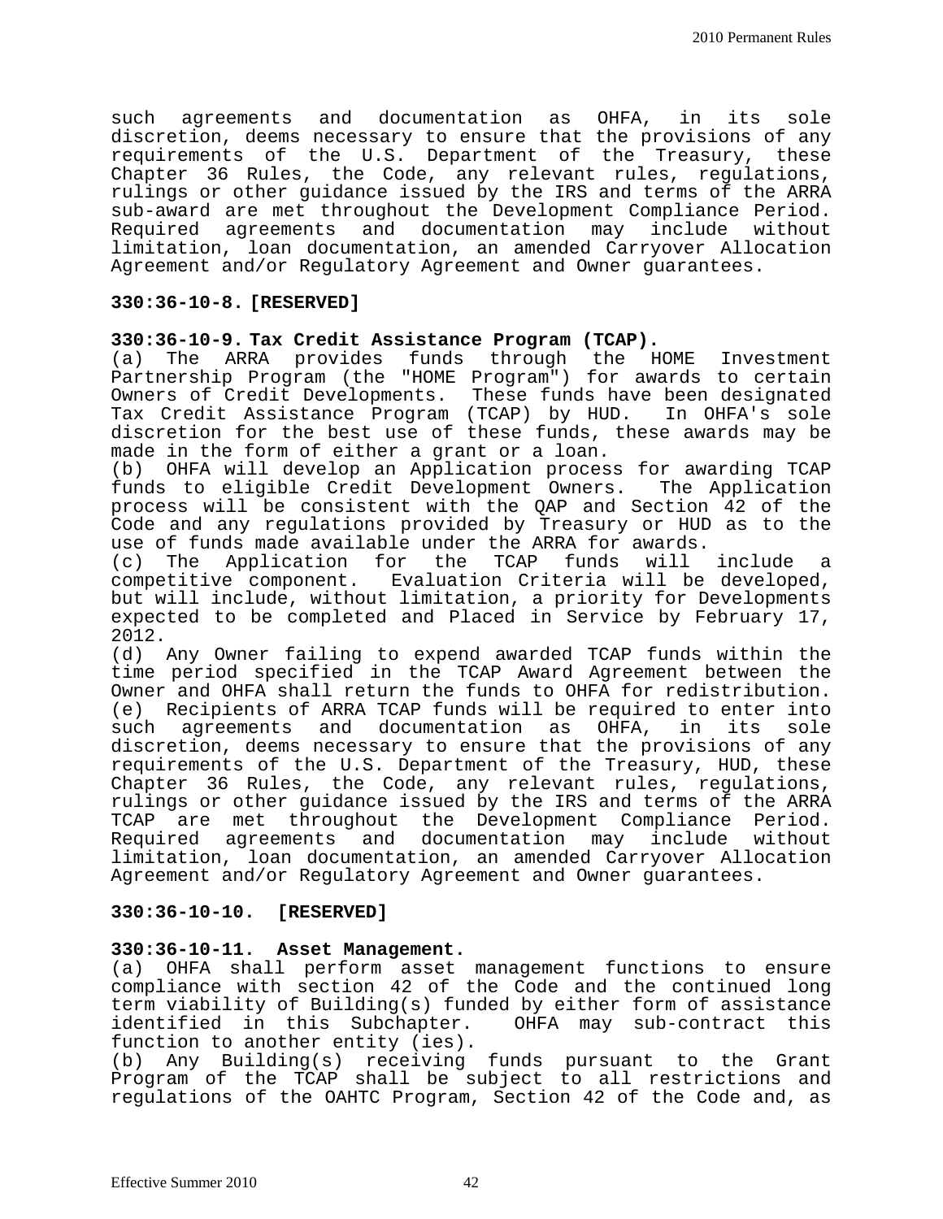such agreements and documentation as OHFA, in its sole discretion, deems necessary to ensure that the provisions of any requirements of the U.S. Department of the Treasury, these Chapter 36 Rules, the Code, any relevant rules, regulations, rulings or other guidance issued by the IRS and terms of the ARRA sub-award are met throughout the Development Compliance Period. Required agreements and documentation may include without limitation, loan documentation, an amended Carryover Allocation Agreement and/or Regulatory Agreement and Owner guarantees.

**330:36-10-8. [RESERVED]**

**330:36-10-9. Tax Credit Assistance Program (TCAP).**

(a) The ARRA provides funds through the HOME Investment Partnership Program (the "HOME Program") for awards to certain Owners of Credit Developments. These funds have been designated Tax Credit Assistance Program (TCAP) by HUD. In OHFA's sole discretion for the best use of these funds, these awards may be made in the form of either a grant or a loan.

(b) OHFA will develop an Application process for awarding TCAP funds to eligible Credit Development Owners. The Application process will be consistent with the QAP and Section 42 of the Code and any regulations provided by Treasury or HUD as to the use of funds made available under the ARRA for awards.

(c) The Application for the TCAP funds will include a competitive component. Evaluation Criteria will be developed, but will include, without limitation, a priority for Developments expected to be completed and Placed in Service by February 17, 2012.

(d) Any Owner failing to expend awarded TCAP funds within the time period specified in the TCAP Award Agreement between the Owner and OHFA shall return the funds to OHFA for redistribution.

(e) Recipients of ARRA TCAP funds will be required to enter into such agreements and documentation as OHFA, in its sole discretion, deems necessary to ensure that the provisions of any requirements of the U.S. Department of the Treasury, HUD, these Chapter 36 Rules, the Code, any relevant rules, regulations, rulings or other guidance issued by the IRS and terms of the ARRA TCAP are met throughout the Development Compliance Period. Required agreements and documentation may include without limitation, loan documentation, an amended Carryover Allocation Agreement and/or Regulatory Agreement and Owner guarantees.

**330:36-10-10. [RESERVED]**

**330:36-10-11. Asset Management.**

(a) OHFA shall perform asset management functions to ensure compliance with section 42 of the Code and the continued long term viability of Building(s) funded by either form of assistance identified in this Subchapter. OHFA may sub-contract this function to another entity (ies).

(b) Any Building(s) receiving funds pursuant to the Grant Program of the TCAP shall be subject to all restrictions and regulations of the OAHTC Program, Section 42 of the Code and, as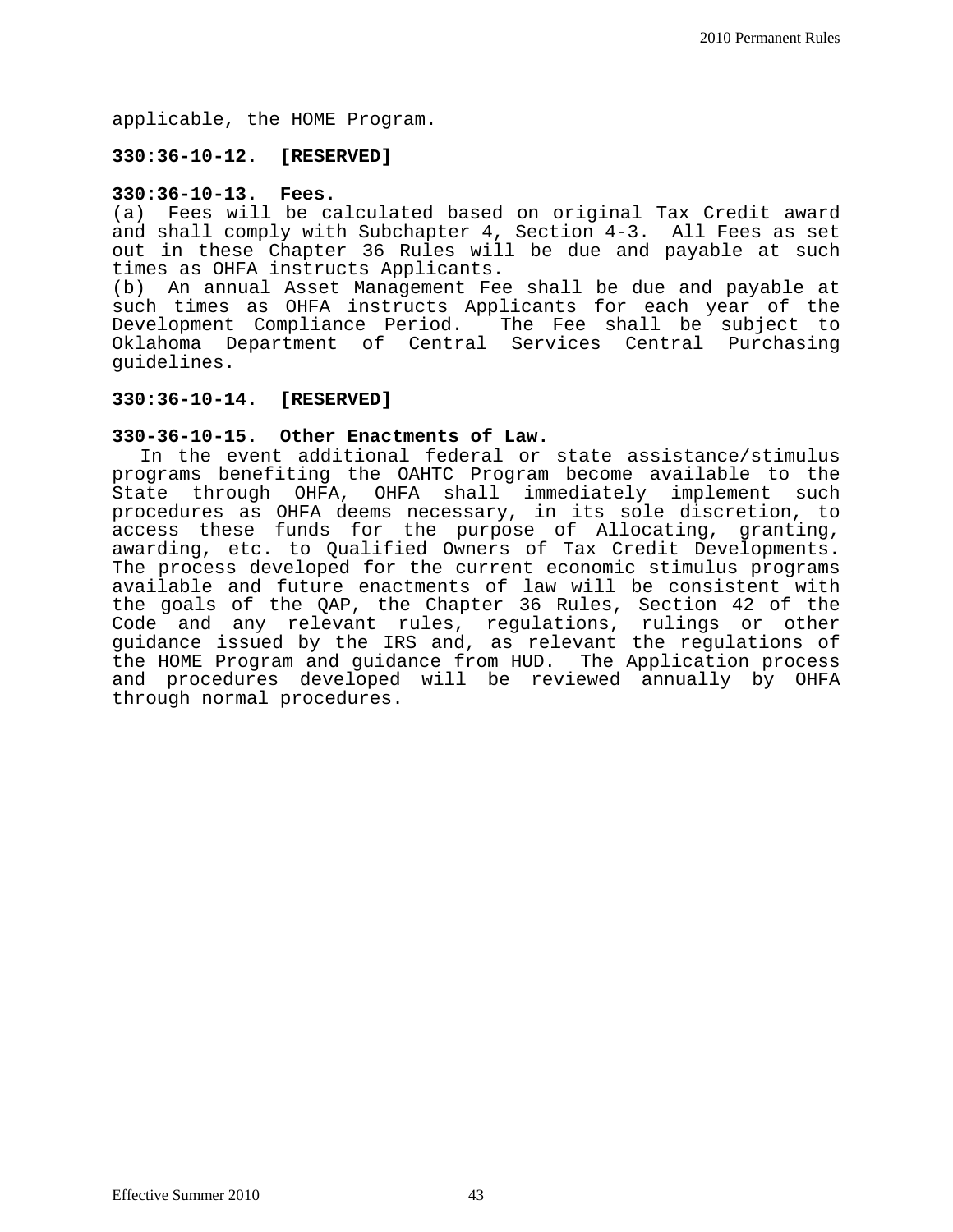applicable, the HOME Program.

**330:36-10-12. [RESERVED]**

**330:36-10-13. Fees.**

(a) Fees will be calculated based on original Tax Credit award and shall comply with Subchapter 4, Section 4-3. All Fees as set out in these Chapter 36 Rules will be due and payable at such times as OHFA instructs Applicants.

(b) An annual Asset Management Fee shall be due and payable at such times as OHFA instructs Applicants for each year of the Development Compliance Period. The Fee shall be subject to Oklahoma Department of Central Services Central Purchasing guidelines.

**330:36-10-14. [RESERVED]**

**330-36-10-15. Other Enactments of Law.**

In the event additional federal or state assistance/stimulus programs benefiting the OAHTC Program become available to the State through OHFA, OHFA shall immediately implement such procedures as OHFA deems necessary, in its sole discretion, to access these funds for the purpose of Allocating, granting, awarding, etc. to Qualified Owners of Tax Credit Developments. The process developed for the current economic stimulus programs available and future enactments of law will be consistent with the goals of the QAP, the Chapter 36 Rules, Section 42 of the Code and any relevant rules, regulations, rulings or other guidance issued by the IRS and, as relevant the regulations of the HOME Program and guidance from HUD. The Application process and procedures developed will be reviewed annually by OHFA through normal procedures.